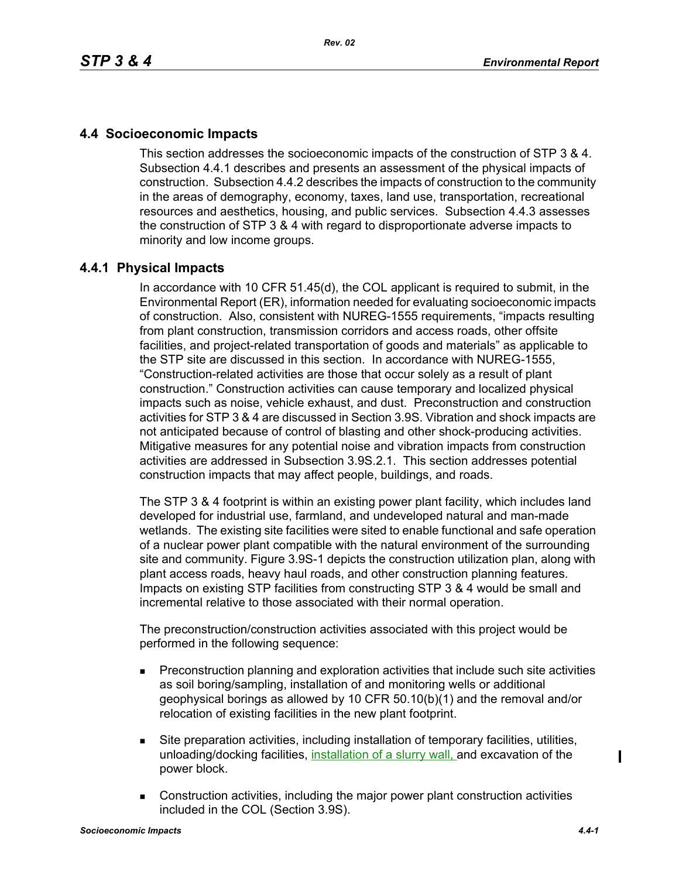## 4.4 Socioeconomic Impacts

This section addresses the socioeconomic impacts of the construction of STP 3 & 4. Subsection 4.4.1 describes and presents an assessment of the physical impacts of construction. Subsection 4.4.2 describes the impacts of construction to the community in the areas of demography, economy, taxes, land use, transportation, recreational resources and aesthetics, housing, and public services. Subsection 4.4.3 assesses the construction of STP 3 & 4 with regard to disproportionate adverse impacts to minority and low income groups.

### 4.4.1 Physical Impacts

In accordance with 10 CFR 51.45(d), the COL applicant is required to submit, in the Environmental Report (ER), information needed for evaluating socioeconomic impacts of construction. Also, consistent with NUREG-1555 requirements, "impacts resulting from plant construction, transmission corridors and access roads, other offsite facilities, and project-related transportation of goods and materials" as applicable to the STP site are discussed in this section. In accordance with NUREG-1555, "Construction-related activities are those that occur solely as a result of plant construction." Construction activities can cause temporary and localized physical impacts such as noise, vehicle exhaust, and dust. Preconstruction and construction activities for STP 3 & 4 are discussed in Section 3.9S. Vibration and shock impacts are not anticipated because of control of blasting and other shock-producing activities. Mitigative measures for any potential noise and vibration impacts from construction activities are addressed in Subsection 3.9S.2.1. This section addresses potential construction impacts that may affect people, buildings, and roads.

The STP 3 & 4 footprint is within an existing power plant facility, which includes land developed for industrial use, farmland, and undeveloped natural and man-made wetlands. The existing site facilities were sited to enable functional and safe operation of a nuclear power plant compatible with the natural environment of the surrounding site and community. Figure 3.9S-1 depicts the construction utilization plan, along with plant access roads, heavy haul roads, and other construction planning features. Impacts on existing STP facilities from constructing STP 3 & 4 would be small and incremental relative to those associated with their normal operation.

The preconstruction/construction activities associated with this project would be performed in the following sequence:

- Preconstruction planning and exploration activities that include such site activities as soil boring/sampling, installation of and monitoring wells or additional geophysical borings as allowed by 10 CFR 50.10(b)(1) and the removal and/or relocation of existing facilities in the new plant footprint.
- Site preparation activities, including installation of temporary facilities, utilities, unloading/docking facilities, installation of a slurry wall, and excavation of the power block.
- Construction activities, including the major power plant construction activities included in the COL (Section 3.9S).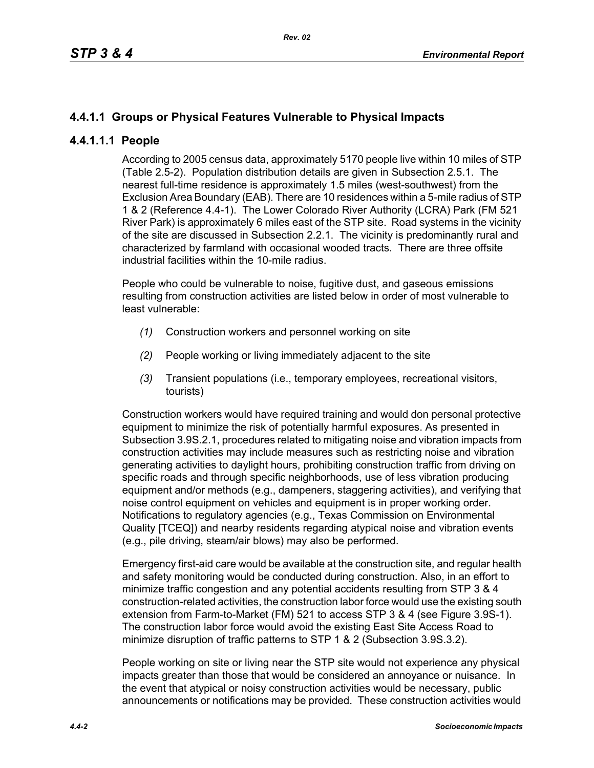### 4.4.1.1 Groups or Physical Features Vulnerable to Physical Impacts

#### 4.4.1.1.1 People

According to 2005 census data, approximately 5170 people live within 10 miles of STP (Table 2.5-2). Population distribution details are given in Subsection 2.5.1. The nearest full-time residence is approximately 1.5 miles (west-southwest) from the Exclusion Area Boundary (EAB). There are 10 residences within a 5-mile radius of STP 1 & 2 (Reference 4.4-1). The Lower Colorado River Authority (LCRA) Park (FM 521 River Park) is approximately 6 miles east of the STP site. Road systems in the vicinity of the site are discussed in Subsection 2.2.1. The vicinity is predominantly rural and characterized by farmland with occasional wooded tracts. There are three offsite industrial facilities within the 10-mile radius.

People who could be vulnerable to noise, fugitive dust, and gaseous emissions resulting from construction activities are listed below in order of most vulnerable to least vulnerable:

*(1)* Construction workers and personnel working on site

*(2)* People working or living immediately adjacent to the site

*(3)* Transient populations (i.e., temporary employees, recreational visitors, tourists)

Construction workers would have required training and would don personal protective equipment to minimize the risk of potentially harmful exposures. As presented in Subsection 3.9S.2.1, procedures related to mitigating noise and vibration impacts from construction activities may include measures such as restricting noise and vibration generating activities to daylight hours, prohibiting construction traffic from driving on specific roads and through specific neighborhoods, use of less vibration producing equipment and/or methods (e.g., dampeners, staggering activities), and verifying that noise control equipment on vehicles and equipment is in proper working order. Notifications to regulatory agencies (e.g., Texas Commission on Environmental Quality [TCEQ]) and nearby residents regarding atypical noise and vibration events (e.g., pile driving, steam/air blows) may also be performed.

Emergency first-aid care would be available at the construction site, and regular health and safety monitoring would be conducted during construction. Also, in an effort to minimize traffic congestion and any potential accidents resulting from STP 3 & 4 construction-related activities, the construction labor force would use the existing south extension from Farm-to-Market (FM) 521 to access STP 3 & 4 (see Figure 3.9S-1). The construction labor force would avoid the existing East Site Access Road to minimize disruption of traffic patterns to STP 1 & 2 (Subsection 3.9S.3.2).

People working on site or living near the STP site would not experience any physical impacts greater than those that would be considered an annoyance or nuisance. In the event that atypical or noisy construction activities would be necessary, public announcements or notifications may be provided. These construction activities would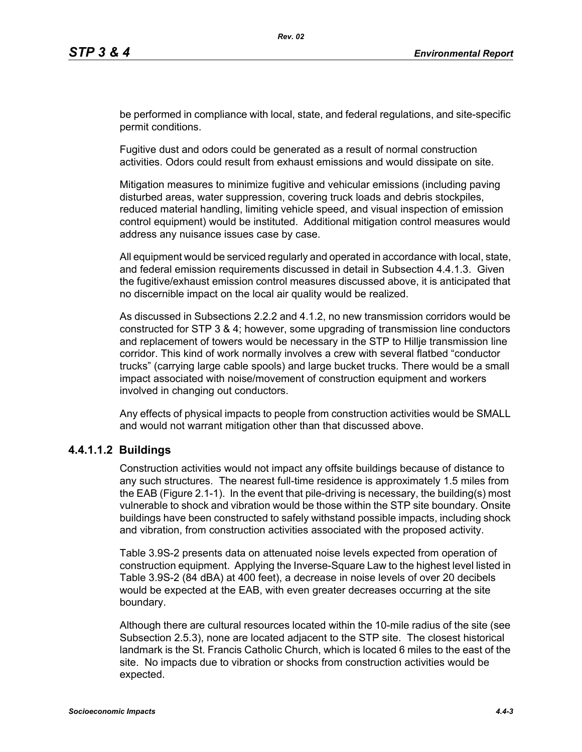be performed in compliance with local, state, and federal regulations, and site-specific permit conditions.

Fugitive dust and odors could be generated as a result of normal construction activities. Odors could result from exhaust emissions and would dissipate on site.

Mitigation measures to minimize fugitive and vehicular emissions (including paving disturbed areas, water suppression, covering truck loads and debris stockpiles, reduced material handling, limiting vehicle speed, and visual inspection of emission control equipment) would be instituted. Additional mitigation control measures would address any nuisance issues case by case.

All equipment would be serviced regularly and operated in accordance with local, state, and federal emission requirements discussed in detail in Subsection 4.4.1.3. Given the fugitive/exhaust emission control measures discussed above, it is anticipated that no discernible impact on the local air quality would be realized.

As discussed in Subsections 2.2.2 and 4.1.2, no new transmission corridors would be constructed for STP 3 & 4; however, some upgrading of transmission line conductors and replacement of towers would be necessary in the STP to Hillje transmission line corridor. This kind of work normally involves a crew with several flatbed "conductor trucks" (carrying large cable spools) and large bucket trucks. There would be a small impact associated with noise/movement of construction equipment and workers involved in changing out conductors.

Any effects of physical impacts to people from construction activities would be SMALL and would not warrant mitigation other than that discussed above.

#### 4.4.1.1.2 Buildings

Construction activities would not impact any offsite buildings because of distance to any such structures. The nearest full-time residence is approximately 1.5 miles from the EAB (Figure 2.1-1). In the event that pile-driving is necessary, the building(s) most vulnerable to shock and vibration would be those within the STP site boundary. Onsite buildings have been constructed to safely withstand possible impacts, including shock and vibration, from construction activities associated with the proposed activity.

Table 3.9S-2 presents data on attenuated noise levels expected from operation of construction equipment. Applying the Inverse-Square Law to the highest level listed in Table 3.9S-2 (84 dBA) at 400 feet), a decrease in noise levels of over 20 decibels would be expected at the EAB, with even greater decreases occurring at the site boundary.

Although there are cultural resources located within the 10-mile radius of the site (see Subsection 2.5.3), none are located adjacent to the STP site. The closest historical landmark is the St. Francis Catholic Church, which is located 6 miles to the east of the site. No impacts due to vibration or shocks from construction activities would be expected.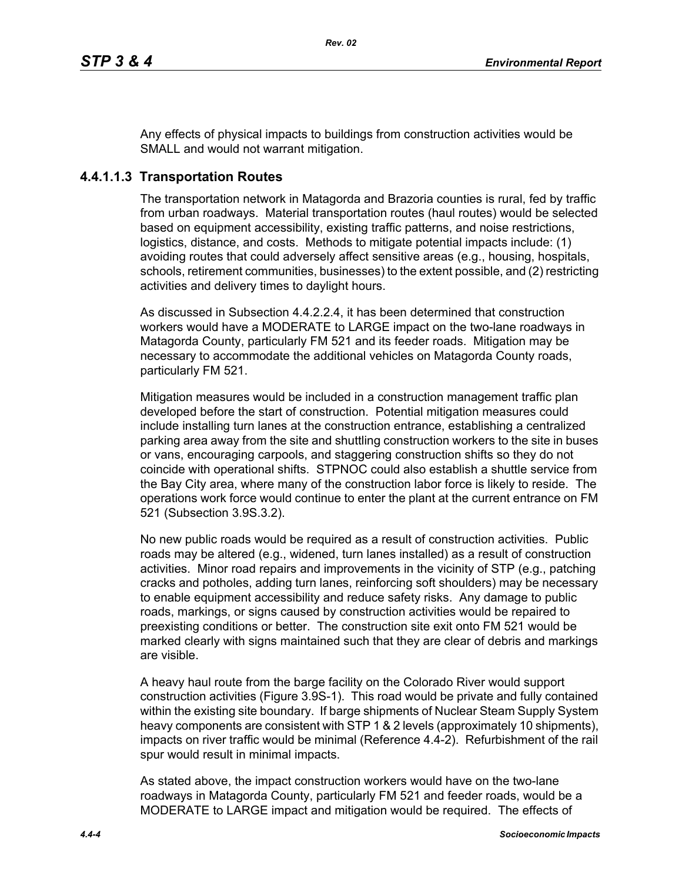Any effects of physical impacts to buildings from construction activities would be SMALL and would not warrant mitigation.

### 4.4.1.1.3 Transportation Routes

The transportation network in Matagorda and Brazoria counties is rural, fed by traffic from urban roadways. Material transportation routes (haul routes) would be selected based on equipment accessibility, existing traffic patterns, and noise restrictions, logistics, distance, and costs. Methods to mitigate potential impacts include: (1) avoiding routes that could adversely affect sensitive areas (e.g., housing, hospitals, schools, retirement communities, businesses) to the extent possible, and (2) restricting activities and delivery times to daylight hours.

As discussed in Subsection 4.4.2.2.4, it has been determined that construction workers would have a MODERATE to LARGE impact on the two-lane roadways in Matagorda County, particularly FM 521 and its feeder roads. Mitigation may be necessary to accommodate the additional vehicles on Matagorda County roads, particularly FM 521.

Mitigation measures would be included in a construction management traffic plan developed before the start of construction. Potential mitigation measures could include installing turn lanes at the construction entrance, establishing a centralized parking area away from the site and shuttling construction workers to the site in buses or vans, encouraging carpools, and staggering construction shifts so they do not coincide with operational shifts. STPNOC could also establish a shuttle service from the Bay City area, where many of the construction labor force is likely to reside. The operations work force would continue to enter the plant at the current entrance on FM 521 (Subsection 3.9S.3.2).

No new public roads would be required as a result of construction activities. Public roads may be altered (e.g., widened, turn lanes installed) as a result of construction activities. Minor road repairs and improvements in the vicinity of STP (e.g., patching cracks and potholes, adding turn lanes, reinforcing soft shoulders) may be necessary to enable equipment accessibility and reduce safety risks. Any damage to public roads, markings, or signs caused by construction activities would be repaired to preexisting conditions or better. The construction site exit onto FM 521 would be marked clearly with signs maintained such that they are clear of debris and markings are visible.

A heavy haul route from the barge facility on the Colorado River would support construction activities (Figure 3.9S-1). This road would be private and fully contained within the existing site boundary. If barge shipments of Nuclear Steam Supply System heavy components are consistent with STP 1 & 2 levels (approximately 10 shipments), impacts on river traffic would be minimal (Reference 4.4-2). Refurbishment of the rail spur would result in minimal impacts.

As stated above, the impact construction workers would have on the two-lane roadways in Matagorda County, particularly FM 521 and feeder roads, would be a MODERATE to LARGE impact and mitigation would be required. The effects of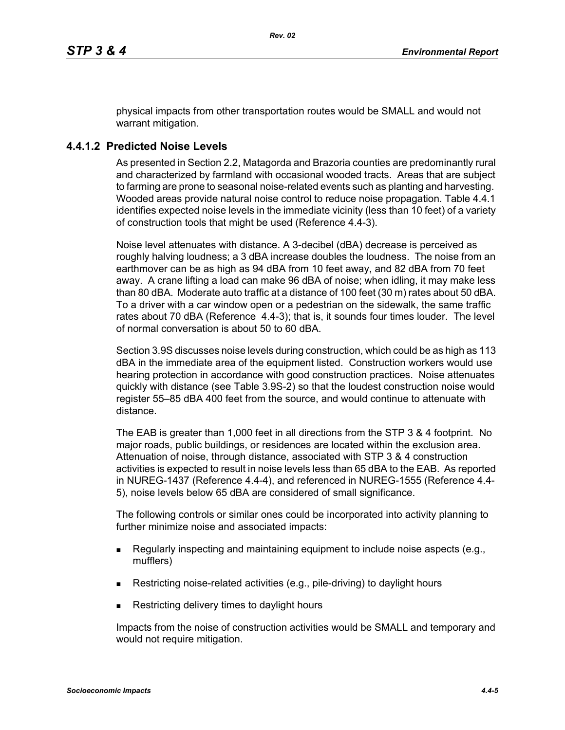physical impacts from other transportation routes would be SMALL and would not warrant mitigation.

### 4.4.1.2 Predicted Noise Levels

As presented in Section 2.2, Matagorda and Brazoria counties are predominantly rural and characterized by farmland with occasional wooded tracts. Areas that are subject to farming are prone to seasonal noise-related events such as planting and harvesting. Wooded areas provide natural noise control to reduce noise propagation. Table 4.4.1 identifies expected noise levels in the immediate vicinity (less than 10 feet) of a variety of construction tools that might be used (Reference 4.4-3).

Noise level attenuates with distance. A 3-decibel (dBA) decrease is perceived as roughly halving loudness; a 3 dBA increase doubles the loudness. The noise from an earthmover can be as high as 94 dBA from 10 feet away, and 82 dBA from 70 feet away. A crane lifting a load can make 96 dBA of noise; when idling, it may make less than 80 dBA. Moderate auto traffic at a distance of 100 feet (30 m) rates about 50 dBA. To a driver with a car window open or a pedestrian on the sidewalk, the same traffic rates about 70 dBA (Reference 4.4-3); that is, it sounds four times louder. The level of normal conversation is about 50 to 60 dBA.

Section 3.9S discusses noise levels during construction, which could be as high as 113 dBA in the immediate area of the equipment listed. Construction workers would use hearing protection in accordance with good construction practices. Noise attenuates quickly with distance (see Table 3.9S-2) so that the loudest construction noise would register 55–85 dBA 400 feet from the source, and would continue to attenuate with distance.

The EAB is greater than 1,000 feet in all directions from the STP 3 & 4 footprint. No major roads, public buildings, or residences are located within the exclusion area. Attenuation of noise, through distance, associated with STP 3 & 4 construction activities is expected to result in noise levels less than 65 dBA to the EAB. As reported in NUREG-1437 (Reference 4.4-4), and referenced in NUREG-1555 (Reference 4.4-5), noise levels below 65 dBA are considered of small significance.

The following controls or similar ones could be incorporated into activity planning to further minimize noise and associated impacts:

- Regularly inspecting and maintaining equipment to include noise aspects (e.g., mufflers)
- Restricting noise-related activities (e.g., pile-driving) to daylight hours
- Restricting delivery times to daylight hours

Impacts from the noise of construction activities would be SMALL and temporary and would not require mitigation.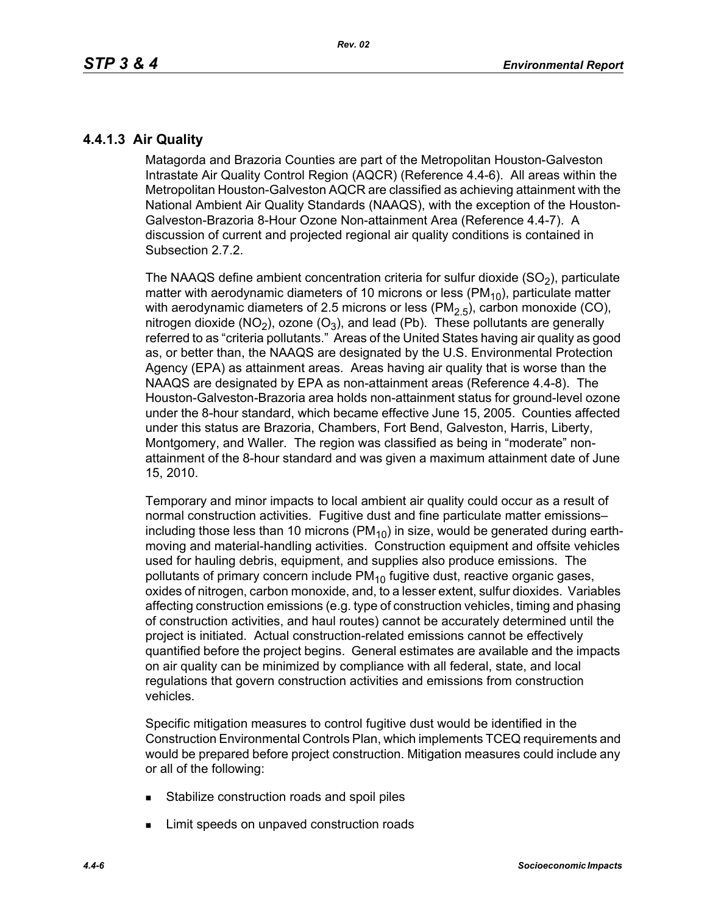### 4.4.1.3 Air Quality

Matagorda and Brazoria Counties are part of the Metropolitan Houston-Galveston Intrastate Air Quality Control Region (AQCR) (Reference 4.4-6). All areas within the Metropolitan Houston-Galveston AQCR are classified as achieving attainment with the National Ambient Air Quality Standards (NAAQS), with the exception of the Houston-Galveston-Brazoria 8-Hour Ozone Non-attainment Area (Reference 4.4-7). A discussion of current and projected regional air quality conditions is contained in Subsection 2.7.2.

The NAAQS define ambient concentration criteria for sulfur dioxide ($SO_2$), particulate matter with aerodynamic diameters of 10 microns or less ($PM_{10}$), particulate matter with aerodynamic diameters of 2.5 microns or less ($PM_{2.5}$), carbon monoxide (CO), nitrogen dioxide ($NO_2$), ozone ($O_3$), and lead (Pb). These pollutants are generally referred to as "criteria pollutants." Areas of the United States having air quality as good as, or better than, the NAAQS are designated by the U.S. Environmental Protection Agency (EPA) as attainment areas. Areas having air quality that is worse than the NAAQS are designated by EPA as non-attainment areas (Reference 4.4-8). The Houston-Galveston-Brazoria area holds non-attainment status for ground-level ozone under the 8-hour standard, which became effective June 15, 2005. Counties affected under this status are Brazoria, Chambers, Fort Bend, Galveston, Harris, Liberty, Montgomery, and Waller. The region was classified as being in "moderate" non-attainment of the 8-hour standard and was given a maximum attainment date of June 15, 2010.

Temporary and minor impacts to local ambient air quality could occur as a result of normal construction activities. Fugitive dust and fine particulate matter emissions–including those less than 10 microns ($PM_{10}$) in size, would be generated during earth-moving and material-handling activities. Construction equipment and offsite vehicles used for hauling debris, equipment, and supplies also produce emissions. The pollutants of primary concern include $PM_{10}$ fugitive dust, reactive organic gases, oxides of nitrogen, carbon monoxide, and, to a lesser extent, sulfur dioxides. Variables affecting construction emissions (e.g. type of construction vehicles, timing and phasing of construction activities, and haul routes) cannot be accurately determined until the project is initiated. Actual construction-related emissions cannot be effectively quantified before the project begins. General estimates are available and the impacts on air quality can be minimized by compliance with all federal, state, and local regulations that govern construction activities and emissions from construction vehicles.

Specific mitigation measures to control fugitive dust would be identified in the Construction Environmental Controls Plan, which implements TCEQ requirements and would be prepared before project construction. Mitigation measures could include any or all of the following:

- Stabilize construction roads and spoil piles
- Limit speeds on unpaved construction roads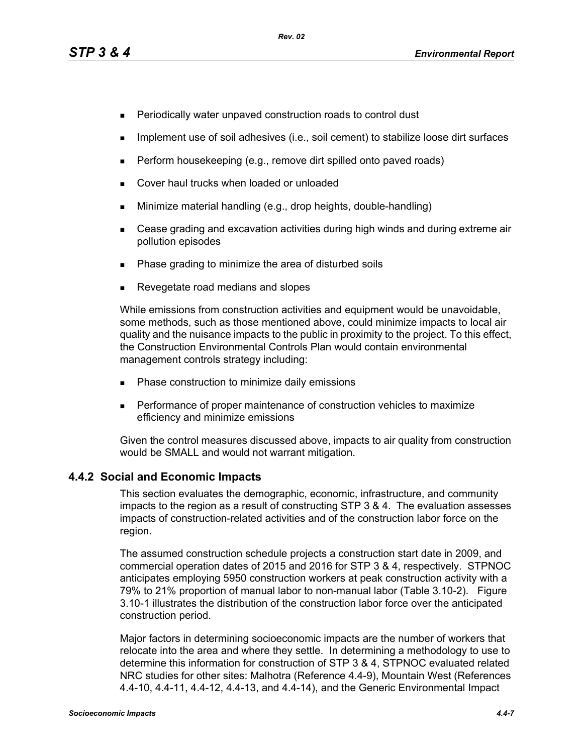- Periodically water unpaved construction roads to control dust
- Implement use of soil adhesives (i.e., soil cement) to stabilize loose dirt surfaces
- Perform housekeeping (e.g., remove dirt spilled onto paved roads)
- Cover haul trucks when loaded or unloaded
- Minimize material handling (e.g., drop heights, double-handling)
- Cease grading and excavation activities during high winds and during extreme air pollution episodes
- Phase grading to minimize the area of disturbed soils
- Revegetate road medians and slopes

While emissions from construction activities and equipment would be unavoidable, some methods, such as those mentioned above, could minimize impacts to local air quality and the nuisance impacts to the public in proximity to the project. To this effect, the Construction Environmental Controls Plan would contain environmental management controls strategy including:

- Phase construction to minimize daily emissions
- Performance of proper maintenance of construction vehicles to maximize efficiency and minimize emissions

Given the control measures discussed above, impacts to air quality from construction would be SMALL and would not warrant mitigation.

### 4.4.2 Social and Economic Impacts

This section evaluates the demographic, economic, infrastructure, and community impacts to the region as a result of constructing STP 3 & 4. The evaluation assesses impacts of construction-related activities and of the construction labor force on the region.

The assumed construction schedule projects a construction start date in 2009, and commercial operation dates of 2015 and 2016 for STP 3 & 4, respectively. STPNOC anticipates employing 5950 construction workers at peak construction activity with a 79% to 21% proportion of manual labor to non-manual labor (Table 3.10-2). Figure 3.10-1 illustrates the distribution of the construction labor force over the anticipated construction period.

Major factors in determining socioeconomic impacts are the number of workers that relocate into the area and where they settle. In determining a methodology to use to determine this information for construction of STP 3 & 4, STPNOC evaluated related NRC studies for other sites: Malhotra (Reference 4.4-9), Mountain West (References 4.4-10, 4.4-11, 4.4-12, 4.4-13, and 4.4-14), and the Generic Environmental Impact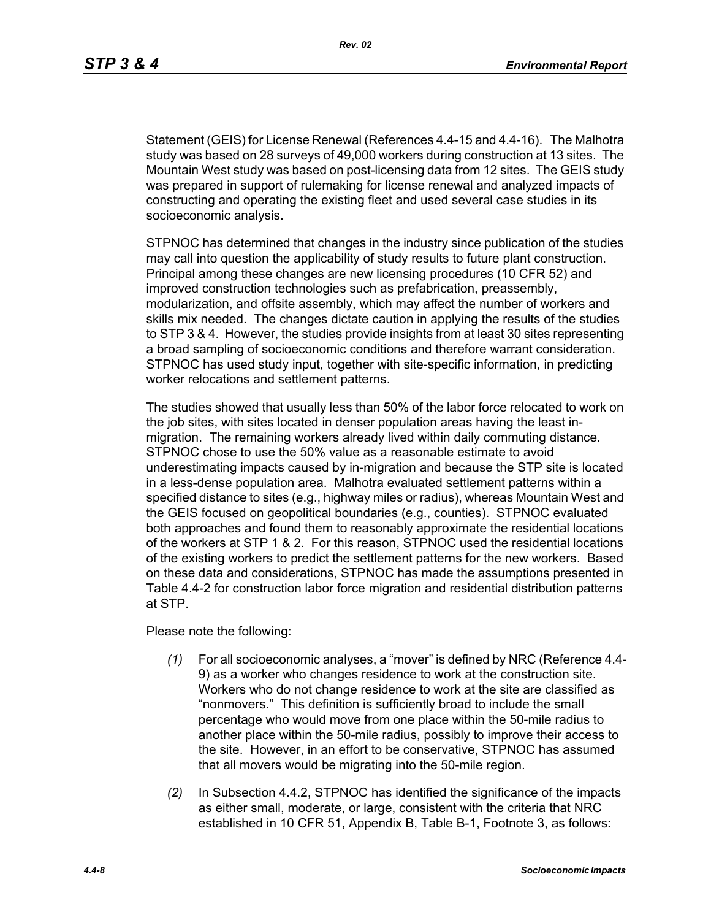Statement (GEIS) for License Renewal (References 4.4-15 and 4.4-16). The Malhotra study was based on 28 surveys of 49,000 workers during construction at 13 sites. The Mountain West study was based on post-licensing data from 12 sites. The GEIS study was prepared in support of rulemaking for license renewal and analyzed impacts of constructing and operating the existing fleet and used several case studies in its socioeconomic analysis.

STPNOC has determined that changes in the industry since publication of the studies may call into question the applicability of study results to future plant construction. Principal among these changes are new licensing procedures (10 CFR 52) and improved construction technologies such as prefabrication, preassembly, modularization, and offsite assembly, which may affect the number of workers and skills mix needed. The changes dictate caution in applying the results of the studies to STP 3 & 4. However, the studies provide insights from at least 30 sites representing a broad sampling of socioeconomic conditions and therefore warrant consideration. STPNOC has used study input, together with site-specific information, in predicting worker relocations and settlement patterns.

The studies showed that usually less than 50% of the labor force relocated to work on the job sites, with sites located in denser population areas having the least in-migration. The remaining workers already lived within daily commuting distance. STPNOC chose to use the 50% value as a reasonable estimate to avoid underestimating impacts caused by in-migration and because the STP site is located in a less-dense population area. Malhotra evaluated settlement patterns within a specified distance to sites (e.g., highway miles or radius), whereas Mountain West and the GEIS focused on geopolitical boundaries (e.g., counties). STPNOC evaluated both approaches and found them to reasonably approximate the residential locations of the workers at STP 1 & 2. For this reason, STPNOC used the residential locations of the existing workers to predict the settlement patterns for the new workers. Based on these data and considerations, STPNOC has made the assumptions presented in Table 4.4-2 for construction labor force migration and residential distribution patterns at STP.

Please note the following:

*(1)* For all socioeconomic analyses, a "mover" is defined by NRC (Reference 4.4-9) as a worker who changes residence to work at the construction site. Workers who do not change residence to work at the site are classified as "nonmovers." This definition is sufficiently broad to include the small percentage who would move from one place within the 50-mile radius to another place within the 50-mile radius, possibly to improve their access to the site. However, in an effort to be conservative, STPNOC has assumed that all movers would be migrating into the 50-mile region.

*(2)* In Subsection 4.4.2, STPNOC has identified the significance of the impacts as either small, moderate, or large, consistent with the criteria that NRC established in 10 CFR 51, Appendix B, Table B-1, Footnote 3, as follows: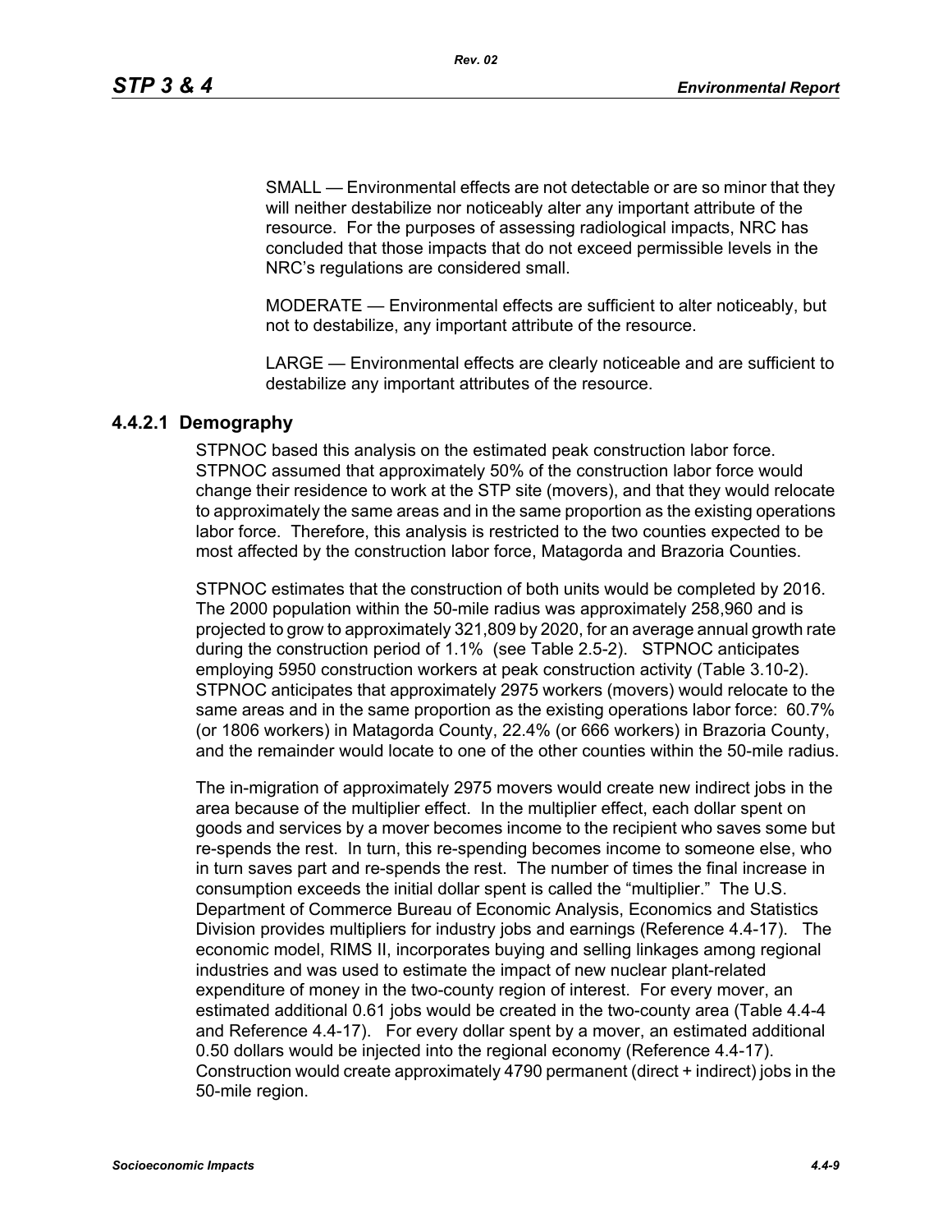SMALL — Environmental effects are not detectable or are so minor that they will neither destabilize nor noticeably alter any important attribute of the resource. For the purposes of assessing radiological impacts, NRC has concluded that those impacts that do not exceed permissible levels in the NRC's regulations are considered small.

MODERATE — Environmental effects are sufficient to alter noticeably, but not to destabilize, any important attribute of the resource.

LARGE — Environmental effects are clearly noticeable and are sufficient to destabilize any important attributes of the resource.

### 4.4.2.1 Demography

STPNOC based this analysis on the estimated peak construction labor force. STPNOC assumed that approximately 50% of the construction labor force would change their residence to work at the STP site (movers), and that they would relocate to approximately the same areas and in the same proportion as the existing operations labor force. Therefore, this analysis is restricted to the two counties expected to be most affected by the construction labor force, Matagorda and Brazoria Counties.

STPNOC estimates that the construction of both units would be completed by 2016. The 2000 population within the 50-mile radius was approximately 258,960 and is projected to grow to approximately 321,809 by 2020, for an average annual growth rate during the construction period of 1.1% (see Table 2.5-2). STPNOC anticipates employing 5950 construction workers at peak construction activity (Table 3.10-2). STPNOC anticipates that approximately 2975 workers (movers) would relocate to the same areas and in the same proportion as the existing operations labor force: 60.7% (or 1806 workers) in Matagorda County, 22.4% (or 666 workers) in Brazoria County, and the remainder would locate to one of the other counties within the 50-mile radius.

The in-migration of approximately 2975 movers would create new indirect jobs in the area because of the multiplier effect. In the multiplier effect, each dollar spent on goods and services by a mover becomes income to the recipient who saves some but re-spends the rest. In turn, this re-spending becomes income to someone else, who in turn saves part and re-spends the rest. The number of times the final increase in consumption exceeds the initial dollar spent is called the "multiplier." The U.S. Department of Commerce Bureau of Economic Analysis, Economics and Statistics Division provides multipliers for industry jobs and earnings (Reference 4.4-17). The economic model, RIMS II, incorporates buying and selling linkages among regional industries and was used to estimate the impact of new nuclear plant-related expenditure of money in the two-county region of interest. For every mover, an estimated additional 0.61 jobs would be created in the two-county area (Table 4.4-4 and Reference 4.4-17). For every dollar spent by a mover, an estimated additional 0.50 dollars would be injected into the regional economy (Reference 4.4-17). Construction would create approximately 4790 permanent (direct + indirect) jobs in the 50-mile region.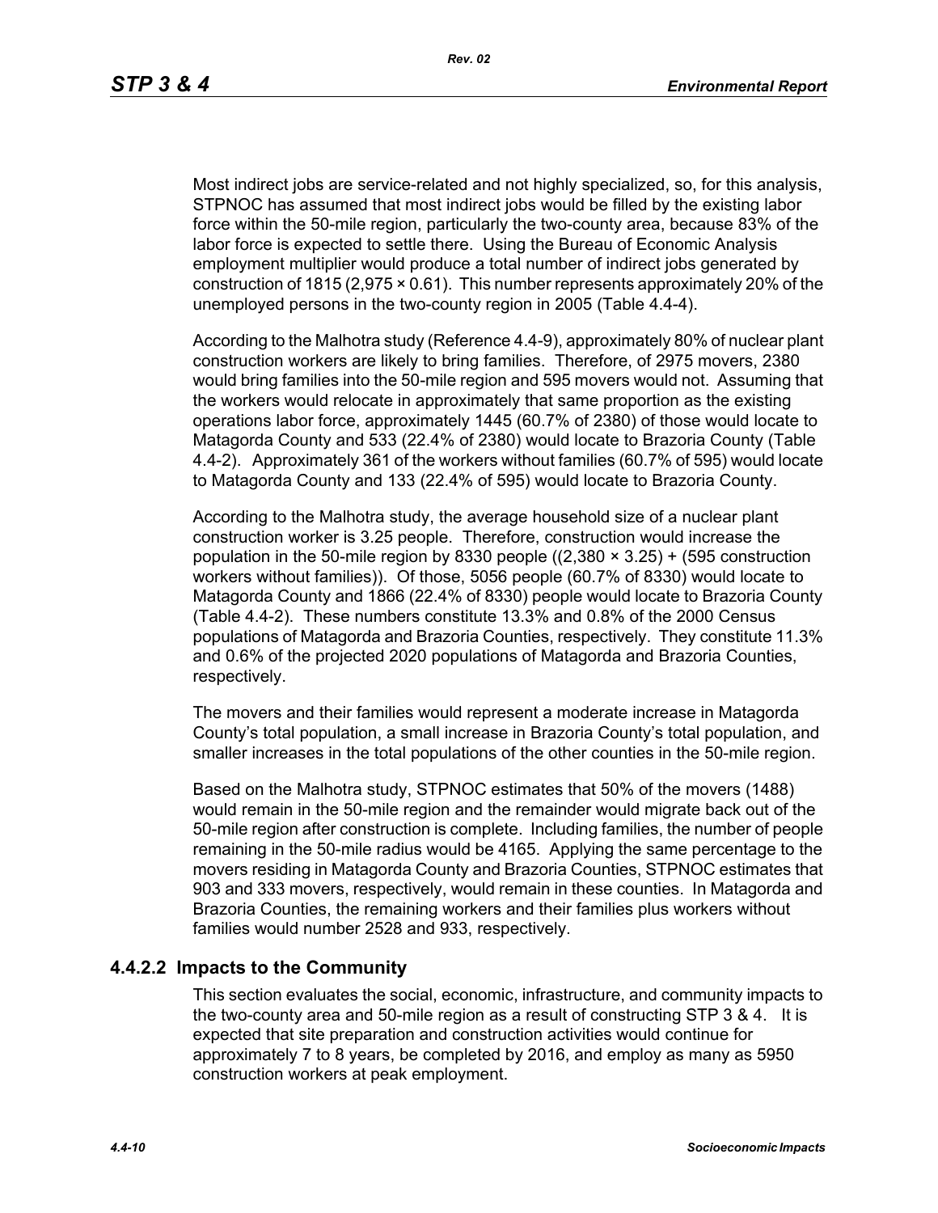Most indirect jobs are service-related and not highly specialized, so, for this analysis, STPNOC has assumed that most indirect jobs would be filled by the existing labor force within the 50-mile region, particularly the two-county area, because 83% of the labor force is expected to settle there. Using the Bureau of Economic Analysis employment multiplier would produce a total number of indirect jobs generated by construction of 1815 (2,975 × 0.61). This number represents approximately 20% of the unemployed persons in the two-county region in 2005 (Table 4.4-4).

According to the Malhotra study (Reference 4.4-9), approximately 80% of nuclear plant construction workers are likely to bring families. Therefore, of 2975 movers, 2380 would bring families into the 50-mile region and 595 movers would not. Assuming that the workers would relocate in approximately that same proportion as the existing operations labor force, approximately 1445 (60.7% of 2380) of those would locate to Matagorda County and 533 (22.4% of 2380) would locate to Brazoria County (Table 4.4-2). Approximately 361 of the workers without families (60.7% of 595) would locate to Matagorda County and 133 (22.4% of 595) would locate to Brazoria County.

According to the Malhotra study, the average household size of a nuclear plant construction worker is 3.25 people. Therefore, construction would increase the population in the 50-mile region by 8330 people ((2,380 × 3.25) + (595 construction workers without families)). Of those, 5056 people (60.7% of 8330) would locate to Matagorda County and 1866 (22.4% of 8330) people would locate to Brazoria County (Table 4.4-2). These numbers constitute 13.3% and 0.8% of the 2000 Census populations of Matagorda and Brazoria Counties, respectively. They constitute 11.3% and 0.6% of the projected 2020 populations of Matagorda and Brazoria Counties, respectively.

The movers and their families would represent a moderate increase in Matagorda County's total population, a small increase in Brazoria County's total population, and smaller increases in the total populations of the other counties in the 50-mile region.

Based on the Malhotra study, STPNOC estimates that 50% of the movers (1488) would remain in the 50-mile region and the remainder would migrate back out of the 50-mile region after construction is complete. Including families, the number of people remaining in the 50-mile radius would be 4165. Applying the same percentage to the movers residing in Matagorda County and Brazoria Counties, STPNOC estimates that 903 and 333 movers, respectively, would remain in these counties. In Matagorda and Brazoria Counties, the remaining workers and their families plus workers without families would number 2528 and 933, respectively.

### 4.4.2.2 Impacts to the Community

This section evaluates the social, economic, infrastructure, and community impacts to the two-county area and 50-mile region as a result of constructing STP 3 & 4. It is expected that site preparation and construction activities would continue for approximately 7 to 8 years, be completed by 2016, and employ as many as 5950 construction workers at peak employment.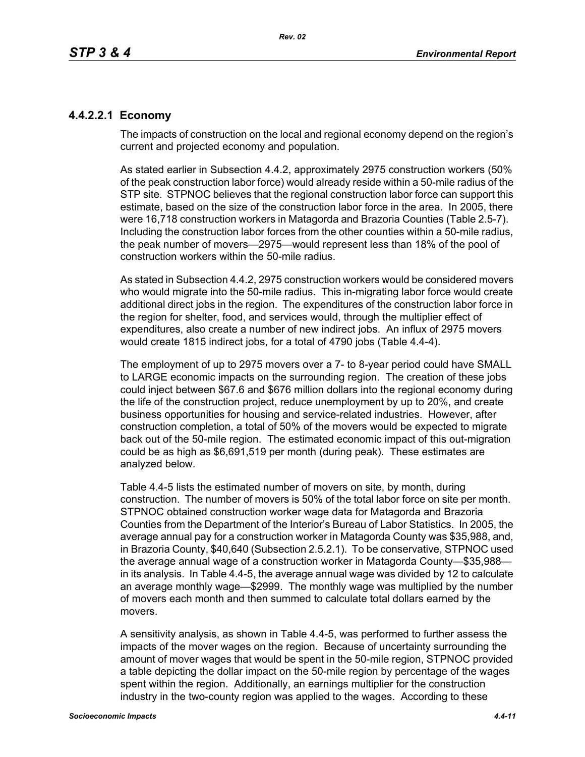#### 4.4.2.2.1 Economy

The impacts of construction on the local and regional economy depend on the region's current and projected economy and population.

As stated earlier in Subsection 4.4.2, approximately 2975 construction workers (50% of the peak construction labor force) would already reside within a 50-mile radius of the STP site. STPNOC believes that the regional construction labor force can support this estimate, based on the size of the construction labor force in the area. In 2005, there were 16,718 construction workers in Matagorda and Brazoria Counties (Table 2.5-7). Including the construction labor forces from the other counties within a 50-mile radius, the peak number of movers—2975—would represent less than 18% of the pool of construction workers within the 50-mile radius.

As stated in Subsection 4.4.2, 2975 construction workers would be considered movers who would migrate into the 50-mile radius. This in-migrating labor force would create additional direct jobs in the region. The expenditures of the construction labor force in the region for shelter, food, and services would, through the multiplier effect of expenditures, also create a number of new indirect jobs. An influx of 2975 movers would create 1815 indirect jobs, for a total of 4790 jobs (Table 4.4-4).

The employment of up to 2975 movers over a 7- to 8-year period could have SMALL to LARGE economic impacts on the surrounding region. The creation of these jobs could inject between \$67.6 and \$676 million dollars into the regional economy during the life of the construction project, reduce unemployment by up to 20%, and create business opportunities for housing and service-related industries. However, after construction completion, a total of 50% of the movers would be expected to migrate back out of the 50-mile region. The estimated economic impact of this out-migration could be as high as \$6,691,519 per month (during peak). These estimates are analyzed below.

Table 4.4-5 lists the estimated number of movers on site, by month, during construction. The number of movers is 50% of the total labor force on site per month. STPNOC obtained construction worker wage data for Matagorda and Brazoria Counties from the Department of the Interior's Bureau of Labor Statistics. In 2005, the average annual pay for a construction worker in Matagorda County was \$35,988, and, in Brazoria County, \$40,640 (Subsection 2.5.2.1). To be conservative, STPNOC used the average annual wage of a construction worker in Matagorda County—\$35,988—in its analysis. In Table 4.4-5, the average annual wage was divided by 12 to calculate an average monthly wage—\$2999. The monthly wage was multiplied by the number of movers each month and then summed to calculate total dollars earned by the movers.

A sensitivity analysis, as shown in Table 4.4-5, was performed to further assess the impacts of the mover wages on the region. Because of uncertainty surrounding the amount of mover wages that would be spent in the 50-mile region, STPNOC provided a table depicting the dollar impact on the 50-mile region by percentage of the wages spent within the region. Additionally, an earnings multiplier for the construction industry in the two-county region was applied to the wages. According to these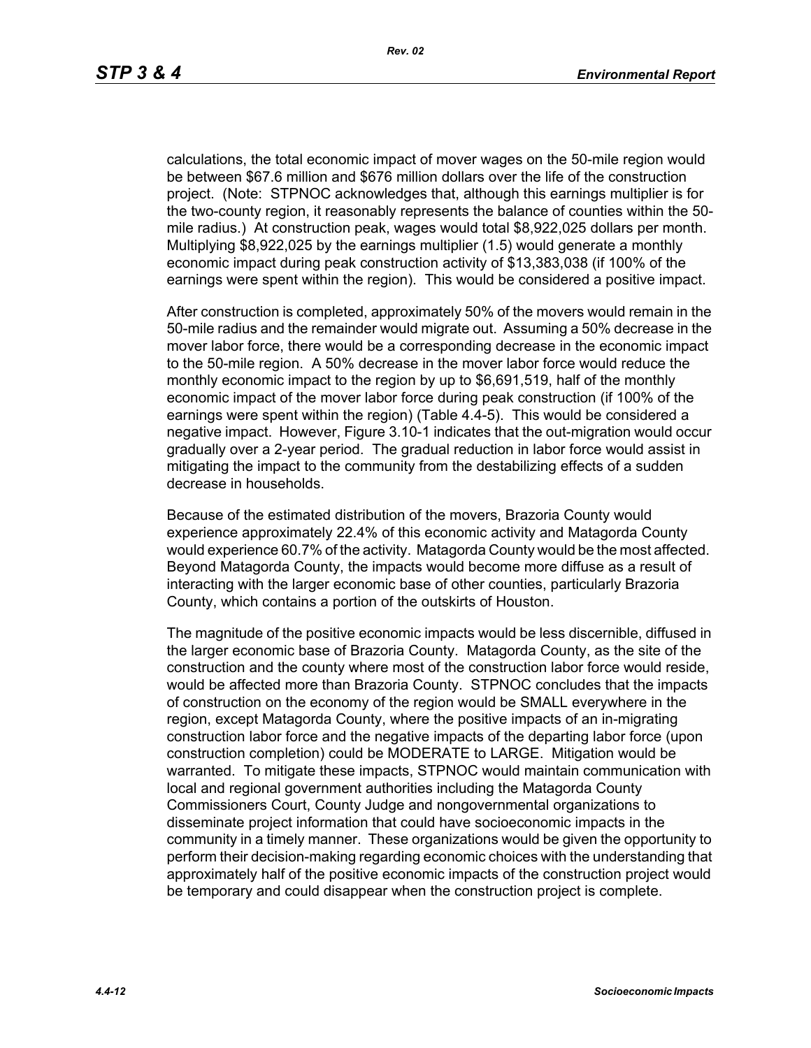calculations, the total economic impact of mover wages on the 50-mile region would be between $67.6 million and $676 million dollars over the life of the construction project. (Note: STPNOC acknowledges that, although this earnings multiplier is for the two-county region, it reasonably represents the balance of counties within the 50-mile radius.) At construction peak, wages would total $8,922,025 dollars per month. Multiplying $8,922,025 by the earnings multiplier (1.5) would generate a monthly economic impact during peak construction activity of $13,383,038 (if 100% of the earnings were spent within the region). This would be considered a positive impact.

After construction is completed, approximately 50% of the movers would remain in the 50-mile radius and the remainder would migrate out. Assuming a 50% decrease in the mover labor force, there would be a corresponding decrease in the economic impact to the 50-mile region. A 50% decrease in the mover labor force would reduce the monthly economic impact to the region by up to $6,691,519, half of the monthly economic impact of the mover labor force during peak construction (if 100% of the earnings were spent within the region) (Table 4.4-5). This would be considered a negative impact. However, Figure 3.10-1 indicates that the out-migration would occur gradually over a 2-year period. The gradual reduction in labor force would assist in mitigating the impact to the community from the destabilizing effects of a sudden decrease in households.

Because of the estimated distribution of the movers, Brazoria County would experience approximately 22.4% of this economic activity and Matagorda County would experience 60.7% of the activity. Matagorda County would be the most affected. Beyond Matagorda County, the impacts would become more diffuse as a result of interacting with the larger economic base of other counties, particularly Brazoria County, which contains a portion of the outskirts of Houston.

The magnitude of the positive economic impacts would be less discernible, diffused in the larger economic base of Brazoria County. Matagorda County, as the site of the construction and the county where most of the construction labor force would reside, would be affected more than Brazoria County. STPNOC concludes that the impacts of construction on the economy of the region would be SMALL everywhere in the region, except Matagorda County, where the positive impacts of an in-migrating construction labor force and the negative impacts of the departing labor force (upon construction completion) could be MODERATE to LARGE. Mitigation would be warranted. To mitigate these impacts, STPNOC would maintain communication with local and regional government authorities including the Matagorda County Commissioners Court, County Judge and nongovernmental organizations to disseminate project information that could have socioeconomic impacts in the community in a timely manner. These organizations would be given the opportunity to perform their decision-making regarding economic choices with the understanding that approximately half of the positive economic impacts of the construction project would be temporary and could disappear when the construction project is complete.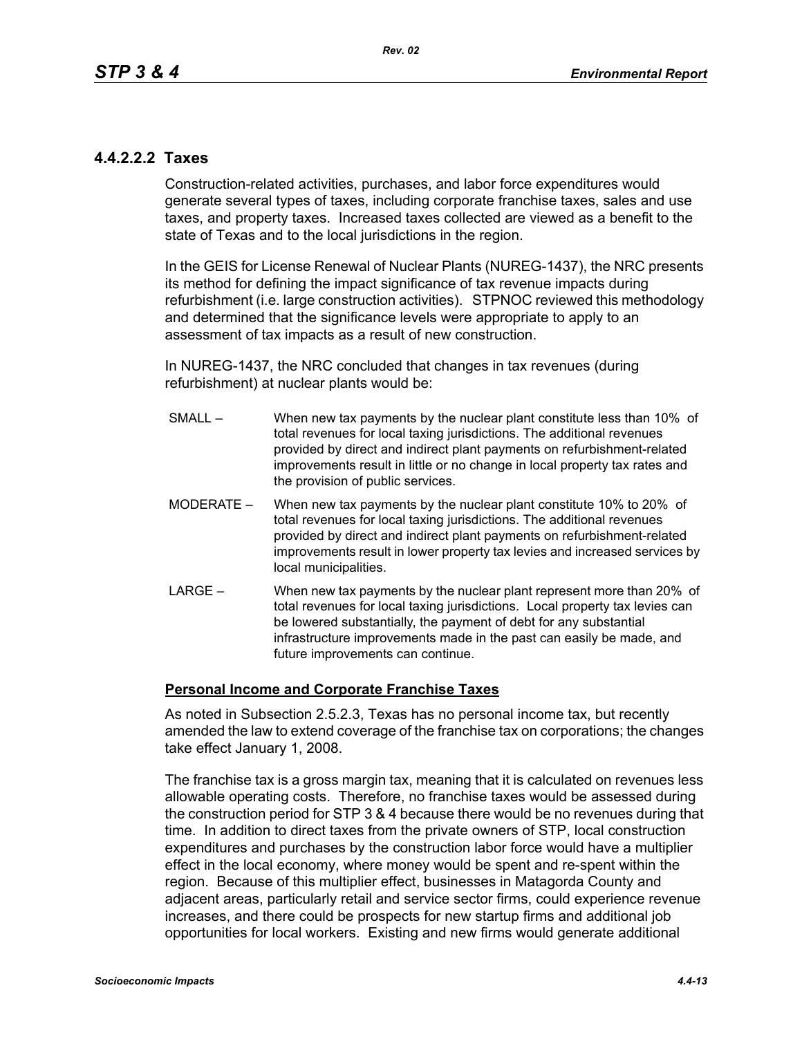#### 4.4.2.2.2 Taxes

Construction-related activities, purchases, and labor force expenditures would generate several types of taxes, including corporate franchise taxes, sales and use taxes, and property taxes. Increased taxes collected are viewed as a benefit to the state of Texas and to the local jurisdictions in the region.

In the GEIS for License Renewal of Nuclear Plants (NUREG-1437), the NRC presents its method for defining the impact significance of tax revenue impacts during refurbishment (i.e. large construction activities). STPNOC reviewed this methodology and determined that the significance levels were appropriate to apply to an assessment of tax impacts as a result of new construction.

In NUREG-1437, the NRC concluded that changes in tax revenues (during refurbishment) at nuclear plants would be:

- SMALL – When new tax payments by the nuclear plant constitute less than 10% of total revenues for local taxing jurisdictions. The additional revenues provided by direct and indirect plant payments on refurbishment-related improvements result in little or no change in local property tax rates and the provision of public services.
- MODERATE – When new tax payments by the nuclear plant constitute 10% to 20% of total revenues for local taxing jurisdictions. The additional revenues provided by direct and indirect plant payments on refurbishment-related improvements result in lower property tax levies and increased services by local municipalities.
- LARGE – When new tax payments by the nuclear plant represent more than 20% of total revenues for local taxing jurisdictions. Local property tax levies can be lowered substantially, the payment of debt for any substantial infrastructure improvements made in the past can easily be made, and future improvements can continue.

**Personal Income and Corporate Franchise Taxes**

As noted in Subsection 2.5.2.3, Texas has no personal income tax, but recently amended the law to extend coverage of the franchise tax on corporations; the changes take effect January 1, 2008.

The franchise tax is a gross margin tax, meaning that it is calculated on revenues less allowable operating costs. Therefore, no franchise taxes would be assessed during the construction period for STP 3 & 4 because there would be no revenues during that time. In addition to direct taxes from the private owners of STP, local construction expenditures and purchases by the construction labor force would have a multiplier effect in the local economy, where money would be spent and re-spent within the region. Because of this multiplier effect, businesses in Matagorda County and adjacent areas, particularly retail and service sector firms, could experience revenue increases, and there could be prospects for new startup firms and additional job opportunities for local workers. Existing and new firms would generate additional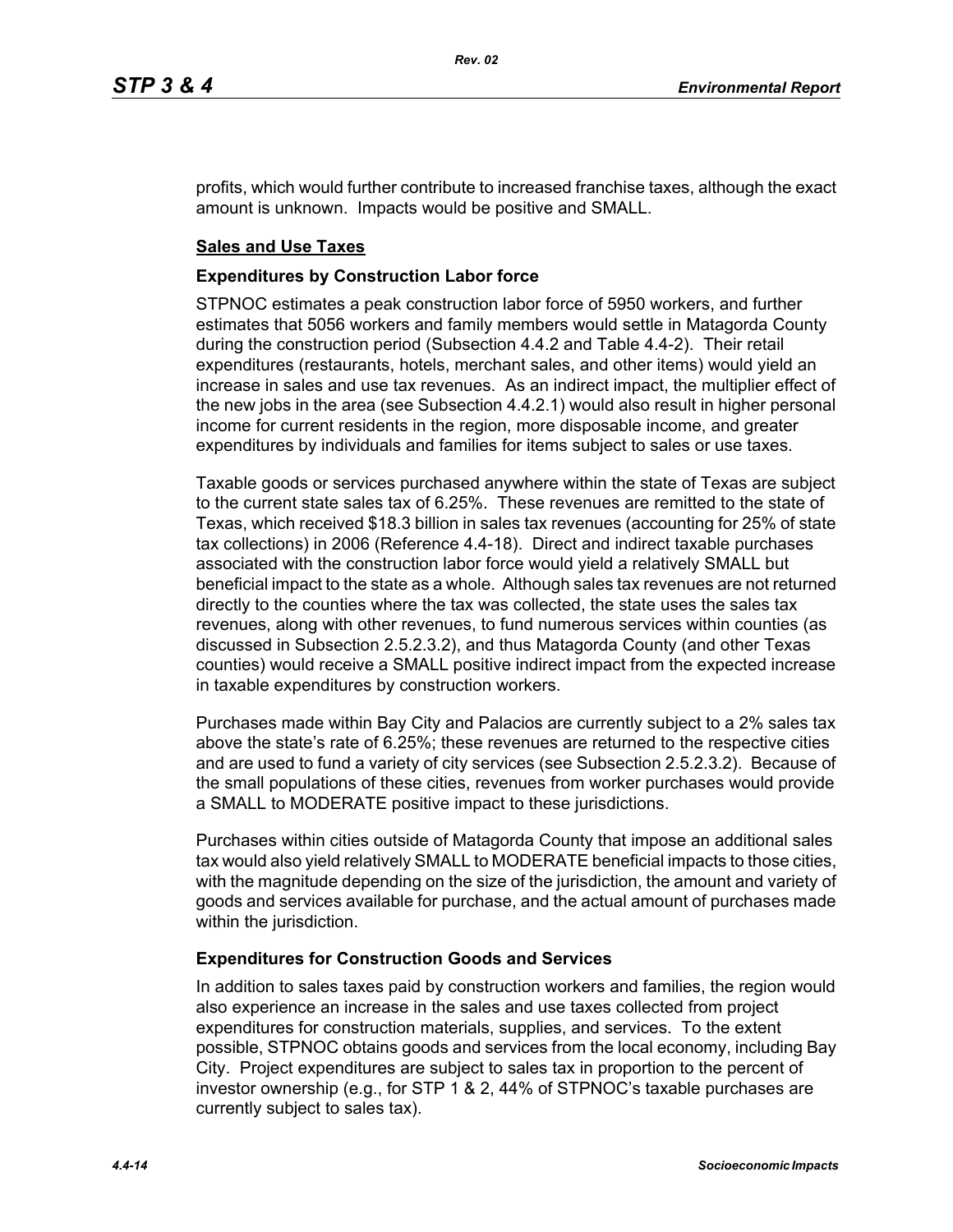profits, which would further contribute to increased franchise taxes, although the exact amount is unknown. Impacts would be positive and SMALL.

**Sales and Use Taxes**

**Expenditures by Construction Labor force**

STPNOC estimates a peak construction labor force of 5950 workers, and further estimates that 5056 workers and family members would settle in Matagorda County during the construction period (Subsection 4.4.2 and Table 4.4-2). Their retail expenditures (restaurants, hotels, merchant sales, and other items) would yield an increase in sales and use tax revenues. As an indirect impact, the multiplier effect of the new jobs in the area (see Subsection 4.4.2.1) would also result in higher personal income for current residents in the region, more disposable income, and greater expenditures by individuals and families for items subject to sales or use taxes.

Taxable goods or services purchased anywhere within the state of Texas are subject to the current state sales tax of 6.25%. These revenues are remitted to the state of Texas, which received $18.3 billion in sales tax revenues (accounting for 25% of state tax collections) in 2006 (Reference 4.4-18). Direct and indirect taxable purchases associated with the construction labor force would yield a relatively SMALL but beneficial impact to the state as a whole. Although sales tax revenues are not returned directly to the counties where the tax was collected, the state uses the sales tax revenues, along with other revenues, to fund numerous services within counties (as discussed in Subsection 2.5.2.3.2), and thus Matagorda County (and other Texas counties) would receive a SMALL positive indirect impact from the expected increase in taxable expenditures by construction workers.

Purchases made within Bay City and Palacios are currently subject to a 2% sales tax above the state's rate of 6.25%; these revenues are returned to the respective cities and are used to fund a variety of city services (see Subsection 2.5.2.3.2). Because of the small populations of these cities, revenues from worker purchases would provide a SMALL to MODERATE positive impact to these jurisdictions.

Purchases within cities outside of Matagorda County that impose an additional sales tax would also yield relatively SMALL to MODERATE beneficial impacts to those cities, with the magnitude depending on the size of the jurisdiction, the amount and variety of goods and services available for purchase, and the actual amount of purchases made within the jurisdiction.

**Expenditures for Construction Goods and Services**

In addition to sales taxes paid by construction workers and families, the region would also experience an increase in the sales and use taxes collected from project expenditures for construction materials, supplies, and services. To the extent possible, STPNOC obtains goods and services from the local economy, including Bay City. Project expenditures are subject to sales tax in proportion to the percent of investor ownership (e.g., for STP 1 & 2, 44% of STPNOC's taxable purchases are currently subject to sales tax).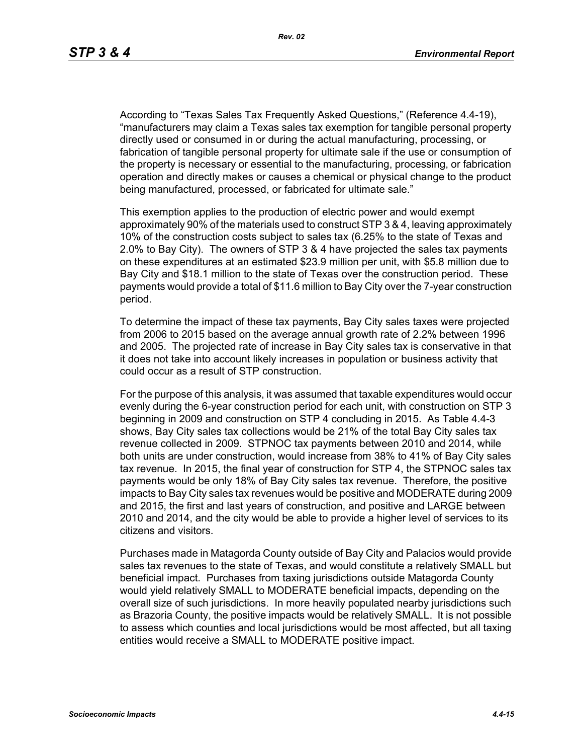According to "Texas Sales Tax Frequently Asked Questions," (Reference 4.4-19), "manufacturers may claim a Texas sales tax exemption for tangible personal property directly used or consumed in or during the actual manufacturing, processing, or fabrication of tangible personal property for ultimate sale if the use or consumption of the property is necessary or essential to the manufacturing, processing, or fabrication operation and directly makes or causes a chemical or physical change to the product being manufactured, processed, or fabricated for ultimate sale."

This exemption applies to the production of electric power and would exempt approximately 90% of the materials used to construct STP 3 & 4, leaving approximately 10% of the construction costs subject to sales tax (6.25% to the state of Texas and 2.0% to Bay City). The owners of STP 3 & 4 have projected the sales tax payments on these expenditures at an estimated $23.9 million per unit, with $5.8 million due to Bay City and $18.1 million to the state of Texas over the construction period. These payments would provide a total of $11.6 million to Bay City over the 7-year construction period.

To determine the impact of these tax payments, Bay City sales taxes were projected from 2006 to 2015 based on the average annual growth rate of 2.2% between 1996 and 2005. The projected rate of increase in Bay City sales tax is conservative in that it does not take into account likely increases in population or business activity that could occur as a result of STP construction.

For the purpose of this analysis, it was assumed that taxable expenditures would occur evenly during the 6-year construction period for each unit, with construction on STP 3 beginning in 2009 and construction on STP 4 concluding in 2015. As Table 4.4-3 shows, Bay City sales tax collections would be 21% of the total Bay City sales tax revenue collected in 2009. STPNOC tax payments between 2010 and 2014, while both units are under construction, would increase from 38% to 41% of Bay City sales tax revenue. In 2015, the final year of construction for STP 4, the STPNOC sales tax payments would be only 18% of Bay City sales tax revenue. Therefore, the positive impacts to Bay City sales tax revenues would be positive and MODERATE during 2009 and 2015, the first and last years of construction, and positive and LARGE between 2010 and 2014, and the city would be able to provide a higher level of services to its citizens and visitors.

Purchases made in Matagorda County outside of Bay City and Palacios would provide sales tax revenues to the state of Texas, and would constitute a relatively SMALL but beneficial impact. Purchases from taxing jurisdictions outside Matagorda County would yield relatively SMALL to MODERATE beneficial impacts, depending on the overall size of such jurisdictions. In more heavily populated nearby jurisdictions such as Brazoria County, the positive impacts would be relatively SMALL. It is not possible to assess which counties and local jurisdictions would be most affected, but all taxing entities would receive a SMALL to MODERATE positive impact.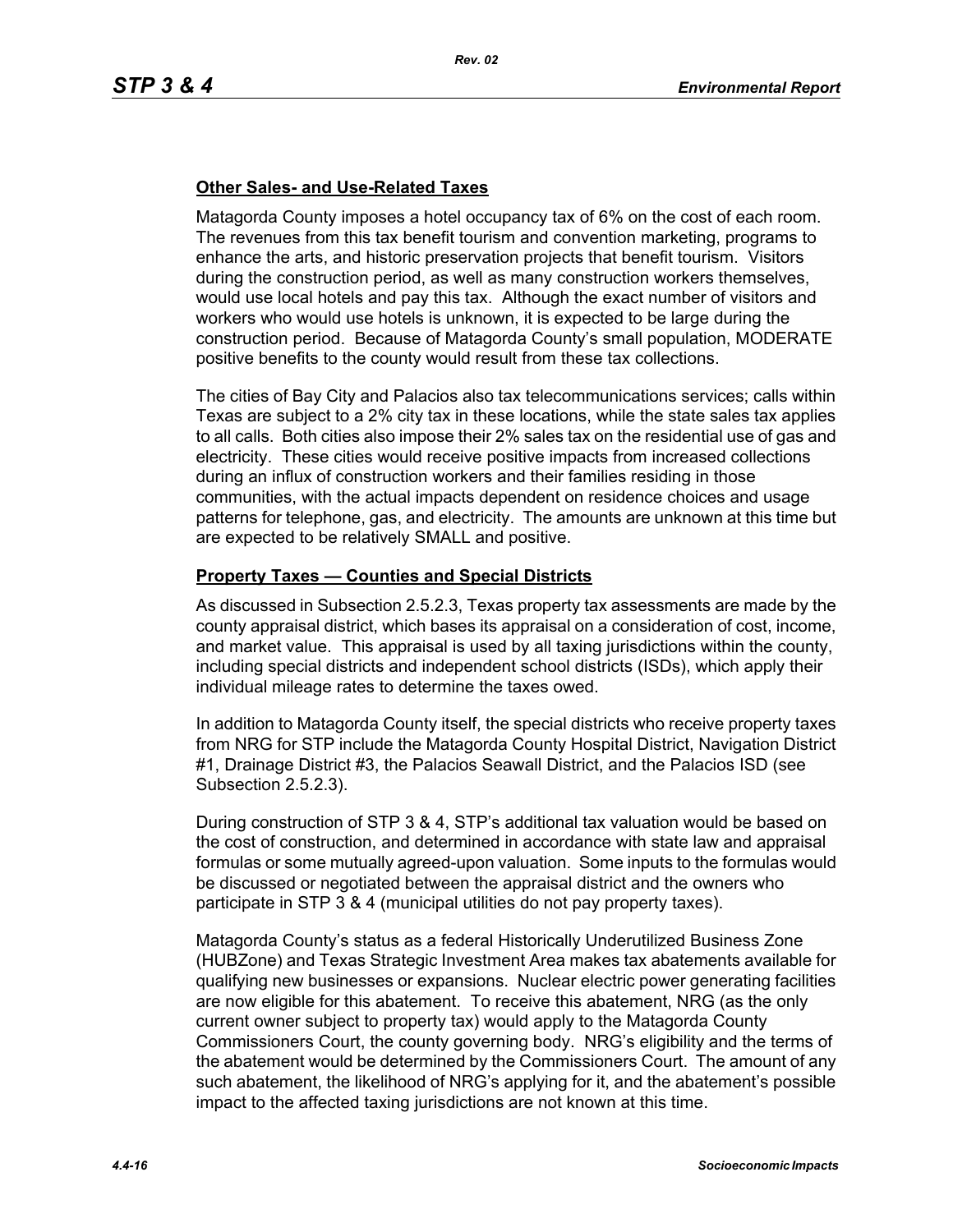**Other Sales- and Use-Related Taxes**

Matagorda County imposes a hotel occupancy tax of 6% on the cost of each room. The revenues from this tax benefit tourism and convention marketing, programs to enhance the arts, and historic preservation projects that benefit tourism. Visitors during the construction period, as well as many construction workers themselves, would use local hotels and pay this tax. Although the exact number of visitors and workers who would use hotels is unknown, it is expected to be large during the construction period. Because of Matagorda County's small population, MODERATE positive benefits to the county would result from these tax collections.

The cities of Bay City and Palacios also tax telecommunications services; calls within Texas are subject to a 2% city tax in these locations, while the state sales tax applies to all calls. Both cities also impose their 2% sales tax on the residential use of gas and electricity. These cities would receive positive impacts from increased collections during an influx of construction workers and their families residing in those communities, with the actual impacts dependent on residence choices and usage patterns for telephone, gas, and electricity. The amounts are unknown at this time but are expected to be relatively SMALL and positive.

**Property Taxes — Counties and Special Districts**

As discussed in Subsection 2.5.2.3, Texas property tax assessments are made by the county appraisal district, which bases its appraisal on a consideration of cost, income, and market value. This appraisal is used by all taxing jurisdictions within the county, including special districts and independent school districts (ISDs), which apply their individual mileage rates to determine the taxes owed.

In addition to Matagorda County itself, the special districts who receive property taxes from NRG for STP include the Matagorda County Hospital District, Navigation District #1, Drainage District #3, the Palacios Seawall District, and the Palacios ISD (see Subsection 2.5.2.3).

During construction of STP 3 & 4, STP's additional tax valuation would be based on the cost of construction, and determined in accordance with state law and appraisal formulas or some mutually agreed-upon valuation. Some inputs to the formulas would be discussed or negotiated between the appraisal district and the owners who participate in STP 3 & 4 (municipal utilities do not pay property taxes).

Matagorda County's status as a federal Historically Underutilized Business Zone (HUBZone) and Texas Strategic Investment Area makes tax abatements available for qualifying new businesses or expansions. Nuclear electric power generating facilities are now eligible for this abatement. To receive this abatement, NRG (as the only current owner subject to property tax) would apply to the Matagorda County Commissioners Court, the county governing body. NRG's eligibility and the terms of the abatement would be determined by the Commissioners Court. The amount of any such abatement, the likelihood of NRG's applying for it, and the abatement's possible impact to the affected taxing jurisdictions are not known at this time.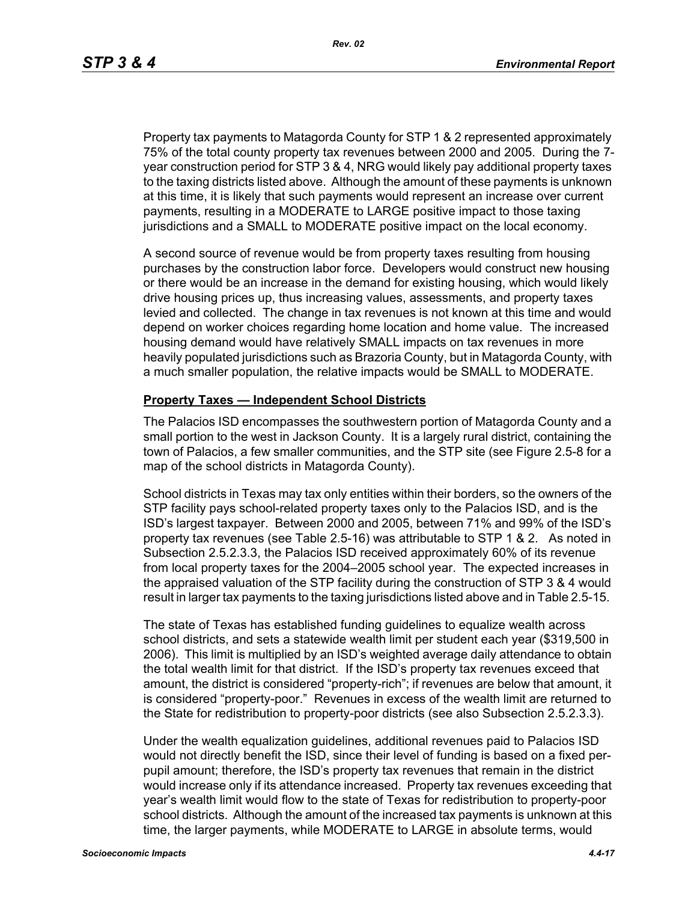Property tax payments to Matagorda County for STP 1 & 2 represented approximately 75% of the total county property tax revenues between 2000 and 2005. During the 7-year construction period for STP 3 & 4, NRG would likely pay additional property taxes to the taxing districts listed above. Although the amount of these payments is unknown at this time, it is likely that such payments would represent an increase over current payments, resulting in a MODERATE to LARGE positive impact to those taxing jurisdictions and a SMALL to MODERATE positive impact on the local economy.

A second source of revenue would be from property taxes resulting from housing purchases by the construction labor force. Developers would construct new housing or there would be an increase in the demand for existing housing, which would likely drive housing prices up, thus increasing values, assessments, and property taxes levied and collected. The change in tax revenues is not known at this time and would depend on worker choices regarding home location and home value. The increased housing demand would have relatively SMALL impacts on tax revenues in more heavily populated jurisdictions such as Brazoria County, but in Matagorda County, with a much smaller population, the relative impacts would be SMALL to MODERATE.

**Property Taxes — Independent School Districts**

The Palacios ISD encompasses the southwestern portion of Matagorda County and a small portion to the west in Jackson County. It is a largely rural district, containing the town of Palacios, a few smaller communities, and the STP site (see Figure 2.5-8 for a map of the school districts in Matagorda County).

School districts in Texas may tax only entities within their borders, so the owners of the STP facility pays school-related property taxes only to the Palacios ISD, and is the ISD's largest taxpayer. Between 2000 and 2005, between 71% and 99% of the ISD's property tax revenues (see Table 2.5-16) was attributable to STP 1 & 2. As noted in Subsection 2.5.2.3.3, the Palacios ISD received approximately 60% of its revenue from local property taxes for the 2004–2005 school year. The expected increases in the appraised valuation of the STP facility during the construction of STP 3 & 4 would result in larger tax payments to the taxing jurisdictions listed above and in Table 2.5-15.

The state of Texas has established funding guidelines to equalize wealth across school districts, and sets a statewide wealth limit per student each year ($319,500 in 2006). This limit is multiplied by an ISD's weighted average daily attendance to obtain the total wealth limit for that district. If the ISD's property tax revenues exceed that amount, the district is considered "property-rich"; if revenues are below that amount, it is considered "property-poor." Revenues in excess of the wealth limit are returned to the State for redistribution to property-poor districts (see also Subsection 2.5.2.3.3).

Under the wealth equalization guidelines, additional revenues paid to Palacios ISD would not directly benefit the ISD, since their level of funding is based on a fixed per-pupil amount; therefore, the ISD's property tax revenues that remain in the district would increase only if its attendance increased. Property tax revenues exceeding that year's wealth limit would flow to the state of Texas for redistribution to property-poor school districts. Although the amount of the increased tax payments is unknown at this time, the larger payments, while MODERATE to LARGE in absolute terms, would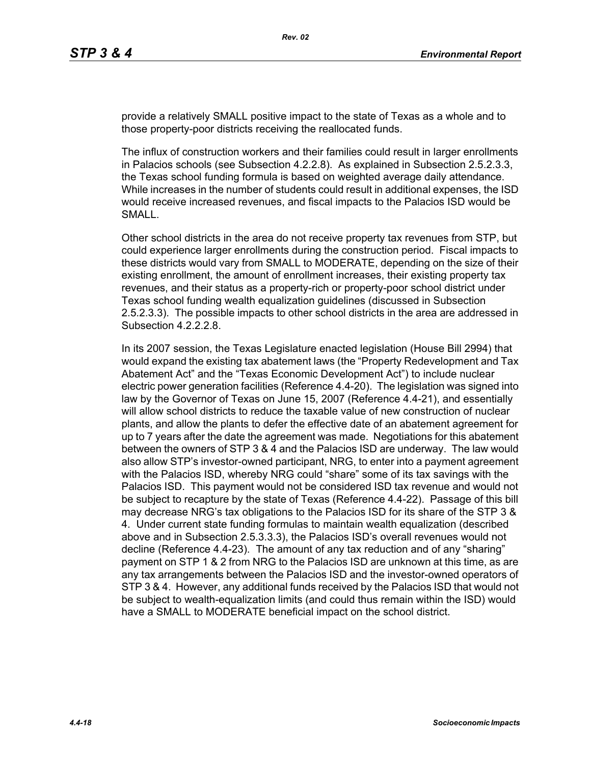provide a relatively SMALL positive impact to the state of Texas as a whole and to those property-poor districts receiving the reallocated funds.

The influx of construction workers and their families could result in larger enrollments in Palacios schools (see Subsection 4.2.2.8). As explained in Subsection 2.5.2.3.3, the Texas school funding formula is based on weighted average daily attendance. While increases in the number of students could result in additional expenses, the ISD would receive increased revenues, and fiscal impacts to the Palacios ISD would be SMALL.

Other school districts in the area do not receive property tax revenues from STP, but could experience larger enrollments during the construction period. Fiscal impacts to these districts would vary from SMALL to MODERATE, depending on the size of their existing enrollment, the amount of enrollment increases, their existing property tax revenues, and their status as a property-rich or property-poor school district under Texas school funding wealth equalization guidelines (discussed in Subsection 2.5.2.3.3). The possible impacts to other school districts in the area are addressed in Subsection 4.2.2.2.8.

In its 2007 session, the Texas Legislature enacted legislation (House Bill 2994) that would expand the existing tax abatement laws (the "Property Redevelopment and Tax Abatement Act" and the "Texas Economic Development Act") to include nuclear electric power generation facilities (Reference 4.4-20). The legislation was signed into law by the Governor of Texas on June 15, 2007 (Reference 4.4-21), and essentially will allow school districts to reduce the taxable value of new construction of nuclear plants, and allow the plants to defer the effective date of an abatement agreement for up to 7 years after the date the agreement was made. Negotiations for this abatement between the owners of STP 3 & 4 and the Palacios ISD are underway. The law would also allow STP's investor-owned participant, NRG, to enter into a payment agreement with the Palacios ISD, whereby NRG could "share" some of its tax savings with the Palacios ISD. This payment would not be considered ISD tax revenue and would not be subject to recapture by the state of Texas (Reference 4.4-22). Passage of this bill may decrease NRG's tax obligations to the Palacios ISD for its share of the STP 3 & 4. Under current state funding formulas to maintain wealth equalization (described above and in Subsection 2.5.3.3.3), the Palacios ISD's overall revenues would not decline (Reference 4.4-23). The amount of any tax reduction and of any "sharing" payment on STP 1 & 2 from NRG to the Palacios ISD are unknown at this time, as are any tax arrangements between the Palacios ISD and the investor-owned operators of STP 3 & 4. However, any additional funds received by the Palacios ISD that would not be subject to wealth-equalization limits (and could thus remain within the ISD) would have a SMALL to MODERATE beneficial impact on the school district.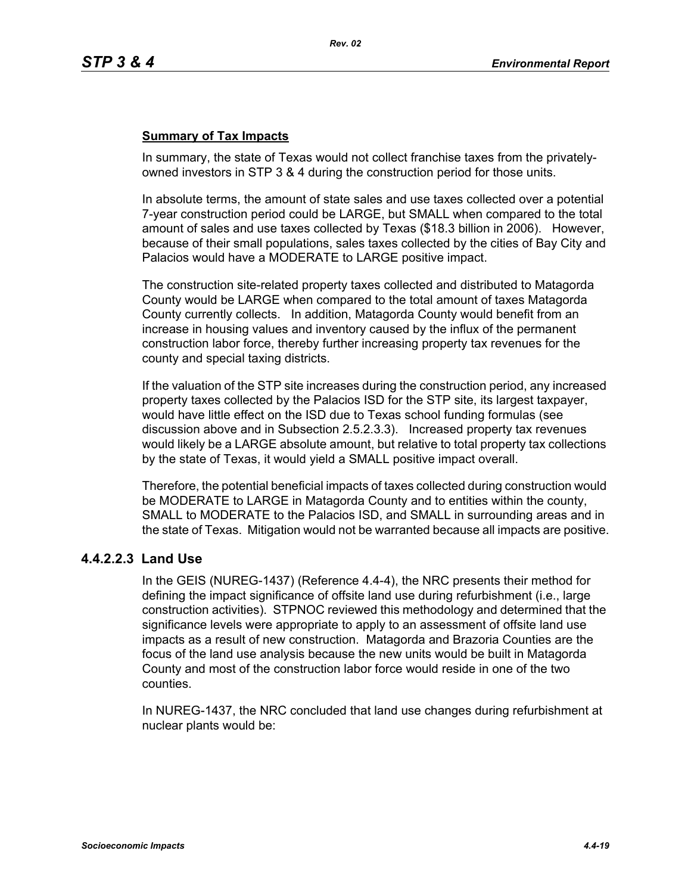**Summary of Tax Impacts**

In summary, the state of Texas would not collect franchise taxes from the privately-owned investors in STP 3 & 4 during the construction period for those units.

In absolute terms, the amount of state sales and use taxes collected over a potential 7-year construction period could be LARGE, but SMALL when compared to the total amount of sales and use taxes collected by Texas ($18.3 billion in 2006). However, because of their small populations, sales taxes collected by the cities of Bay City and Palacios would have a MODERATE to LARGE positive impact.

The construction site-related property taxes collected and distributed to Matagorda County would be LARGE when compared to the total amount of taxes Matagorda County currently collects. In addition, Matagorda County would benefit from an increase in housing values and inventory caused by the influx of the permanent construction labor force, thereby further increasing property tax revenues for the county and special taxing districts.

If the valuation of the STP site increases during the construction period, any increased property taxes collected by the Palacios ISD for the STP site, its largest taxpayer, would have little effect on the ISD due to Texas school funding formulas (see discussion above and in Subsection 2.5.2.3.3). Increased property tax revenues would likely be a LARGE absolute amount, but relative to total property tax collections by the state of Texas, it would yield a SMALL positive impact overall.

Therefore, the potential beneficial impacts of taxes collected during construction would be MODERATE to LARGE in Matagorda County and to entities within the county, SMALL to MODERATE to the Palacios ISD, and SMALL in surrounding areas and in the state of Texas. Mitigation would not be warranted because all impacts are positive.

### 4.4.2.2.3 Land Use

In the GEIS (NUREG-1437) (Reference 4.4-4), the NRC presents their method for defining the impact significance of offsite land use during refurbishment (i.e., large construction activities). STPNOC reviewed this methodology and determined that the significance levels were appropriate to apply to an assessment of offsite land use impacts as a result of new construction. Matagorda and Brazoria Counties are the focus of the land use analysis because the new units would be built in Matagorda County and most of the construction labor force would reside in one of the two counties.

In NUREG-1437, the NRC concluded that land use changes during refurbishment at nuclear plants would be: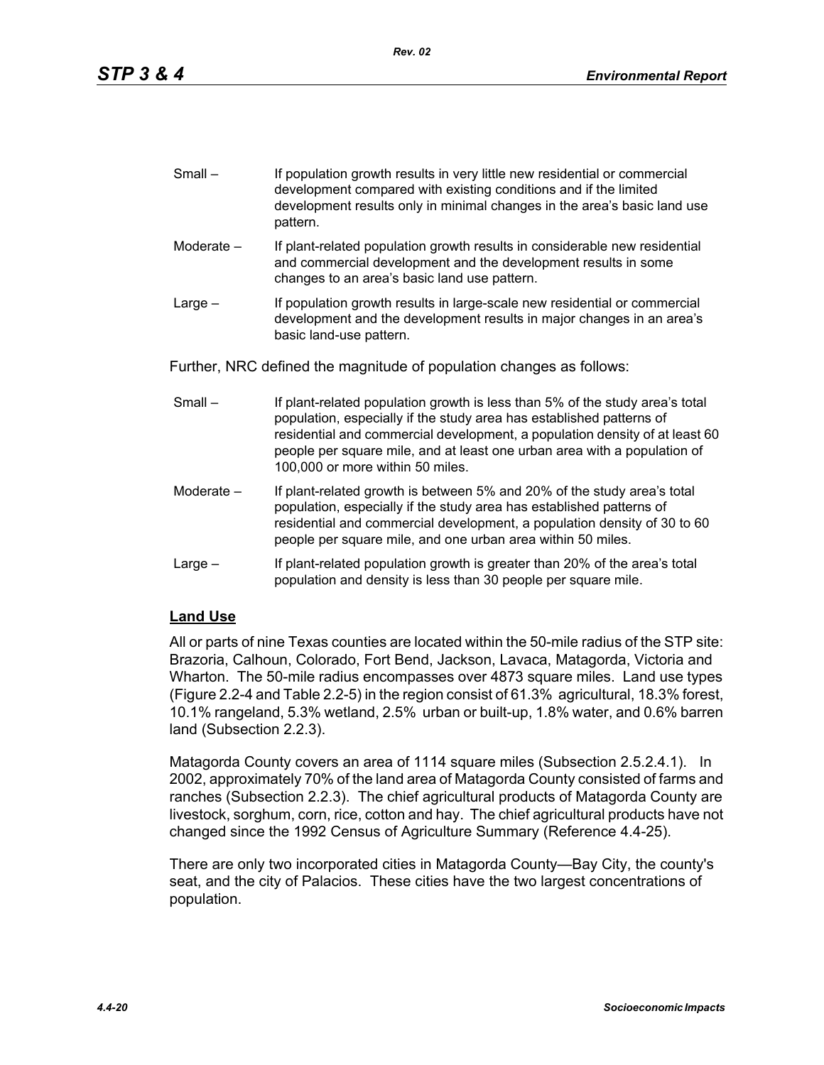Small – If population growth results in very little new residential or commercial development compared with existing conditions and if the limited development results only in minimal changes in the area's basic land use pattern.

Moderate – If plant-related population growth results in considerable new residential and commercial development and the development results in some changes to an area's basic land use pattern.

Large – If population growth results in large-scale new residential or commercial development and the development results in major changes in an area's basic land-use pattern.

Further, NRC defined the magnitude of population changes as follows:

Small – If plant-related population growth is less than 5% of the study area's total population, especially if the study area has established patterns of residential and commercial development, a population density of at least 60 people per square mile, and at least one urban area with a population of 100,000 or more within 50 miles.

Moderate – If plant-related growth is between 5% and 20% of the study area's total population, especially if the study area has established patterns of residential and commercial development, a population density of 30 to 60 people per square mile, and one urban area within 50 miles.

Large – If plant-related population growth is greater than 20% of the area's total population and density is less than 30 people per square mile.

**Land Use**

All or parts of nine Texas counties are located within the 50-mile radius of the STP site: Brazoria, Calhoun, Colorado, Fort Bend, Jackson, Lavaca, Matagorda, Victoria and Wharton. The 50-mile radius encompasses over 4873 square miles. Land use types (Figure 2.2-4 and Table 2.2-5) in the region consist of 61.3% agricultural, 18.3% forest, 10.1% rangeland, 5.3% wetland, 2.5% urban or built-up, 1.8% water, and 0.6% barren land (Subsection 2.2.3).

Matagorda County covers an area of 1114 square miles (Subsection 2.5.2.4.1). In 2002, approximately 70% of the land area of Matagorda County consisted of farms and ranches (Subsection 2.2.3). The chief agricultural products of Matagorda County are livestock, sorghum, corn, rice, cotton and hay. The chief agricultural products have not changed since the 1992 Census of Agriculture Summary (Reference 4.4-25).

There are only two incorporated cities in Matagorda County—Bay City, the county's seat, and the city of Palacios. These cities have the two largest concentrations of population.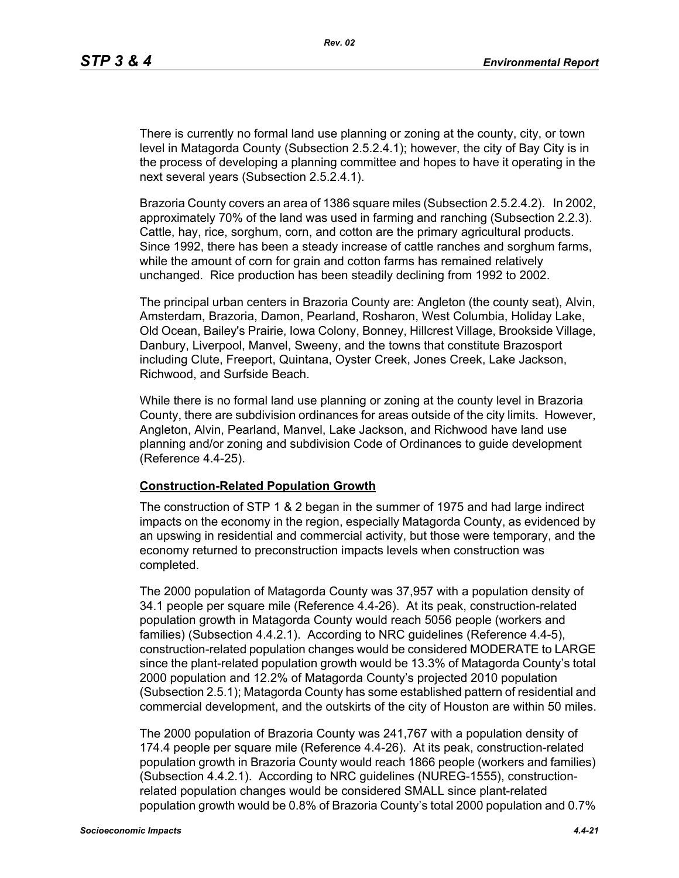There is currently no formal land use planning or zoning at the county, city, or town level in Matagorda County (Subsection 2.5.2.4.1); however, the city of Bay City is in the process of developing a planning committee and hopes to have it operating in the next several years (Subsection 2.5.2.4.1).

Brazoria County covers an area of 1386 square miles (Subsection 2.5.2.4.2). In 2002, approximately 70% of the land was used in farming and ranching (Subsection 2.2.3). Cattle, hay, rice, sorghum, corn, and cotton are the primary agricultural products. Since 1992, there has been a steady increase of cattle ranches and sorghum farms, while the amount of corn for grain and cotton farms has remained relatively unchanged. Rice production has been steadily declining from 1992 to 2002.

The principal urban centers in Brazoria County are: Angleton (the county seat), Alvin, Amsterdam, Brazoria, Damon, Pearland, Rosharon, West Columbia, Holiday Lake, Old Ocean, Bailey's Prairie, Iowa Colony, Bonney, Hillcrest Village, Brookside Village, Danbury, Liverpool, Manvel, Sweeny, and the towns that constitute Brazosport including Clute, Freeport, Quintana, Oyster Creek, Jones Creek, Lake Jackson, Richwood, and Surfside Beach.

While there is no formal land use planning or zoning at the county level in Brazoria County, there are subdivision ordinances for areas outside of the city limits. However, Angleton, Alvin, Pearland, Manvel, Lake Jackson, and Richwood have land use planning and/or zoning and subdivision Code of Ordinances to guide development (Reference 4.4-25).

**Construction-Related Population Growth**

The construction of STP 1 & 2 began in the summer of 1975 and had large indirect impacts on the economy in the region, especially Matagorda County, as evidenced by an upswing in residential and commercial activity, but those were temporary, and the economy returned to preconstruction impacts levels when construction was completed.

The 2000 population of Matagorda County was 37,957 with a population density of 34.1 people per square mile (Reference 4.4-26). At its peak, construction-related population growth in Matagorda County would reach 5056 people (workers and families) (Subsection 4.4.2.1). According to NRC guidelines (Reference 4.4-5), construction-related population changes would be considered MODERATE to LARGE since the plant-related population growth would be 13.3% of Matagorda County's total 2000 population and 12.2% of Matagorda County's projected 2010 population (Subsection 2.5.1); Matagorda County has some established pattern of residential and commercial development, and the outskirts of the city of Houston are within 50 miles.

The 2000 population of Brazoria County was 241,767 with a population density of 174.4 people per square mile (Reference 4.4-26). At its peak, construction-related population growth in Brazoria County would reach 1866 people (workers and families) (Subsection 4.4.2.1). According to NRC guidelines (NUREG-1555), construction-related population changes would be considered SMALL since plant-related population growth would be 0.8% of Brazoria County's total 2000 population and 0.7%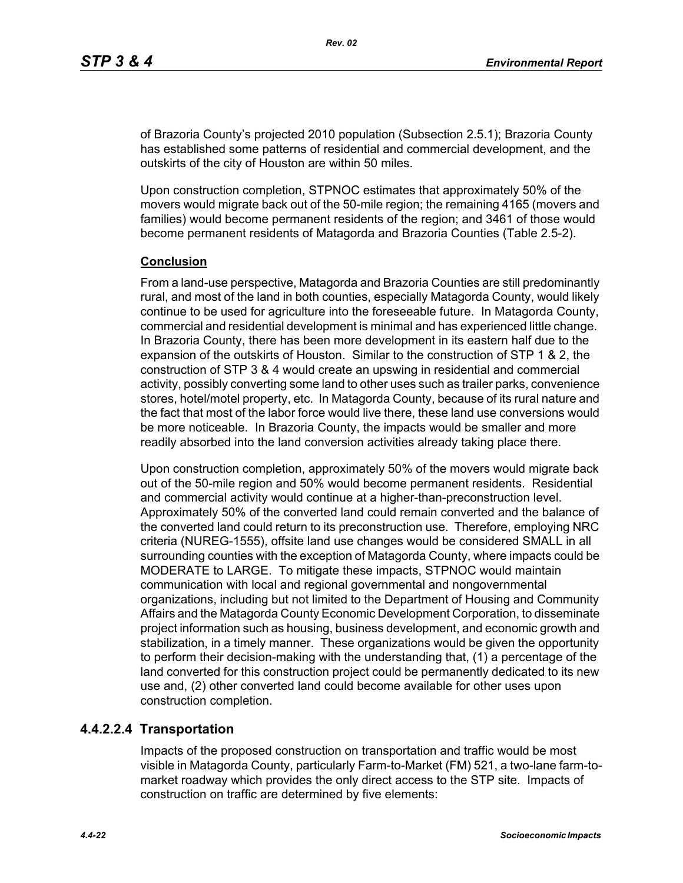of Brazoria County's projected 2010 population (Subsection 2.5.1); Brazoria County has established some patterns of residential and commercial development, and the outskirts of the city of Houston are within 50 miles.

Upon construction completion, STPNOC estimates that approximately 50% of the movers would migrate back out of the 50-mile region; the remaining 4165 (movers and families) would become permanent residents of the region; and 3461 of those would become permanent residents of Matagorda and Brazoria Counties (Table 2.5-2).

**Conclusion**

From a land-use perspective, Matagorda and Brazoria Counties are still predominantly rural, and most of the land in both counties, especially Matagorda County, would likely continue to be used for agriculture into the foreseeable future. In Matagorda County, commercial and residential development is minimal and has experienced little change. In Brazoria County, there has been more development in its eastern half due to the expansion of the outskirts of Houston. Similar to the construction of STP 1 & 2, the construction of STP 3 & 4 would create an upswing in residential and commercial activity, possibly converting some land to other uses such as trailer parks, convenience stores, hotel/motel property, etc. In Matagorda County, because of its rural nature and the fact that most of the labor force would live there, these land use conversions would be more noticeable. In Brazoria County, the impacts would be smaller and more readily absorbed into the land conversion activities already taking place there.

Upon construction completion, approximately 50% of the movers would migrate back out of the 50-mile region and 50% would become permanent residents. Residential and commercial activity would continue at a higher-than-preconstruction level. Approximately 50% of the converted land could remain converted and the balance of the converted land could return to its preconstruction use. Therefore, employing NRC criteria (NUREG-1555), offsite land use changes would be considered SMALL in all surrounding counties with the exception of Matagorda County, where impacts could be MODERATE to LARGE. To mitigate these impacts, STPNOC would maintain communication with local and regional governmental and nongovernmental organizations, including but not limited to the Department of Housing and Community Affairs and the Matagorda County Economic Development Corporation, to disseminate project information such as housing, business development, and economic growth and stabilization, in a timely manner. These organizations would be given the opportunity to perform their decision-making with the understanding that, (1) a percentage of the land converted for this construction project could be permanently dedicated to its new use and, (2) other converted land could become available for other uses upon construction completion.

### 4.4.2.2.4 Transportation

Impacts of the proposed construction on transportation and traffic would be most visible in Matagorda County, particularly Farm-to-Market (FM) 521, a two-lane farm-to-market roadway which provides the only direct access to the STP site. Impacts of construction on traffic are determined by five elements: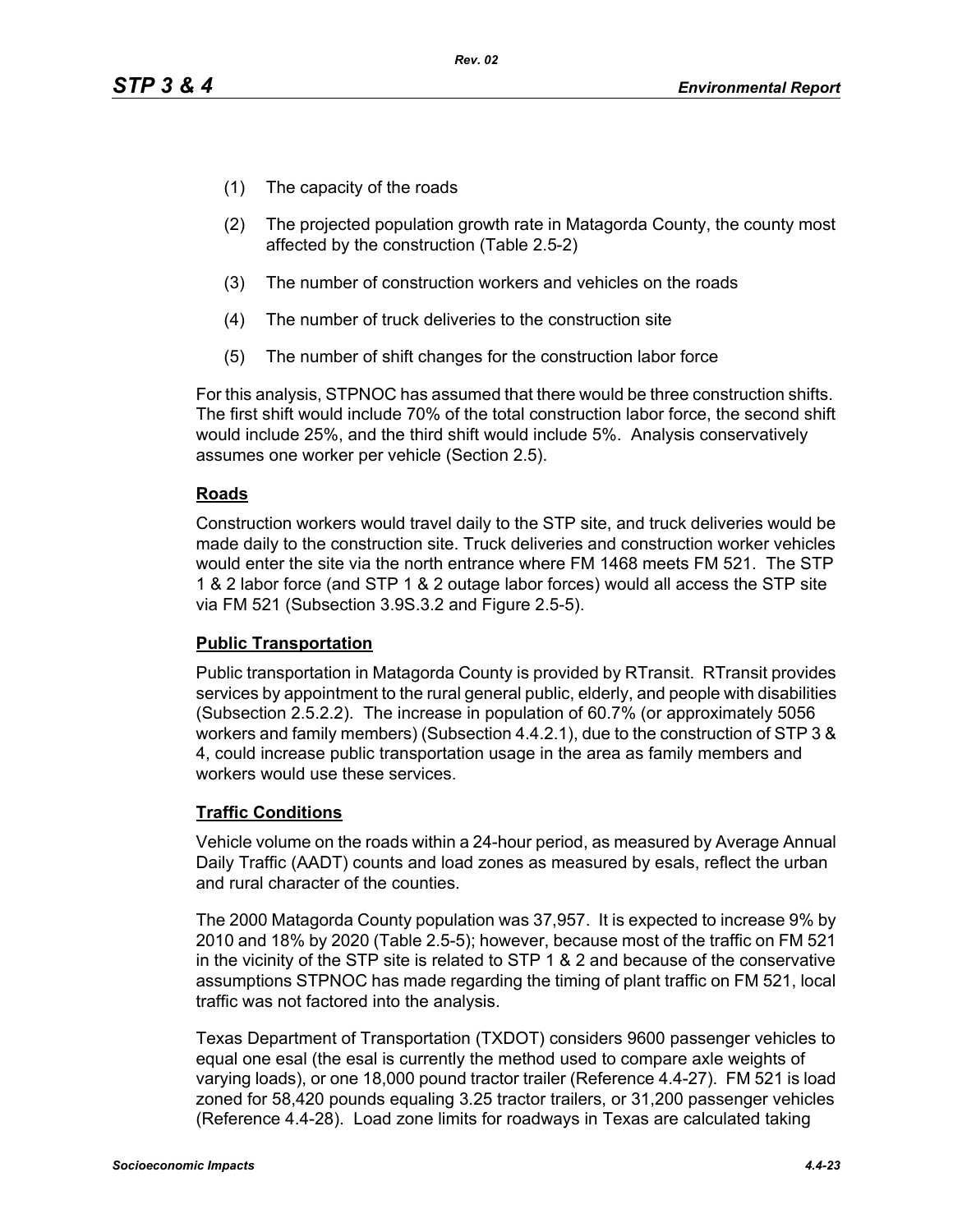(1) The capacity of the roads

(2) The projected population growth rate in Matagorda County, the county most affected by the construction (Table 2.5-2)

(3) The number of construction workers and vehicles on the roads

(4) The number of truck deliveries to the construction site

(5) The number of shift changes for the construction labor force

For this analysis, STPNOC has assumed that there would be three construction shifts. The first shift would include 70% of the total construction labor force, the second shift would include 25%, and the third shift would include 5%. Analysis conservatively assumes one worker per vehicle (Section 2.5).

**Roads**

Construction workers would travel daily to the STP site, and truck deliveries would be made daily to the construction site. Truck deliveries and construction worker vehicles would enter the site via the north entrance where FM 1468 meets FM 521. The STP 1 & 2 labor force (and STP 1 & 2 outage labor forces) would all access the STP site via FM 521 (Subsection 3.9S.3.2 and Figure 2.5-5).

**Public Transportation**

Public transportation in Matagorda County is provided by RTransit. RTransit provides services by appointment to the rural general public, elderly, and people with disabilities (Subsection 2.5.2.2). The increase in population of 60.7% (or approximately 5056 workers and family members) (Subsection 4.4.2.1), due to the construction of STP 3 & 4, could increase public transportation usage in the area as family members and workers would use these services.

**Traffic Conditions**

Vehicle volume on the roads within a 24-hour period, as measured by Average Annual Daily Traffic (AADT) counts and load zones as measured by esals, reflect the urban and rural character of the counties.

The 2000 Matagorda County population was 37,957. It is expected to increase 9% by 2010 and 18% by 2020 (Table 2.5-5); however, because most of the traffic on FM 521 in the vicinity of the STP site is related to STP 1 & 2 and because of the conservative assumptions STPNOC has made regarding the timing of plant traffic on FM 521, local traffic was not factored into the analysis.

Texas Department of Transportation (TXDOT) considers 9600 passenger vehicles to equal one esal (the esal is currently the method used to compare axle weights of varying loads), or one 18,000 pound tractor trailer (Reference 4.4-27). FM 521 is load zoned for 58,420 pounds equaling 3.25 tractor trailers, or 31,200 passenger vehicles (Reference 4.4-28). Load zone limits for roadways in Texas are calculated taking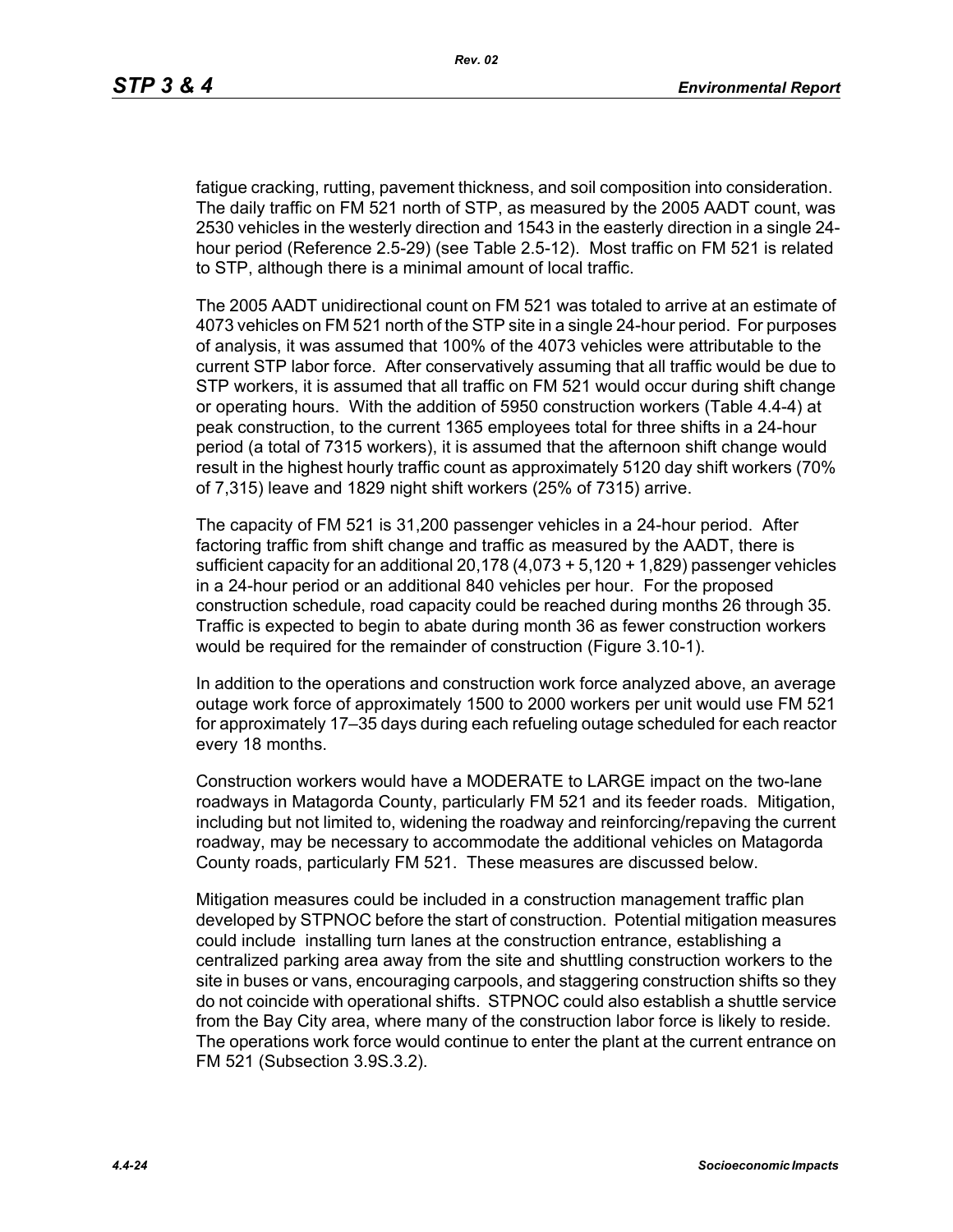fatigue cracking, rutting, pavement thickness, and soil composition into consideration. The daily traffic on FM 521 north of STP, as measured by the 2005 AADT count, was 2530 vehicles in the westerly direction and 1543 in the easterly direction in a single 24-hour period (Reference 2.5-29) (see Table 2.5-12). Most traffic on FM 521 is related to STP, although there is a minimal amount of local traffic.

The 2005 AADT unidirectional count on FM 521 was totaled to arrive at an estimate of 4073 vehicles on FM 521 north of the STP site in a single 24-hour period. For purposes of analysis, it was assumed that 100% of the 4073 vehicles were attributable to the current STP labor force. After conservatively assuming that all traffic would be due to STP workers, it is assumed that all traffic on FM 521 would occur during shift change or operating hours. With the addition of 5950 construction workers (Table 4.4-4) at peak construction, to the current 1365 employees total for three shifts in a 24-hour period (a total of 7315 workers), it is assumed that the afternoon shift change would result in the highest hourly traffic count as approximately 5120 day shift workers (70% of 7,315) leave and 1829 night shift workers (25% of 7315) arrive.

The capacity of FM 521 is 31,200 passenger vehicles in a 24-hour period. After factoring traffic from shift change and traffic as measured by the AADT, there is sufficient capacity for an additional 20,178 (4,073 + 5,120 + 1,829) passenger vehicles in a 24-hour period or an additional 840 vehicles per hour. For the proposed construction schedule, road capacity could be reached during months 26 through 35. Traffic is expected to begin to abate during month 36 as fewer construction workers would be required for the remainder of construction (Figure 3.10-1).

In addition to the operations and construction work force analyzed above, an average outage work force of approximately 1500 to 2000 workers per unit would use FM 521 for approximately 17–35 days during each refueling outage scheduled for each reactor every 18 months.

Construction workers would have a MODERATE to LARGE impact on the two-lane roadways in Matagorda County, particularly FM 521 and its feeder roads. Mitigation, including but not limited to, widening the roadway and reinforcing/repaving the current roadway, may be necessary to accommodate the additional vehicles on Matagorda County roads, particularly FM 521. These measures are discussed below.

Mitigation measures could be included in a construction management traffic plan developed by STPNOC before the start of construction. Potential mitigation measures could include installing turn lanes at the construction entrance, establishing a centralized parking area away from the site and shuttling construction workers to the site in buses or vans, encouraging carpools, and staggering construction shifts so they do not coincide with operational shifts. STPNOC could also establish a shuttle service from the Bay City area, where many of the construction labor force is likely to reside. The operations work force would continue to enter the plant at the current entrance on FM 521 (Subsection 3.9S.3.2).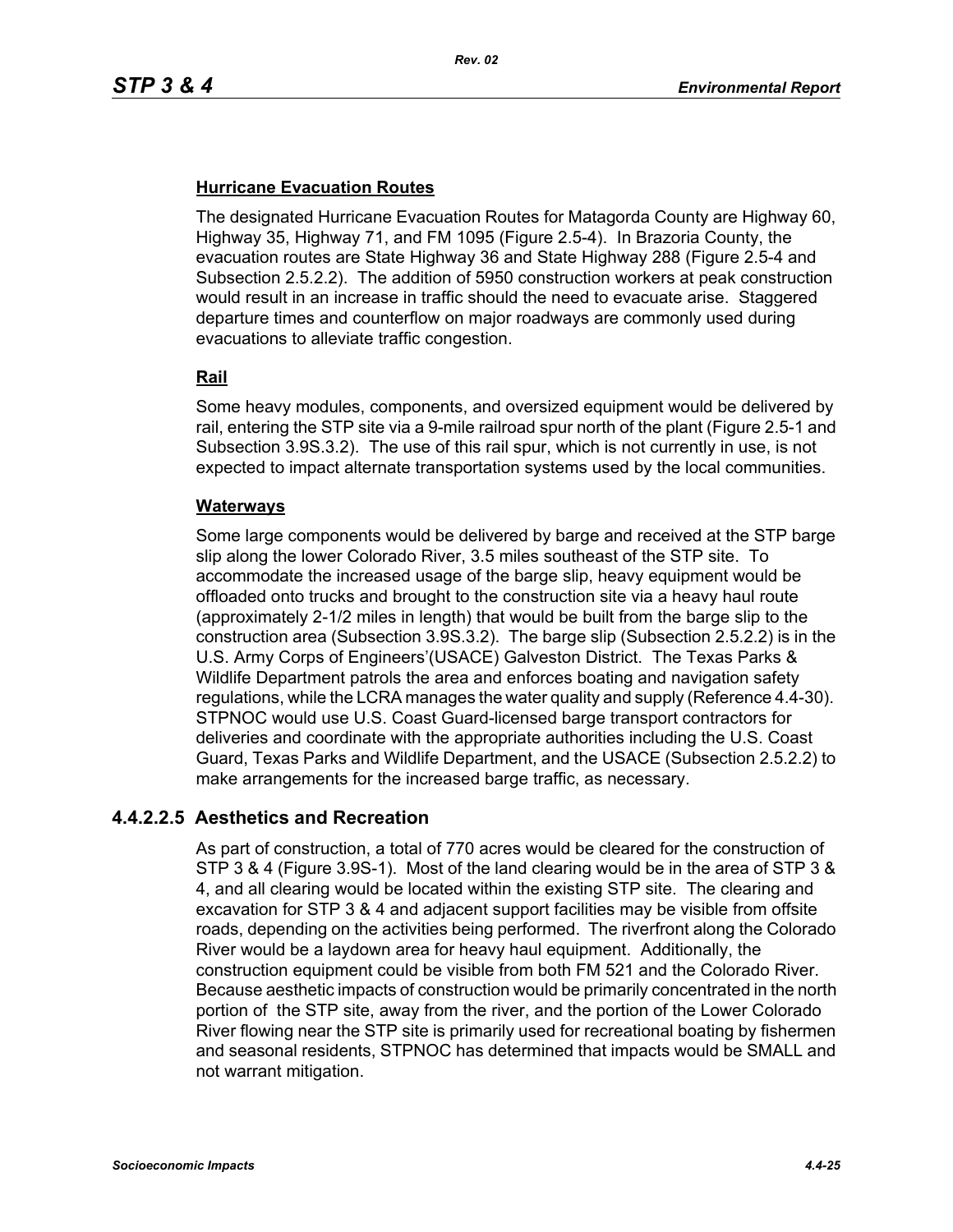**Hurricane Evacuation Routes**

The designated Hurricane Evacuation Routes for Matagorda County are Highway 60, Highway 35, Highway 71, and FM 1095 (Figure 2.5-4). In Brazoria County, the evacuation routes are State Highway 36 and State Highway 288 (Figure 2.5-4 and Subsection 2.5.2.2). The addition of 5950 construction workers at peak construction would result in an increase in traffic should the need to evacuate arise. Staggered departure times and counterflow on major roadways are commonly used during evacuations to alleviate traffic congestion.

**Rail**

Some heavy modules, components, and oversized equipment would be delivered by rail, entering the STP site via a 9-mile railroad spur north of the plant (Figure 2.5-1 and Subsection 3.9S.3.2). The use of this rail spur, which is not currently in use, is not expected to impact alternate transportation systems used by the local communities.

**Waterways**

Some large components would be delivered by barge and received at the STP barge slip along the lower Colorado River, 3.5 miles southeast of the STP site. To accommodate the increased usage of the barge slip, heavy equipment would be offloaded onto trucks and brought to the construction site via a heavy haul route (approximately 2-1/2 miles in length) that would be built from the barge slip to the construction area (Subsection 3.9S.3.2). The barge slip (Subsection 2.5.2.2) is in the U.S. Army Corps of Engineers'(USACE) Galveston District. The Texas Parks & Wildlife Department patrols the area and enforces boating and navigation safety regulations, while the LCRA manages the water quality and supply (Reference 4.4-30). STPNOC would use U.S. Coast Guard-licensed barge transport contractors for deliveries and coordinate with the appropriate authorities including the U.S. Coast Guard, Texas Parks and Wildlife Department, and the USACE (Subsection 2.5.2.2) to make arrangements for the increased barge traffic, as necessary.

### 4.4.2.2.5 Aesthetics and Recreation

As part of construction, a total of 770 acres would be cleared for the construction of STP 3 & 4 (Figure 3.9S-1). Most of the land clearing would be in the area of STP 3 & 4, and all clearing would be located within the existing STP site. The clearing and excavation for STP 3 & 4 and adjacent support facilities may be visible from offsite roads, depending on the activities being performed. The riverfront along the Colorado River would be a laydown area for heavy haul equipment. Additionally, the construction equipment could be visible from both FM 521 and the Colorado River. Because aesthetic impacts of construction would be primarily concentrated in the north portion of the STP site, away from the river, and the portion of the Lower Colorado River flowing near the STP site is primarily used for recreational boating by fishermen and seasonal residents, STPNOC has determined that impacts would be SMALL and not warrant mitigation.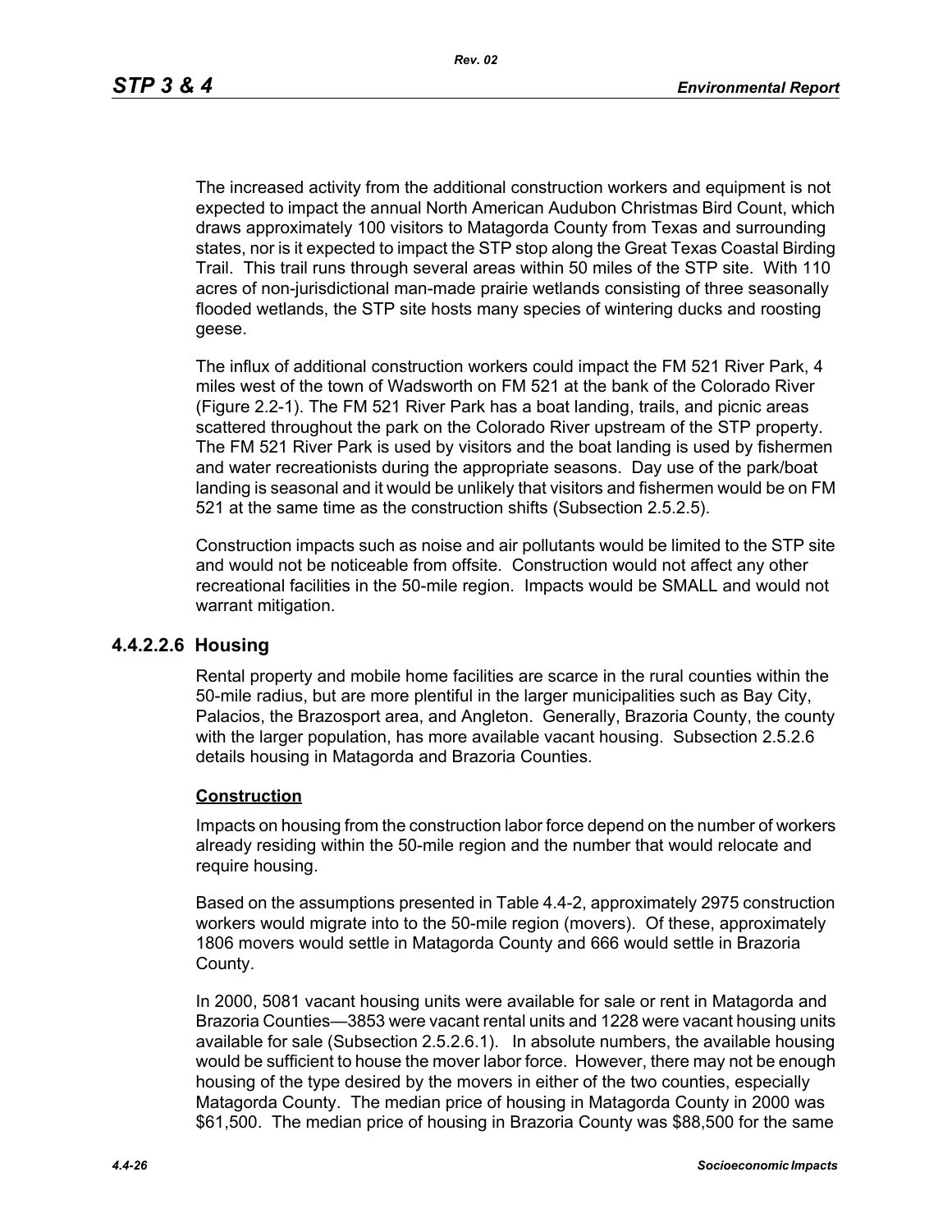The increased activity from the additional construction workers and equipment is not expected to impact the annual North American Audubon Christmas Bird Count, which draws approximately 100 visitors to Matagorda County from Texas and surrounding states, nor is it expected to impact the STP stop along the Great Texas Coastal Birding Trail. This trail runs through several areas within 50 miles of the STP site. With 110 acres of non-jurisdictional man-made prairie wetlands consisting of three seasonally flooded wetlands, the STP site hosts many species of wintering ducks and roosting geese.

The influx of additional construction workers could impact the FM 521 River Park, 4 miles west of the town of Wadsworth on FM 521 at the bank of the Colorado River (Figure 2.2-1). The FM 521 River Park has a boat landing, trails, and picnic areas scattered throughout the park on the Colorado River upstream of the STP property. The FM 521 River Park is used by visitors and the boat landing is used by fishermen and water recreationists during the appropriate seasons. Day use of the park/boat landing is seasonal and it would be unlikely that visitors and fishermen would be on FM 521 at the same time as the construction shifts (Subsection 2.5.2.5).

Construction impacts such as noise and air pollutants would be limited to the STP site and would not be noticeable from offsite. Construction would not affect any other recreational facilities in the 50-mile region. Impacts would be SMALL and would not warrant mitigation.

### 4.4.2.2.6 Housing

Rental property and mobile home facilities are scarce in the rural counties within the 50-mile radius, but are more plentiful in the larger municipalities such as Bay City, Palacios, the Brazosport area, and Angleton. Generally, Brazoria County, the county with the larger population, has more available vacant housing. Subsection 2.5.2.6 details housing in Matagorda and Brazoria Counties.

**Construction**

Impacts on housing from the construction labor force depend on the number of workers already residing within the 50-mile region and the number that would relocate and require housing.

Based on the assumptions presented in Table 4.4-2, approximately 2975 construction workers would migrate into to the 50-mile region (movers). Of these, approximately 1806 movers would settle in Matagorda County and 666 would settle in Brazoria County.

In 2000, 5081 vacant housing units were available for sale or rent in Matagorda and Brazoria Counties—3853 were vacant rental units and 1228 were vacant housing units available for sale (Subsection 2.5.2.6.1). In absolute numbers, the available housing would be sufficient to house the mover labor force. However, there may not be enough housing of the type desired by the movers in either of the two counties, especially Matagorda County. The median price of housing in Matagorda County in 2000 was $61,500. The median price of housing in Brazoria County was $88,500 for the same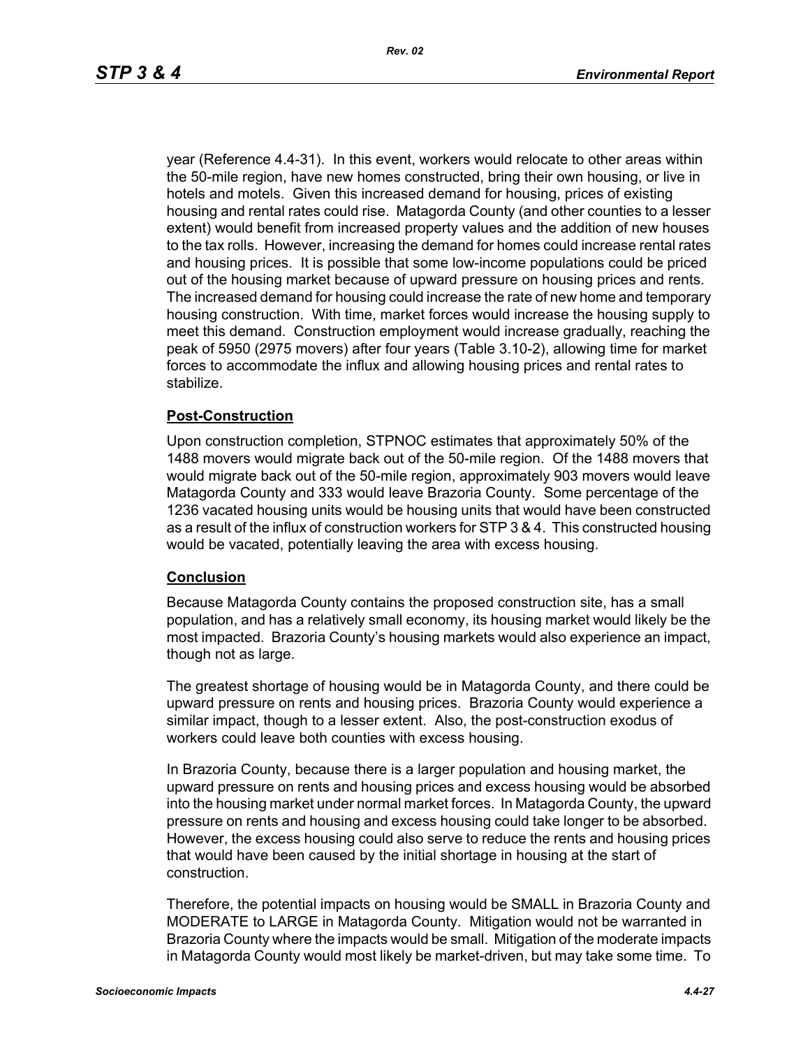year (Reference 4.4-31). In this event, workers would relocate to other areas within the 50-mile region, have new homes constructed, bring their own housing, or live in hotels and motels. Given this increased demand for housing, prices of existing housing and rental rates could rise. Matagorda County (and other counties to a lesser extent) would benefit from increased property values and the addition of new houses to the tax rolls. However, increasing the demand for homes could increase rental rates and housing prices. It is possible that some low-income populations could be priced out of the housing market because of upward pressure on housing prices and rents. The increased demand for housing could increase the rate of new home and temporary housing construction. With time, market forces would increase the housing supply to meet this demand. Construction employment would increase gradually, reaching the peak of 5950 (2975 movers) after four years (Table 3.10-2), allowing time for market forces to accommodate the influx and allowing housing prices and rental rates to stabilize.

**Post-Construction**

Upon construction completion, STPNOC estimates that approximately 50% of the 1488 movers would migrate back out of the 50-mile region. Of the 1488 movers that would migrate back out of the 50-mile region, approximately 903 movers would leave Matagorda County and 333 would leave Brazoria County. Some percentage of the 1236 vacated housing units would be housing units that would have been constructed as a result of the influx of construction workers for STP 3 & 4. This constructed housing would be vacated, potentially leaving the area with excess housing.

**Conclusion**

Because Matagorda County contains the proposed construction site, has a small population, and has a relatively small economy, its housing market would likely be the most impacted. Brazoria County's housing markets would also experience an impact, though not as large.

The greatest shortage of housing would be in Matagorda County, and there could be upward pressure on rents and housing prices. Brazoria County would experience a similar impact, though to a lesser extent. Also, the post-construction exodus of workers could leave both counties with excess housing.

In Brazoria County, because there is a larger population and housing market, the upward pressure on rents and housing prices and excess housing would be absorbed into the housing market under normal market forces. In Matagorda County, the upward pressure on rents and housing and excess housing could take longer to be absorbed. However, the excess housing could also serve to reduce the rents and housing prices that would have been caused by the initial shortage in housing at the start of construction.

Therefore, the potential impacts on housing would be SMALL in Brazoria County and MODERATE to LARGE in Matagorda County. Mitigation would not be warranted in Brazoria County where the impacts would be small. Mitigation of the moderate impacts in Matagorda County would most likely be market-driven, but may take some time. To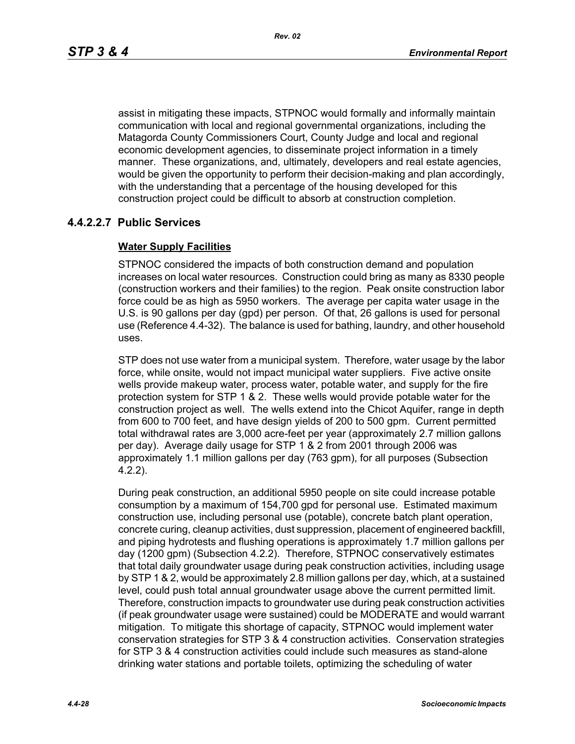assist in mitigating these impacts, STPNOC would formally and informally maintain communication with local and regional governmental organizations, including the Matagorda County Commissioners Court, County Judge and local and regional economic development agencies, to disseminate project information in a timely manner. These organizations, and, ultimately, developers and real estate agencies, would be given the opportunity to perform their decision-making and plan accordingly, with the understanding that a percentage of the housing developed for this construction project could be difficult to absorb at construction completion.

#### 4.4.2.2.7 Public Services

**Water Supply Facilities**

STPNOC considered the impacts of both construction demand and population increases on local water resources. Construction could bring as many as 8330 people (construction workers and their families) to the region. Peak onsite construction labor force could be as high as 5950 workers. The average per capita water usage in the U.S. is 90 gallons per day (gpd) per person. Of that, 26 gallons is used for personal use (Reference 4.4-32). The balance is used for bathing, laundry, and other household uses.

STP does not use water from a municipal system. Therefore, water usage by the labor force, while onsite, would not impact municipal water suppliers. Five active onsite wells provide makeup water, process water, potable water, and supply for the fire protection system for STP 1 & 2. These wells would provide potable water for the construction project as well. The wells extend into the Chicot Aquifer, range in depth from 600 to 700 feet, and have design yields of 200 to 500 gpm. Current permitted total withdrawal rates are 3,000 acre-feet per year (approximately 2.7 million gallons per day). Average daily usage for STP 1 & 2 from 2001 through 2006 was approximately 1.1 million gallons per day (763 gpm), for all purposes (Subsection 4.2.2).

During peak construction, an additional 5950 people on site could increase potable consumption by a maximum of 154,700 gpd for personal use. Estimated maximum construction use, including personal use (potable), concrete batch plant operation, concrete curing, cleanup activities, dust suppression, placement of engineered backfill, and piping hydrotests and flushing operations is approximately 1.7 million gallons per day (1200 gpm) (Subsection 4.2.2). Therefore, STPNOC conservatively estimates that total daily groundwater usage during peak construction activities, including usage by STP 1 & 2, would be approximately 2.8 million gallons per day, which, at a sustained level, could push total annual groundwater usage above the current permitted limit. Therefore, construction impacts to groundwater use during peak construction activities (if peak groundwater usage were sustained) could be MODERATE and would warrant mitigation. To mitigate this shortage of capacity, STPNOC would implement water conservation strategies for STP 3 & 4 construction activities. Conservation strategies for STP 3 & 4 construction activities could include such measures as stand-alone drinking water stations and portable toilets, optimizing the scheduling of water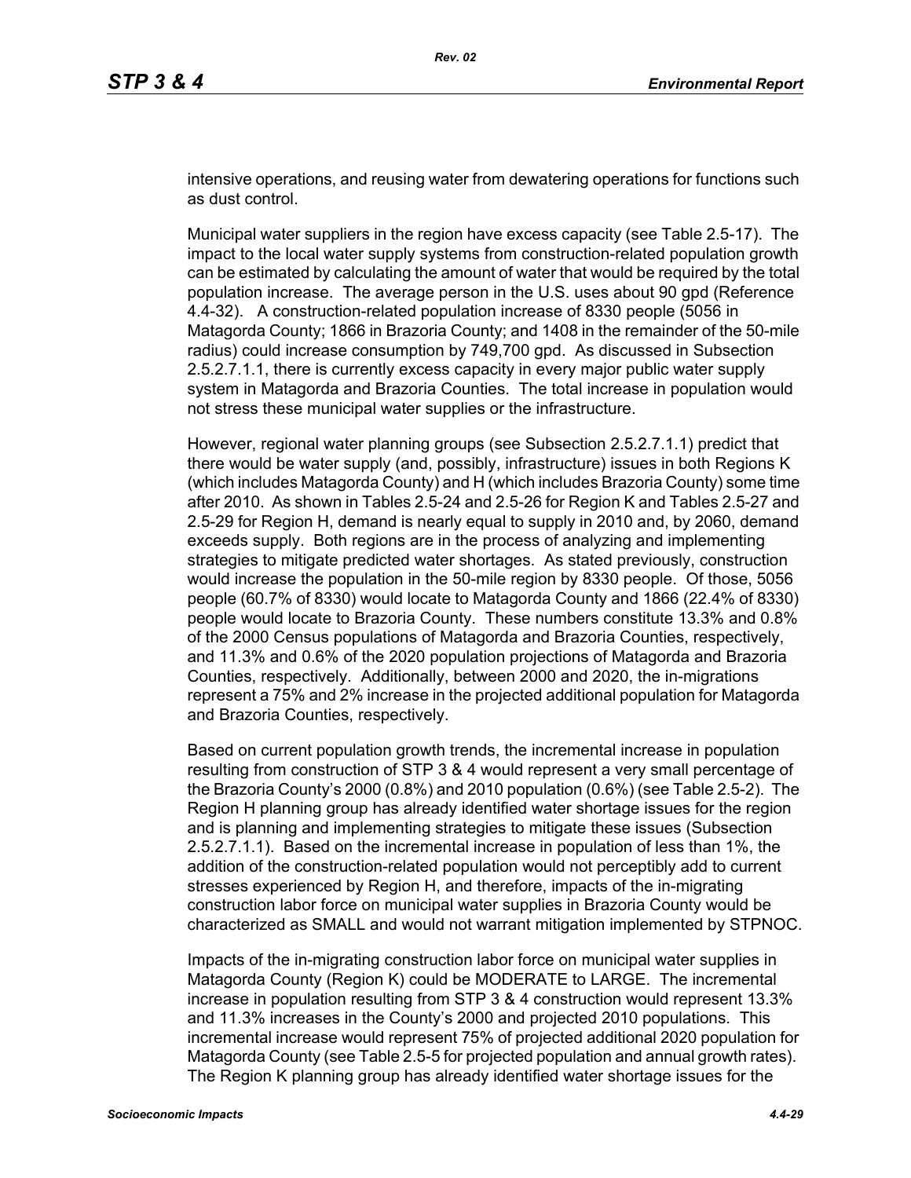intensive operations, and reusing water from dewatering operations for functions such as dust control.

Municipal water suppliers in the region have excess capacity (see Table 2.5-17). The impact to the local water supply systems from construction-related population growth can be estimated by calculating the amount of water that would be required by the total population increase. The average person in the U.S. uses about 90 gpd (Reference 4.4-32). A construction-related population increase of 8330 people (5056 in Matagorda County; 1866 in Brazoria County; and 1408 in the remainder of the 50-mile radius) could increase consumption by 749,700 gpd. As discussed in Subsection 2.5.2.7.1.1, there is currently excess capacity in every major public water supply system in Matagorda and Brazoria Counties. The total increase in population would not stress these municipal water supplies or the infrastructure.

However, regional water planning groups (see Subsection 2.5.2.7.1.1) predict that there would be water supply (and, possibly, infrastructure) issues in both Regions K (which includes Matagorda County) and H (which includes Brazoria County) some time after 2010. As shown in Tables 2.5-24 and 2.5-26 for Region K and Tables 2.5-27 and 2.5-29 for Region H, demand is nearly equal to supply in 2010 and, by 2060, demand exceeds supply. Both regions are in the process of analyzing and implementing strategies to mitigate predicted water shortages. As stated previously, construction would increase the population in the 50-mile region by 8330 people. Of those, 5056 people (60.7% of 8330) would locate to Matagorda County and 1866 (22.4% of 8330) people would locate to Brazoria County. These numbers constitute 13.3% and 0.8% of the 2000 Census populations of Matagorda and Brazoria Counties, respectively, and 11.3% and 0.6% of the 2020 population projections of Matagorda and Brazoria Counties, respectively. Additionally, between 2000 and 2020, the in-migrations represent a 75% and 2% increase in the projected additional population for Matagorda and Brazoria Counties, respectively.

Based on current population growth trends, the incremental increase in population resulting from construction of STP 3 & 4 would represent a very small percentage of the Brazoria County's 2000 (0.8%) and 2010 population (0.6%) (see Table 2.5-2). The Region H planning group has already identified water shortage issues for the region and is planning and implementing strategies to mitigate these issues (Subsection 2.5.2.7.1.1). Based on the incremental increase in population of less than 1%, the addition of the construction-related population would not perceptibly add to current stresses experienced by Region H, and therefore, impacts of the in-migrating construction labor force on municipal water supplies in Brazoria County would be characterized as SMALL and would not warrant mitigation implemented by STPNOC.

Impacts of the in-migrating construction labor force on municipal water supplies in Matagorda County (Region K) could be MODERATE to LARGE. The incremental increase in population resulting from STP 3 & 4 construction would represent 13.3% and 11.3% increases in the County's 2000 and projected 2010 populations. This incremental increase would represent 75% of projected additional 2020 population for Matagorda County (see Table 2.5-5 for projected population and annual growth rates). The Region K planning group has already identified water shortage issues for the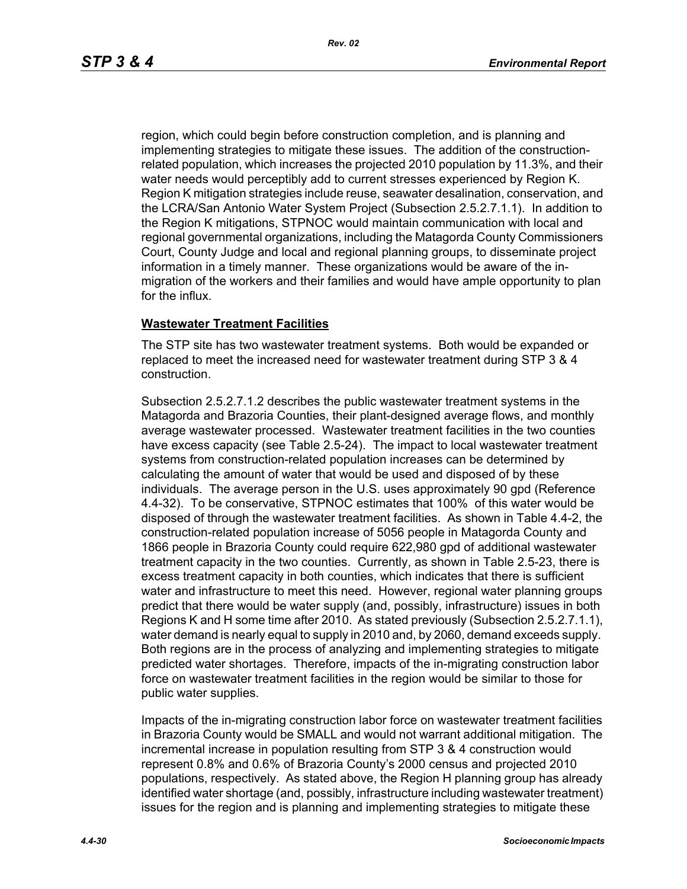region, which could begin before construction completion, and is planning and implementing strategies to mitigate these issues. The addition of the construction-related population, which increases the projected 2010 population by 11.3%, and their water needs would perceptibly add to current stresses experienced by Region K. Region K mitigation strategies include reuse, seawater desalination, conservation, and the LCRA/San Antonio Water System Project (Subsection 2.5.2.7.1.1). In addition to the Region K mitigations, STPNOC would maintain communication with local and regional governmental organizations, including the Matagorda County Commissioners Court, County Judge and local and regional planning groups, to disseminate project information in a timely manner. These organizations would be aware of the in-migration of the workers and their families and would have ample opportunity to plan for the influx.

**Wastewater Treatment Facilities**

The STP site has two wastewater treatment systems. Both would be expanded or replaced to meet the increased need for wastewater treatment during STP 3 & 4 construction.

Subsection 2.5.2.7.1.2 describes the public wastewater treatment systems in the Matagorda and Brazoria Counties, their plant-designed average flows, and monthly average wastewater processed. Wastewater treatment facilities in the two counties have excess capacity (see Table 2.5-24). The impact to local wastewater treatment systems from construction-related population increases can be determined by calculating the amount of water that would be used and disposed of by these individuals. The average person in the U.S. uses approximately 90 gpd (Reference 4.4-32). To be conservative, STPNOC estimates that 100% of this water would be disposed of through the wastewater treatment facilities. As shown in Table 4.4-2, the construction-related population increase of 5056 people in Matagorda County and 1866 people in Brazoria County could require 622,980 gpd of additional wastewater treatment capacity in the two counties. Currently, as shown in Table 2.5-23, there is excess treatment capacity in both counties, which indicates that there is sufficient water and infrastructure to meet this need. However, regional water planning groups predict that there would be water supply (and, possibly, infrastructure) issues in both Regions K and H some time after 2010. As stated previously (Subsection 2.5.2.7.1.1), water demand is nearly equal to supply in 2010 and, by 2060, demand exceeds supply. Both regions are in the process of analyzing and implementing strategies to mitigate predicted water shortages. Therefore, impacts of the in-migrating construction labor force on wastewater treatment facilities in the region would be similar to those for public water supplies.

Impacts of the in-migrating construction labor force on wastewater treatment facilities in Brazoria County would be SMALL and would not warrant additional mitigation. The incremental increase in population resulting from STP 3 & 4 construction would represent 0.8% and 0.6% of Brazoria County's 2000 census and projected 2010 populations, respectively. As stated above, the Region H planning group has already identified water shortage (and, possibly, infrastructure including wastewater treatment) issues for the region and is planning and implementing strategies to mitigate these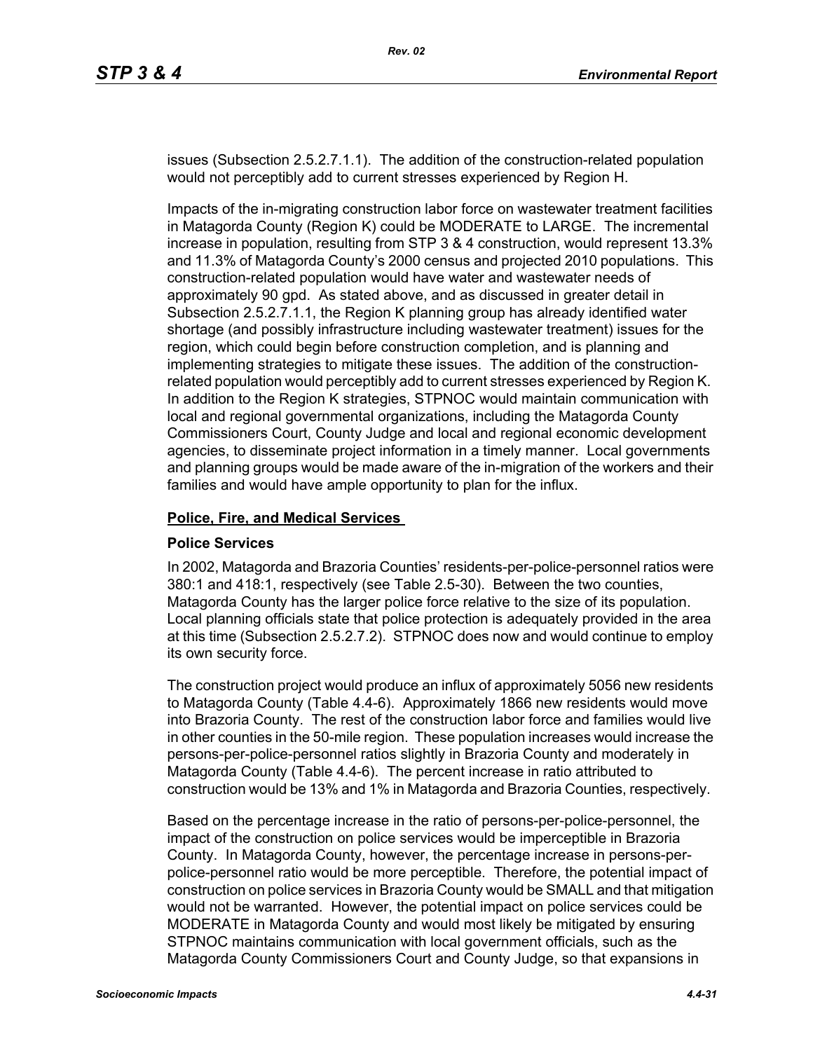issues (Subsection 2.5.2.7.1.1). The addition of the construction-related population would not perceptibly add to current stresses experienced by Region H.

Impacts of the in-migrating construction labor force on wastewater treatment facilities in Matagorda County (Region K) could be MODERATE to LARGE. The incremental increase in population, resulting from STP 3 & 4 construction, would represent 13.3% and 11.3% of Matagorda County's 2000 census and projected 2010 populations. This construction-related population would have water and wastewater needs of approximately 90 gpd. As stated above, and as discussed in greater detail in Subsection 2.5.2.7.1.1, the Region K planning group has already identified water shortage (and possibly infrastructure including wastewater treatment) issues for the region, which could begin before construction completion, and is planning and implementing strategies to mitigate these issues. The addition of the construction-related population would perceptibly add to current stresses experienced by Region K. In addition to the Region K strategies, STPNOC would maintain communication with local and regional governmental organizations, including the Matagorda County Commissioners Court, County Judge and local and regional economic development agencies, to disseminate project information in a timely manner. Local governments and planning groups would be made aware of the in-migration of the workers and their families and would have ample opportunity to plan for the influx.

**Police, Fire, and Medical Services**

**Police Services**

In 2002, Matagorda and Brazoria Counties' residents-per-police-personnel ratios were 380:1 and 418:1, respectively (see Table 2.5-30). Between the two counties, Matagorda County has the larger police force relative to the size of its population. Local planning officials state that police protection is adequately provided in the area at this time (Subsection 2.5.2.7.2). STPNOC does now and would continue to employ its own security force.

The construction project would produce an influx of approximately 5056 new residents to Matagorda County (Table 4.4-6). Approximately 1866 new residents would move into Brazoria County. The rest of the construction labor force and families would live in other counties in the 50-mile region. These population increases would increase the persons-per-police-personnel ratios slightly in Brazoria County and moderately in Matagorda County (Table 4.4-6). The percent increase in ratio attributed to construction would be 13% and 1% in Matagorda and Brazoria Counties, respectively.

Based on the percentage increase in the ratio of persons-per-police-personnel, the impact of the construction on police services would be imperceptible in Brazoria County. In Matagorda County, however, the percentage increase in persons-per-police-personnel ratio would be more perceptible. Therefore, the potential impact of construction on police services in Brazoria County would be SMALL and that mitigation would not be warranted. However, the potential impact on police services could be MODERATE in Matagorda County and would most likely be mitigated by ensuring STPNOC maintains communication with local government officials, such as the Matagorda County Commissioners Court and County Judge, so that expansions in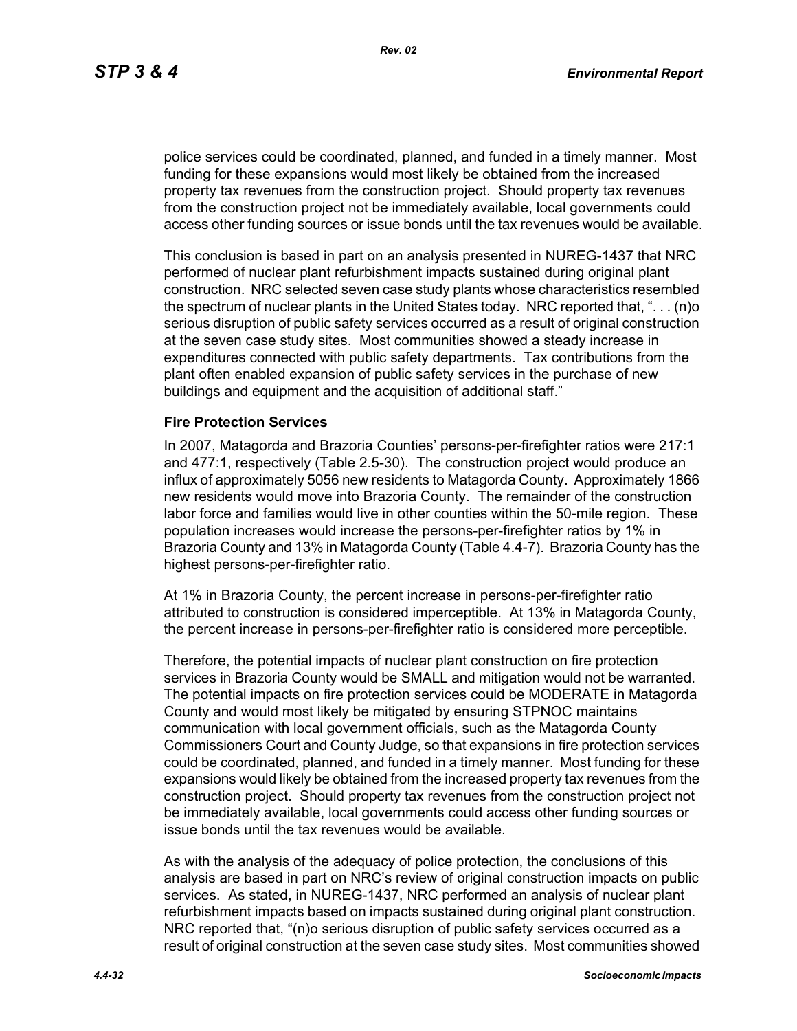police services could be coordinated, planned, and funded in a timely manner. Most funding for these expansions would most likely be obtained from the increased property tax revenues from the construction project. Should property tax revenues from the construction project not be immediately available, local governments could access other funding sources or issue bonds until the tax revenues would be available.

This conclusion is based in part on an analysis presented in NUREG-1437 that NRC performed of nuclear plant refurbishment impacts sustained during original plant construction. NRC selected seven case study plants whose characteristics resembled the spectrum of nuclear plants in the United States today. NRC reported that, ". . . (n)o serious disruption of public safety services occurred as a result of original construction at the seven case study sites. Most communities showed a steady increase in expenditures connected with public safety departments. Tax contributions from the plant often enabled expansion of public safety services in the purchase of new buildings and equipment and the acquisition of additional staff."

**Fire Protection Services**

In 2007, Matagorda and Brazoria Counties' persons-per-firefighter ratios were 217:1 and 477:1, respectively (Table 2.5-30). The construction project would produce an influx of approximately 5056 new residents to Matagorda County. Approximately 1866 new residents would move into Brazoria County. The remainder of the construction labor force and families would live in other counties within the 50-mile region. These population increases would increase the persons-per-firefighter ratios by 1% in Brazoria County and 13% in Matagorda County (Table 4.4-7). Brazoria County has the highest persons-per-firefighter ratio.

At 1% in Brazoria County, the percent increase in persons-per-firefighter ratio attributed to construction is considered imperceptible. At 13% in Matagorda County, the percent increase in persons-per-firefighter ratio is considered more perceptible.

Therefore, the potential impacts of nuclear plant construction on fire protection services in Brazoria County would be SMALL and mitigation would not be warranted. The potential impacts on fire protection services could be MODERATE in Matagorda County and would most likely be mitigated by ensuring STPNOC maintains communication with local government officials, such as the Matagorda County Commissioners Court and County Judge, so that expansions in fire protection services could be coordinated, planned, and funded in a timely manner. Most funding for these expansions would likely be obtained from the increased property tax revenues from the construction project. Should property tax revenues from the construction project not be immediately available, local governments could access other funding sources or issue bonds until the tax revenues would be available.

As with the analysis of the adequacy of police protection, the conclusions of this analysis are based in part on NRC's review of original construction impacts on public services. As stated, in NUREG-1437, NRC performed an analysis of nuclear plant refurbishment impacts based on impacts sustained during original plant construction. NRC reported that, "(n)o serious disruption of public safety services occurred as a result of original construction at the seven case study sites. Most communities showed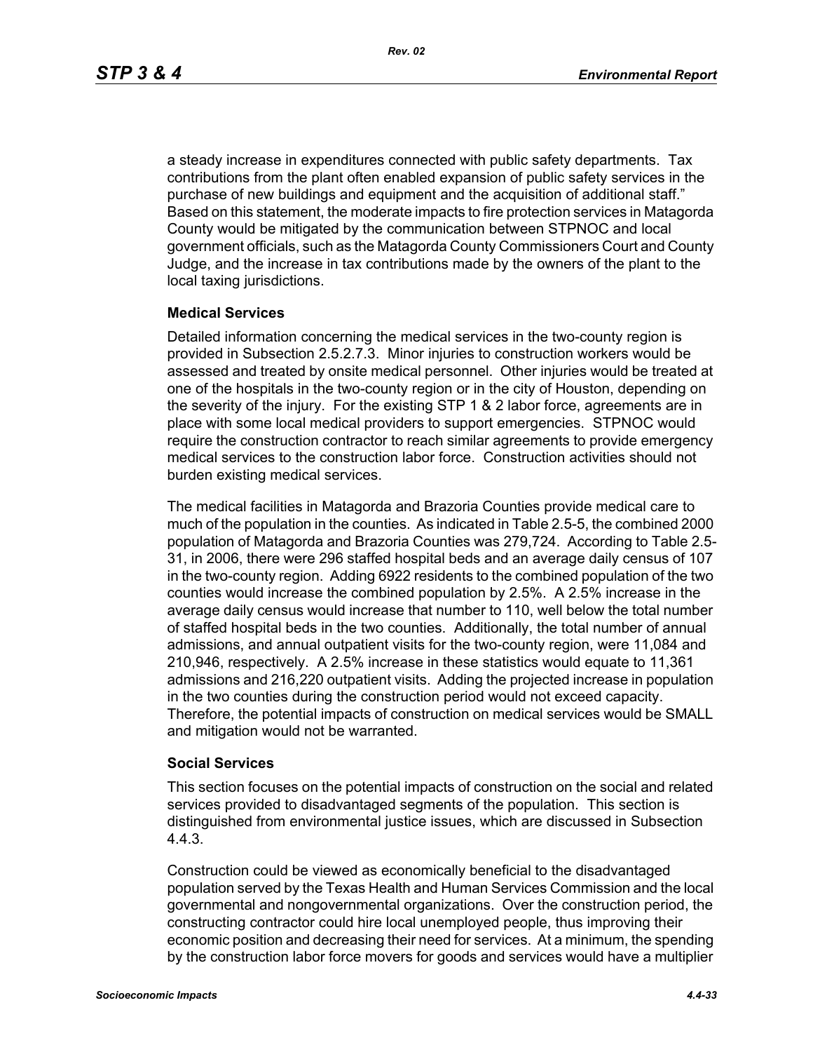a steady increase in expenditures connected with public safety departments. Tax contributions from the plant often enabled expansion of public safety services in the purchase of new buildings and equipment and the acquisition of additional staff." Based on this statement, the moderate impacts to fire protection services in Matagorda County would be mitigated by the communication between STPNOC and local government officials, such as the Matagorda County Commissioners Court and County Judge, and the increase in tax contributions made by the owners of the plant to the local taxing jurisdictions.

### Medical Services

Detailed information concerning the medical services in the two-county region is provided in Subsection 2.5.2.7.3. Minor injuries to construction workers would be assessed and treated by onsite medical personnel. Other injuries would be treated at one of the hospitals in the two-county region or in the city of Houston, depending on the severity of the injury. For the existing STP 1 & 2 labor force, agreements are in place with some local medical providers to support emergencies. STPNOC would require the construction contractor to reach similar agreements to provide emergency medical services to the construction labor force. Construction activities should not burden existing medical services.

The medical facilities in Matagorda and Brazoria Counties provide medical care to much of the population in the counties. As indicated in Table 2.5-5, the combined 2000 population of Matagorda and Brazoria Counties was 279,724. According to Table 2.5-31, in 2006, there were 296 staffed hospital beds and an average daily census of 107 in the two-county region. Adding 6922 residents to the combined population of the two counties would increase the combined population by 2.5%. A 2.5% increase in the average daily census would increase that number to 110, well below the total number of staffed hospital beds in the two counties. Additionally, the total number of annual admissions, and annual outpatient visits for the two-county region, were 11,084 and 210,946, respectively. A 2.5% increase in these statistics would equate to 11,361 admissions and 216,220 outpatient visits. Adding the projected increase in population in the two counties during the construction period would not exceed capacity. Therefore, the potential impacts of construction on medical services would be SMALL and mitigation would not be warranted.

### Social Services

This section focuses on the potential impacts of construction on the social and related services provided to disadvantaged segments of the population. This section is distinguished from environmental justice issues, which are discussed in Subsection 4.4.3.

Construction could be viewed as economically beneficial to the disadvantaged population served by the Texas Health and Human Services Commission and the local governmental and nongovernmental organizations. Over the construction period, the constructing contractor could hire local unemployed people, thus improving their economic position and decreasing their need for services. At a minimum, the spending by the construction labor force movers for goods and services would have a multiplier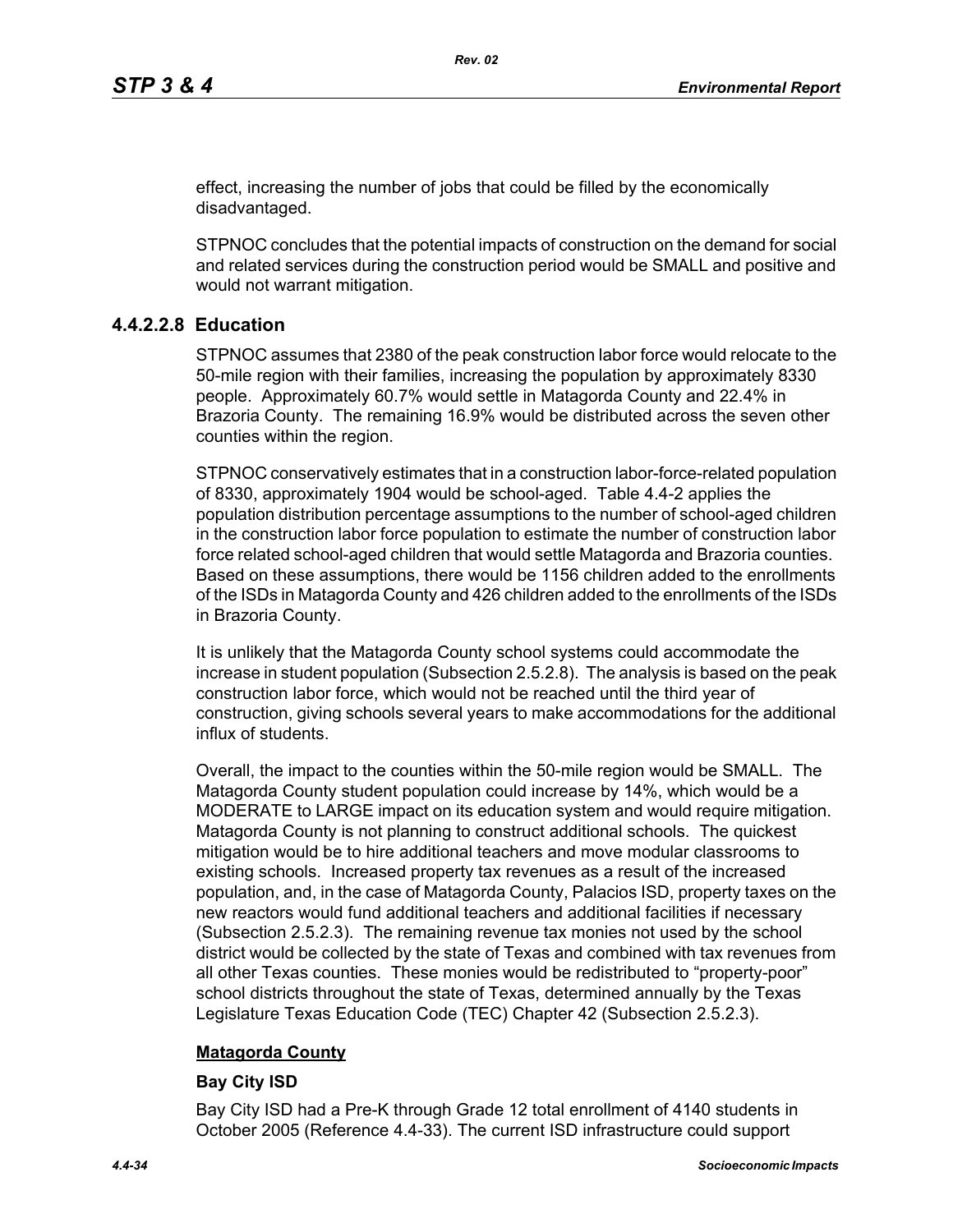effect, increasing the number of jobs that could be filled by the economically disadvantaged.

STPNOC concludes that the potential impacts of construction on the demand for social and related services during the construction period would be SMALL and positive and would not warrant mitigation.

### 4.4.2.2.8 Education

STPNOC assumes that 2380 of the peak construction labor force would relocate to the 50-mile region with their families, increasing the population by approximately 8330 people. Approximately 60.7% would settle in Matagorda County and 22.4% in Brazoria County. The remaining 16.9% would be distributed across the seven other counties within the region.

STPNOC conservatively estimates that in a construction labor-force-related population of 8330, approximately 1904 would be school-aged. Table 4.4-2 applies the population distribution percentage assumptions to the number of school-aged children in the construction labor force population to estimate the number of construction labor force related school-aged children that would settle Matagorda and Brazoria counties. Based on these assumptions, there would be 1156 children added to the enrollments of the ISDs in Matagorda County and 426 children added to the enrollments of the ISDs in Brazoria County.

It is unlikely that the Matagorda County school systems could accommodate the increase in student population (Subsection 2.5.2.8). The analysis is based on the peak construction labor force, which would not be reached until the third year of construction, giving schools several years to make accommodations for the additional influx of students.

Overall, the impact to the counties within the 50-mile region would be SMALL. The Matagorda County student population could increase by 14%, which would be a MODERATE to LARGE impact on its education system and would require mitigation. Matagorda County is not planning to construct additional schools. The quickest mitigation would be to hire additional teachers and move modular classrooms to existing schools. Increased property tax revenues as a result of the increased population, and, in the case of Matagorda County, Palacios ISD, property taxes on the new reactors would fund additional teachers and additional facilities if necessary (Subsection 2.5.2.3). The remaining revenue tax monies not used by the school district would be collected by the state of Texas and combined with tax revenues from all other Texas counties. These monies would be redistributed to "property-poor" school districts throughout the state of Texas, determined annually by the Texas Legislature Texas Education Code (TEC) Chapter 42 (Subsection 2.5.2.3).

**<u>Matagorda County</u>**

**Bay City ISD**

Bay City ISD had a Pre-K through Grade 12 total enrollment of 4140 students in October 2005 (Reference 4.4-33). The current ISD infrastructure could support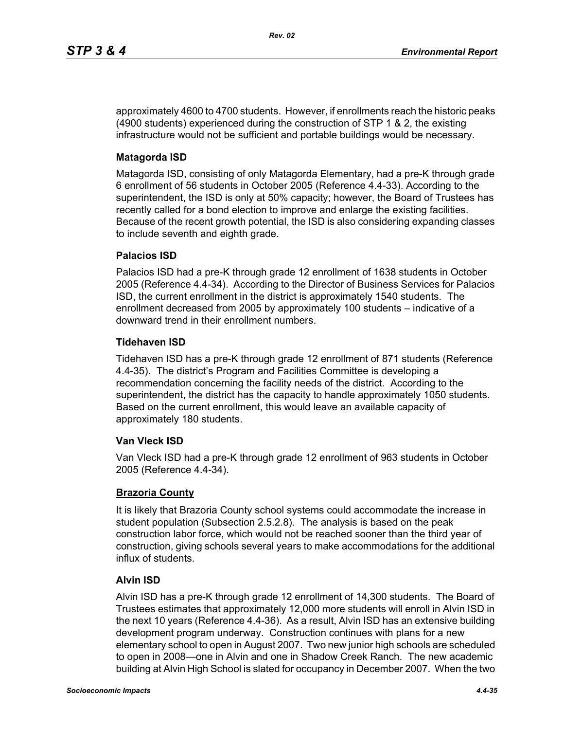approximately 4600 to 4700 students. However, if enrollments reach the historic peaks (4900 students) experienced during the construction of STP 1 & 2, the existing infrastructure would not be sufficient and portable buildings would be necessary.

### Matagorda ISD

Matagorda ISD, consisting of only Matagorda Elementary, had a pre-K through grade 6 enrollment of 56 students in October 2005 (Reference 4.4-33). According to the superintendent, the ISD is only at 50% capacity; however, the Board of Trustees has recently called for a bond election to improve and enlarge the existing facilities. Because of the recent growth potential, the ISD is also considering expanding classes to include seventh and eighth grade.

### Palacios ISD

Palacios ISD had a pre-K through grade 12 enrollment of 1638 students in October 2005 (Reference 4.4-34). According to the Director of Business Services for Palacios ISD, the current enrollment in the district is approximately 1540 students. The enrollment decreased from 2005 by approximately 100 students – indicative of a downward trend in their enrollment numbers.

### Tidehaven ISD

Tidehaven ISD has a pre-K through grade 12 enrollment of 871 students (Reference 4.4-35). The district's Program and Facilities Committee is developing a recommendation concerning the facility needs of the district. According to the superintendent, the district has the capacity to handle approximately 1050 students. Based on the current enrollment, this would leave an available capacity of approximately 180 students.

### Van Vleck ISD

Van Vleck ISD had a pre-K through grade 12 enrollment of 963 students in October 2005 (Reference 4.4-34).

## Brazoria County

It is likely that Brazoria County school systems could accommodate the increase in student population (Subsection 2.5.2.8). The analysis is based on the peak construction labor force, which would not be reached sooner than the third year of construction, giving schools several years to make accommodations for the additional influx of students.

### Alvin ISD

Alvin ISD has a pre-K through grade 12 enrollment of 14,300 students. The Board of Trustees estimates that approximately 12,000 more students will enroll in Alvin ISD in the next 10 years (Reference 4.4-36). As a result, Alvin ISD has an extensive building development program underway. Construction continues with plans for a new elementary school to open in August 2007. Two new junior high schools are scheduled to open in 2008—one in Alvin and one in Shadow Creek Ranch. The new academic building at Alvin High School is slated for occupancy in December 2007. When the two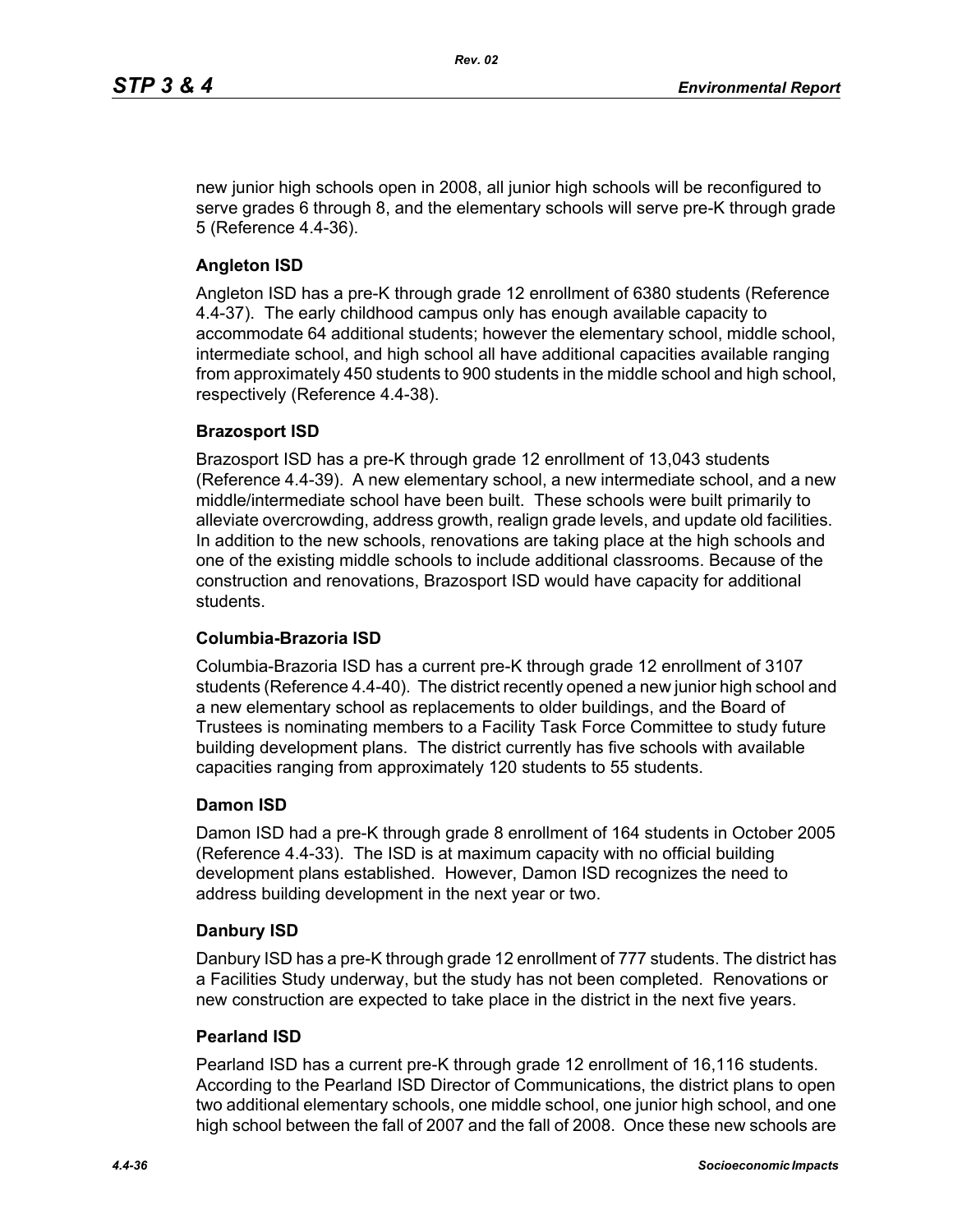new junior high schools open in 2008, all junior high schools will be reconfigured to serve grades 6 through 8, and the elementary schools will serve pre-K through grade 5 (Reference 4.4-36).

### Angleton ISD

Angleton ISD has a pre-K through grade 12 enrollment of 6380 students (Reference 4.4-37). The early childhood campus only has enough available capacity to accommodate 64 additional students; however the elementary school, middle school, intermediate school, and high school all have additional capacities available ranging from approximately 450 students to 900 students in the middle school and high school, respectively (Reference 4.4-38).

### Brazosport ISD

Brazosport ISD has a pre-K through grade 12 enrollment of 13,043 students (Reference 4.4-39). A new elementary school, a new intermediate school, and a new middle/intermediate school have been built. These schools were built primarily to alleviate overcrowding, address growth, realign grade levels, and update old facilities. In addition to the new schools, renovations are taking place at the high schools and one of the existing middle schools to include additional classrooms. Because of the construction and renovations, Brazosport ISD would have capacity for additional students.

### Columbia-Brazoria ISD

Columbia-Brazoria ISD has a current pre-K through grade 12 enrollment of 3107 students (Reference 4.4-40). The district recently opened a new junior high school and a new elementary school as replacements to older buildings, and the Board of Trustees is nominating members to a Facility Task Force Committee to study future building development plans. The district currently has five schools with available capacities ranging from approximately 120 students to 55 students.

### Damon ISD

Damon ISD had a pre-K through grade 8 enrollment of 164 students in October 2005 (Reference 4.4-33). The ISD is at maximum capacity with no official building development plans established. However, Damon ISD recognizes the need to address building development in the next year or two.

### Danbury ISD

Danbury ISD has a pre-K through grade 12 enrollment of 777 students. The district has a Facilities Study underway, but the study has not been completed. Renovations or new construction are expected to take place in the district in the next five years.

### Pearland ISD

Pearland ISD has a current pre-K through grade 12 enrollment of 16,116 students. According to the Pearland ISD Director of Communications, the district plans to open two additional elementary schools, one middle school, one junior high school, and one high school between the fall of 2007 and the fall of 2008. Once these new schools are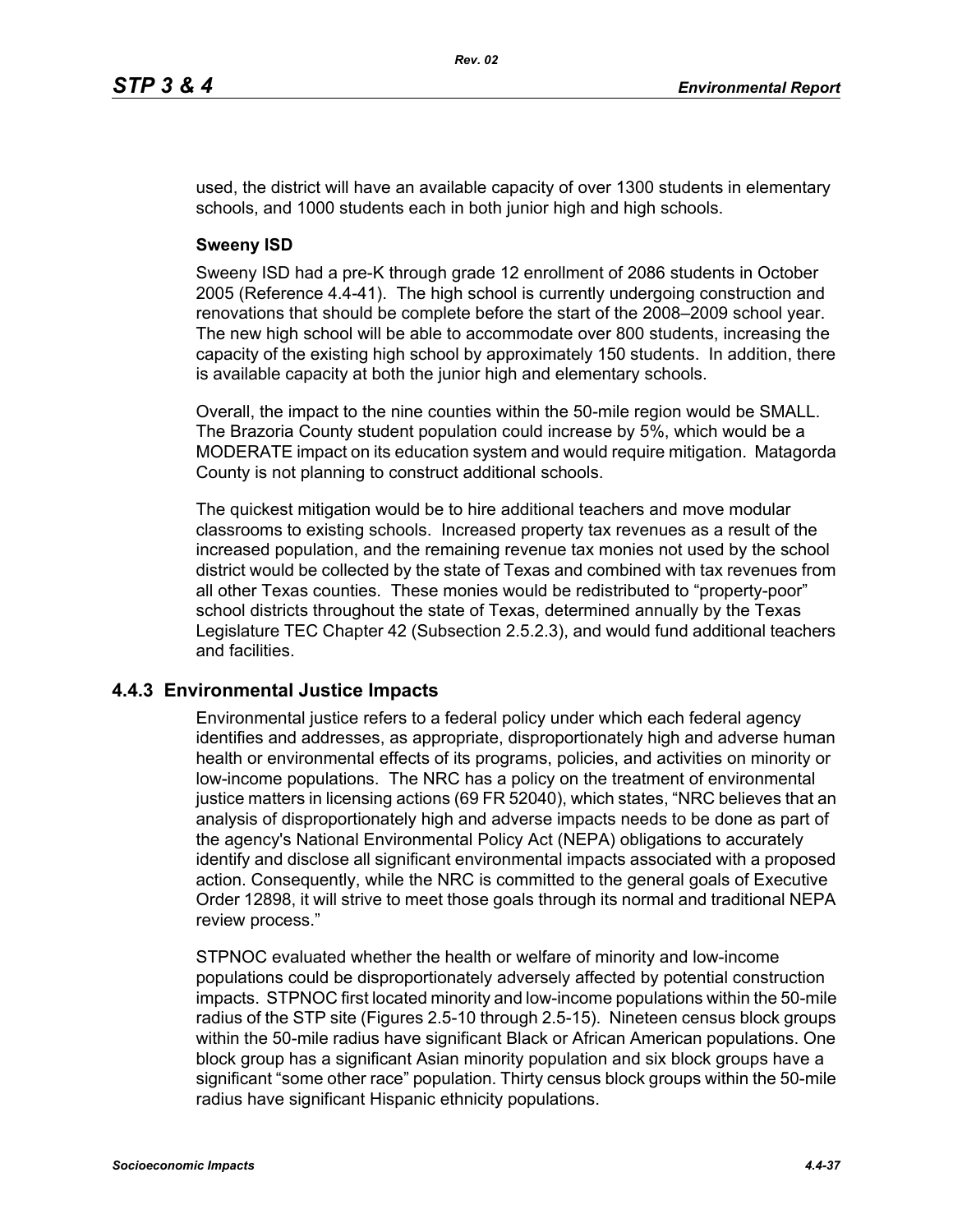used, the district will have an available capacity of over 1300 students in elementary schools, and 1000 students each in both junior high and high schools.

**Sweeny ISD**

Sweeny ISD had a pre-K through grade 12 enrollment of 2086 students in October 2005 (Reference 4.4-41). The high school is currently undergoing construction and renovations that should be complete before the start of the 2008–2009 school year. The new high school will be able to accommodate over 800 students, increasing the capacity of the existing high school by approximately 150 students. In addition, there is available capacity at both the junior high and elementary schools.

Overall, the impact to the nine counties within the 50-mile region would be SMALL. The Brazoria County student population could increase by 5%, which would be a MODERATE impact on its education system and would require mitigation. Matagorda County is not planning to construct additional schools.

The quickest mitigation would be to hire additional teachers and move modular classrooms to existing schools. Increased property tax revenues as a result of the increased population, and the remaining revenue tax monies not used by the school district would be collected by the state of Texas and combined with tax revenues from all other Texas counties. These monies would be redistributed to "property-poor" school districts throughout the state of Texas, determined annually by the Texas Legislature TEC Chapter 42 (Subsection 2.5.2.3), and would fund additional teachers and facilities.

### 4.4.3 Environmental Justice Impacts

Environmental justice refers to a federal policy under which each federal agency identifies and addresses, as appropriate, disproportionately high and adverse human health or environmental effects of its programs, policies, and activities on minority or low-income populations. The NRC has a policy on the treatment of environmental justice matters in licensing actions (69 FR 52040), which states, "NRC believes that an analysis of disproportionately high and adverse impacts needs to be done as part of the agency's National Environmental Policy Act (NEPA) obligations to accurately identify and disclose all significant environmental impacts associated with a proposed action. Consequently, while the NRC is committed to the general goals of Executive Order 12898, it will strive to meet those goals through its normal and traditional NEPA review process."

STPNOC evaluated whether the health or welfare of minority and low-income populations could be disproportionately adversely affected by potential construction impacts. STPNOC first located minority and low-income populations within the 50-mile radius of the STP site (Figures 2.5-10 through 2.5-15). Nineteen census block groups within the 50-mile radius have significant Black or African American populations. One block group has a significant Asian minority population and six block groups have a significant "some other race" population. Thirty census block groups within the 50-mile radius have significant Hispanic ethnicity populations.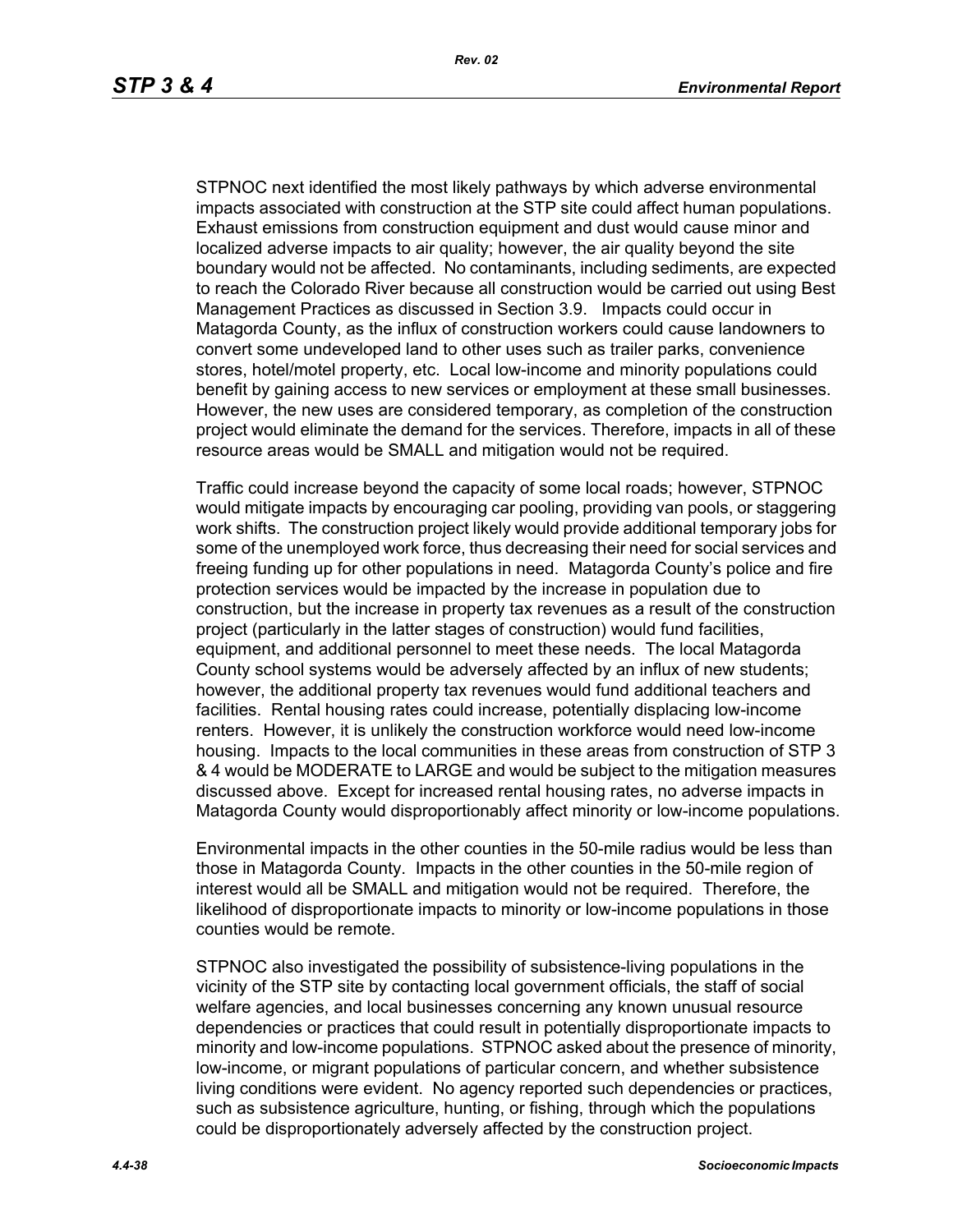STPNOC next identified the most likely pathways by which adverse environmental impacts associated with construction at the STP site could affect human populations. Exhaust emissions from construction equipment and dust would cause minor and localized adverse impacts to air quality; however, the air quality beyond the site boundary would not be affected. No contaminants, including sediments, are expected to reach the Colorado River because all construction would be carried out using Best Management Practices as discussed in Section 3.9. Impacts could occur in Matagorda County, as the influx of construction workers could cause landowners to convert some undeveloped land to other uses such as trailer parks, convenience stores, hotel/motel property, etc. Local low-income and minority populations could benefit by gaining access to new services or employment at these small businesses. However, the new uses are considered temporary, as completion of the construction project would eliminate the demand for the services. Therefore, impacts in all of these resource areas would be SMALL and mitigation would not be required.

Traffic could increase beyond the capacity of some local roads; however, STPNOC would mitigate impacts by encouraging car pooling, providing van pools, or staggering work shifts. The construction project likely would provide additional temporary jobs for some of the unemployed work force, thus decreasing their need for social services and freeing funding up for other populations in need. Matagorda County's police and fire protection services would be impacted by the increase in population due to construction, but the increase in property tax revenues as a result of the construction project (particularly in the latter stages of construction) would fund facilities, equipment, and additional personnel to meet these needs. The local Matagorda County school systems would be adversely affected by an influx of new students; however, the additional property tax revenues would fund additional teachers and facilities. Rental housing rates could increase, potentially displacing low-income renters. However, it is unlikely the construction workforce would need low-income housing. Impacts to the local communities in these areas from construction of STP 3 & 4 would be MODERATE to LARGE and would be subject to the mitigation measures discussed above. Except for increased rental housing rates, no adverse impacts in Matagorda County would disproportionably affect minority or low-income populations.

Environmental impacts in the other counties in the 50-mile radius would be less than those in Matagorda County. Impacts in the other counties in the 50-mile region of interest would all be SMALL and mitigation would not be required. Therefore, the likelihood of disproportionate impacts to minority or low-income populations in those counties would be remote.

STPNOC also investigated the possibility of subsistence-living populations in the vicinity of the STP site by contacting local government officials, the staff of social welfare agencies, and local businesses concerning any known unusual resource dependencies or practices that could result in potentially disproportionate impacts to minority and low-income populations. STPNOC asked about the presence of minority, low-income, or migrant populations of particular concern, and whether subsistence living conditions were evident. No agency reported such dependencies or practices, such as subsistence agriculture, hunting, or fishing, through which the populations could be disproportionately adversely affected by the construction project.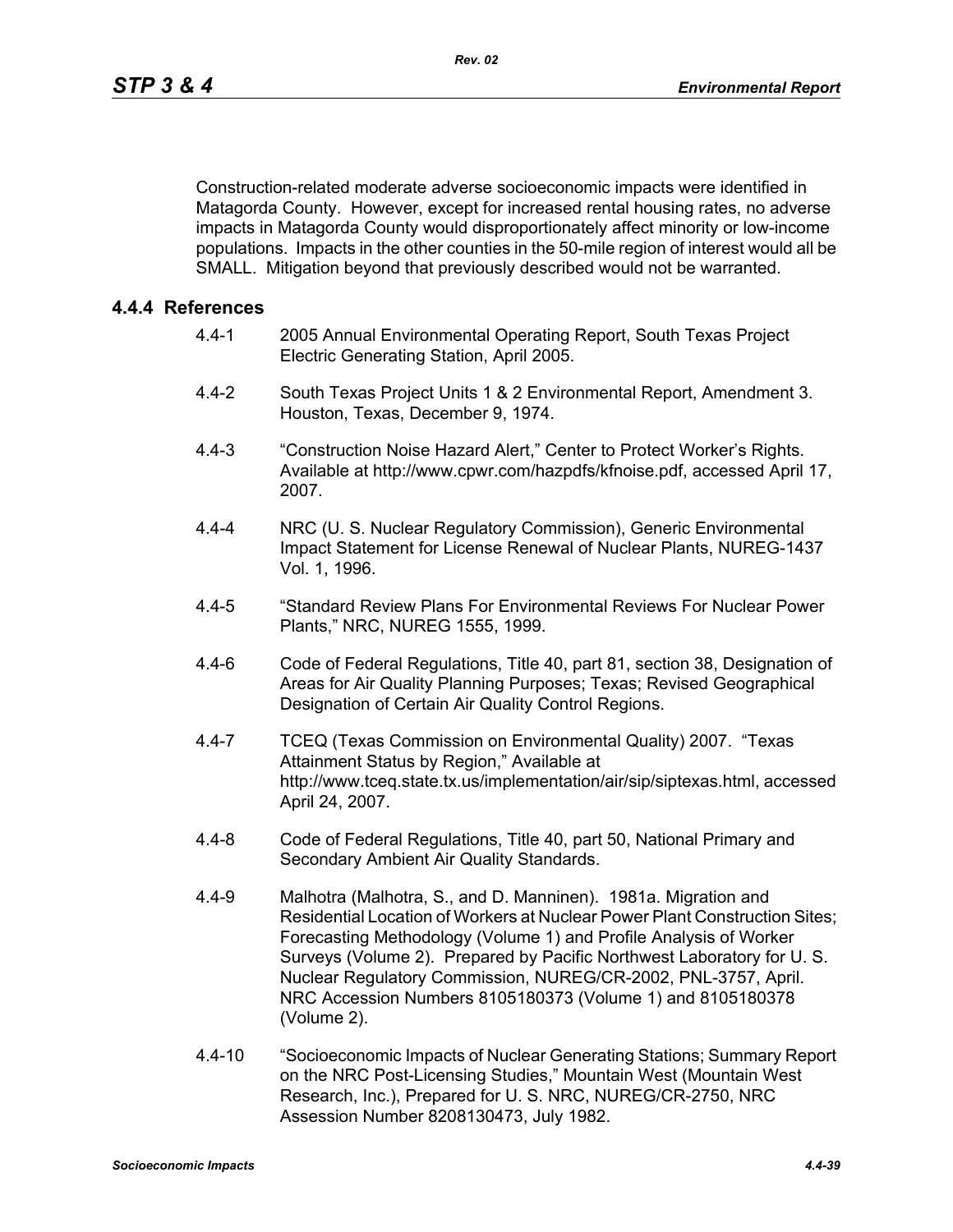Construction-related moderate adverse socioeconomic impacts were identified in Matagorda County. However, except for increased rental housing rates, no adverse impacts in Matagorda County would disproportionately affect minority or low-income populations. Impacts in the other counties in the 50-mile region of interest would all be SMALL. Mitigation beyond that previously described would not be warranted.

### 4.4.4 References

4.4-1 2005 Annual Environmental Operating Report, South Texas Project Electric Generating Station, April 2005.

4.4-2 South Texas Project Units 1 & 2 Environmental Report, Amendment 3. Houston, Texas, December 9, 1974.

4.4-3 "Construction Noise Hazard Alert," Center to Protect Worker's Rights. Available at http://www.cpwr.com/hazpdfs/kfnoise.pdf, accessed April 17, 2007.

4.4-4 NRC (U. S. Nuclear Regulatory Commission), Generic Environmental Impact Statement for License Renewal of Nuclear Plants, NUREG-1437 Vol. 1, 1996.

4.4-5 "Standard Review Plans For Environmental Reviews For Nuclear Power Plants," NRC, NUREG 1555, 1999.

4.4-6 Code of Federal Regulations, Title 40, part 81, section 38, Designation of Areas for Air Quality Planning Purposes; Texas; Revised Geographical Designation of Certain Air Quality Control Regions.

4.4-7 TCEQ (Texas Commission on Environmental Quality) 2007. "Texas Attainment Status by Region," Available at http://www.tceq.state.tx.us/implementation/air/sip/siptexas.html, accessed April 24, 2007.

4.4-8 Code of Federal Regulations, Title 40, part 50, National Primary and Secondary Ambient Air Quality Standards.

4.4-9 Malhotra (Malhotra, S., and D. Manninen). 1981a. Migration and Residential Location of Workers at Nuclear Power Plant Construction Sites; Forecasting Methodology (Volume 1) and Profile Analysis of Worker Surveys (Volume 2). Prepared by Pacific Northwest Laboratory for U. S. Nuclear Regulatory Commission, NUREG/CR-2002, PNL-3757, April. NRC Accession Numbers 8105180373 (Volume 1) and 8105180378 (Volume 2).

4.4-10 "Socioeconomic Impacts of Nuclear Generating Stations; Summary Report on the NRC Post-Licensing Studies," Mountain West (Mountain West Research, Inc.), Prepared for U. S. NRC, NUREG/CR-2750, NRC Assession Number 8208130473, July 1982.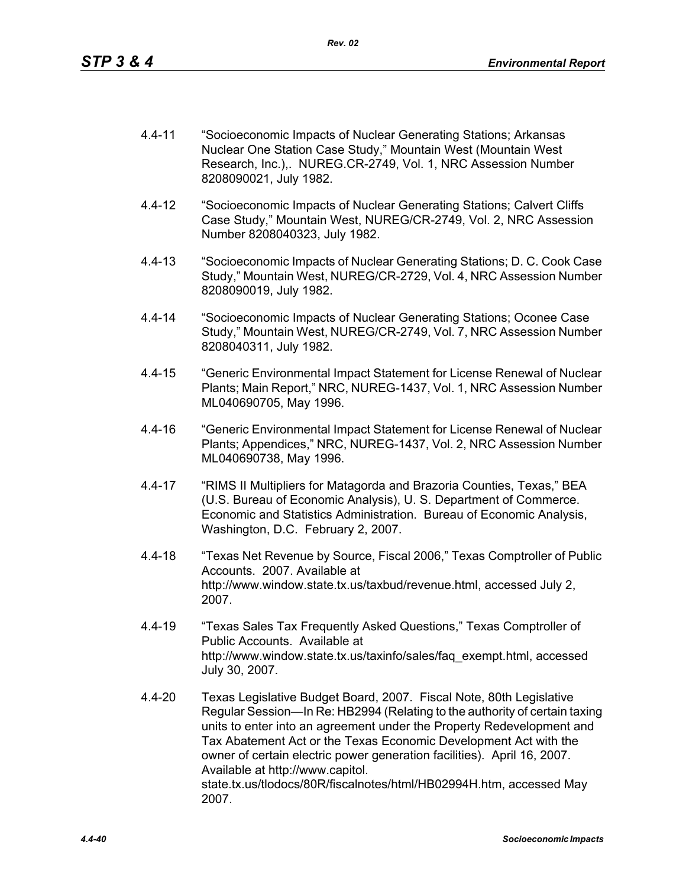4.4-11 "Socioeconomic Impacts of Nuclear Generating Stations; Arkansas Nuclear One Station Case Study," Mountain West (Mountain West Research, Inc.),. NUREG.CR-2749, Vol. 1, NRC Assession Number 8208090021, July 1982.

4.4-12 "Socioeconomic Impacts of Nuclear Generating Stations; Calvert Cliffs Case Study," Mountain West, NUREG/CR-2749, Vol. 2, NRC Assession Number 8208040323, July 1982.

4.4-13 "Socioeconomic Impacts of Nuclear Generating Stations; D. C. Cook Case Study," Mountain West, NUREG/CR-2729, Vol. 4, NRC Assession Number 8208090019, July 1982.

4.4-14 "Socioeconomic Impacts of Nuclear Generating Stations; Oconee Case Study," Mountain West, NUREG/CR-2749, Vol. 7, NRC Assession Number 8208040311, July 1982.

4.4-15 "Generic Environmental Impact Statement for License Renewal of Nuclear Plants; Main Report," NRC, NUREG-1437, Vol. 1, NRC Assession Number ML040690705, May 1996.

4.4-16 "Generic Environmental Impact Statement for License Renewal of Nuclear Plants; Appendices," NRC, NUREG-1437, Vol. 2, NRC Assession Number ML040690738, May 1996.

4.4-17 "RIMS II Multipliers for Matagorda and Brazoria Counties, Texas," BEA (U.S. Bureau of Economic Analysis), U. S. Department of Commerce. Economic and Statistics Administration. Bureau of Economic Analysis, Washington, D.C. February 2, 2007.

4.4-18 "Texas Net Revenue by Source, Fiscal 2006," Texas Comptroller of Public Accounts. 2007. Available at http://www.window.state.tx.us/taxbud/revenue.html, accessed July 2, 2007.

4.4-19 "Texas Sales Tax Frequently Asked Questions," Texas Comptroller of Public Accounts. Available at http://www.window.state.tx.us/taxinfo/sales/faq_exempt.html, accessed July 30, 2007.

4.4-20 Texas Legislative Budget Board, 2007. Fiscal Note, 80th Legislative Regular Session—In Re: HB2994 (Relating to the authority of certain taxing units to enter into an agreement under the Property Redevelopment and Tax Abatement Act or the Texas Economic Development Act with the owner of certain electric power generation facilities). April 16, 2007. Available at http://www.capitol.state.tx.us/tlodocs/80R/fiscalnotes/html/HB02994H.htm, accessed May 2007.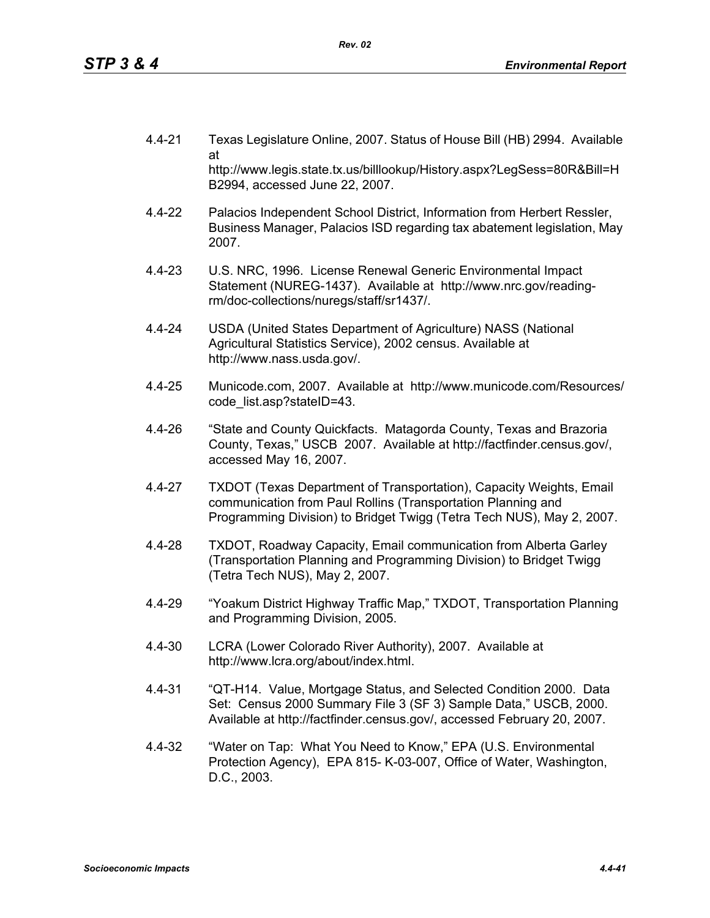4.4-21 Texas Legislature Online, 2007. Status of House Bill (HB) 2994. Available at http://www.legis.state.tx.us/billlookup/History.aspx?LegSess=80R&Bill=HB2994, accessed June 22, 2007.

4.4-22 Palacios Independent School District, Information from Herbert Ressler, Business Manager, Palacios ISD regarding tax abatement legislation, May 2007.

4.4-23 U.S. NRC, 1996. License Renewal Generic Environmental Impact Statement (NUREG-1437). Available at http://www.nrc.gov/reading-rm/doc-collections/nuregs/staff/sr1437/.

4.4-24 USDA (United States Department of Agriculture) NASS (National Agricultural Statistics Service), 2002 census. Available at http://www.nass.usda.gov/.

4.4-25 Municode.com, 2007. Available at http://www.municode.com/Resources/code_list.asp?stateID=43.

4.4-26 "State and County Quickfacts. Matagorda County, Texas and Brazoria County, Texas," USCB 2007. Available at http://factfinder.census.gov/, accessed May 16, 2007.

4.4-27 TXDOT (Texas Department of Transportation), Capacity Weights, Email communication from Paul Rollins (Transportation Planning and Programming Division) to Bridget Twigg (Tetra Tech NUS), May 2, 2007.

4.4-28 TXDOT, Roadway Capacity, Email communication from Alberta Garley (Transportation Planning and Programming Division) to Bridget Twigg (Tetra Tech NUS), May 2, 2007.

4.4-29 "Yoakum District Highway Traffic Map," TXDOT, Transportation Planning and Programming Division, 2005.

4.4-30 LCRA (Lower Colorado River Authority), 2007. Available at http://www.lcra.org/about/index.html.

4.4-31 "QT-H14. Value, Mortgage Status, and Selected Condition 2000. Data Set: Census 2000 Summary File 3 (SF 3) Sample Data," USCB, 2000. Available at http://factfinder.census.gov/, accessed February 20, 2007.

4.4-32 "Water on Tap: What You Need to Know," EPA (U.S. Environmental Protection Agency), EPA 815- K-03-007, Office of Water, Washington, D.C., 2003.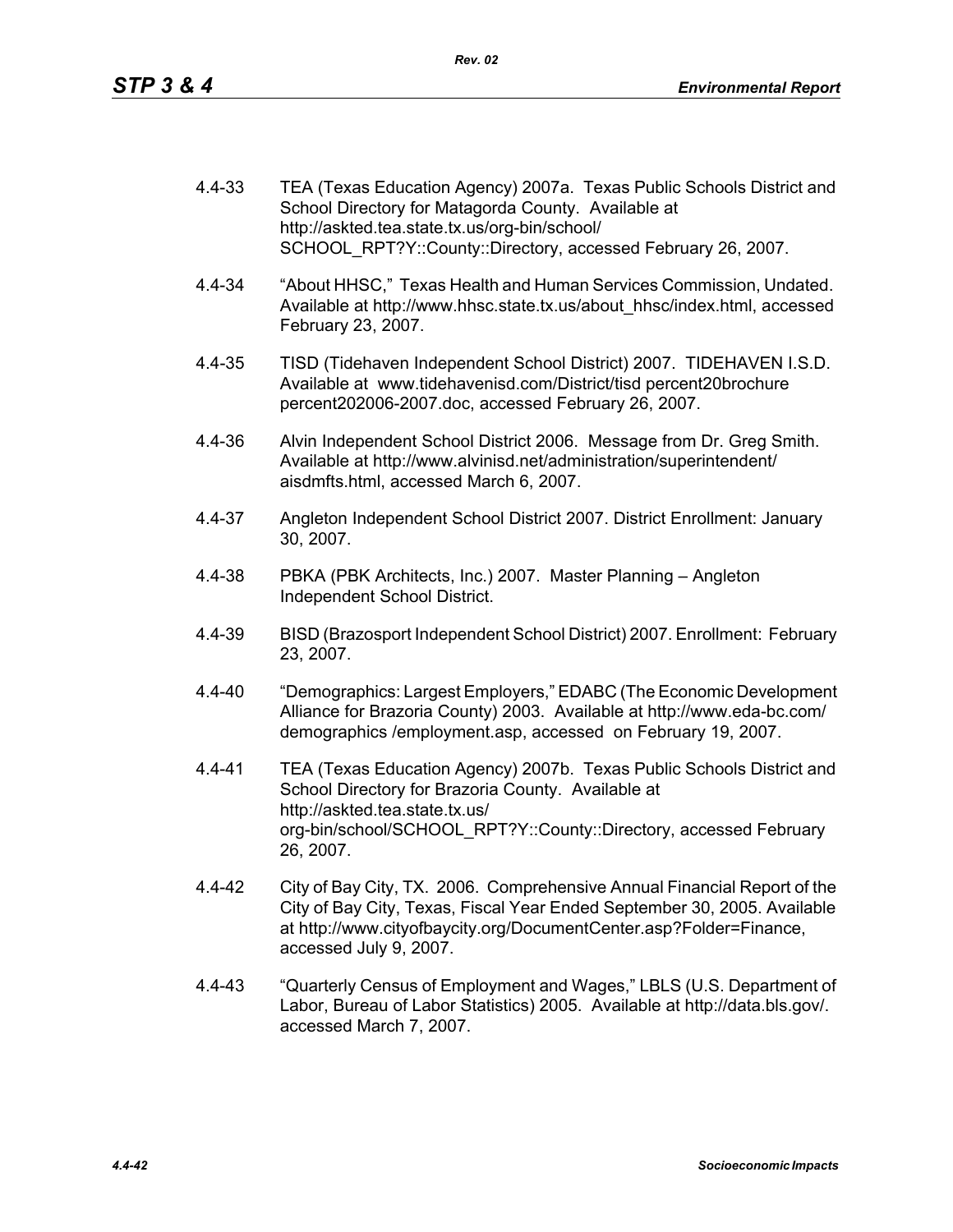4.4-33 TEA (Texas Education Agency) 2007a. Texas Public Schools District and School Directory for Matagorda County. Available at http://askted.tea.state.tx.us/org-bin/school/SCHOOL_RPT?Y::County::Directory, accessed February 26, 2007.

4.4-34 "About HHSC," Texas Health and Human Services Commission, Undated. Available at http://www.hhsc.state.tx.us/about_hhsc/index.html, accessed February 23, 2007.

4.4-35 TISD (Tidehaven Independent School District) 2007. TIDEHAVEN I.S.D. Available at www.tidehavenisd.com/District/tisd percent20brochure percent202006-2007.doc, accessed February 26, 2007.

4.4-36 Alvin Independent School District 2006. Message from Dr. Greg Smith. Available at http://www.alvinisd.net/administration/superintendent/aisdmfts.html, accessed March 6, 2007.

4.4-37 Angleton Independent School District 2007. District Enrollment: January 30, 2007.

4.4-38 PBKA (PBK Architects, Inc.) 2007. Master Planning – Angleton Independent School District.

4.4-39 BISD (Brazosport Independent School District) 2007. Enrollment: February 23, 2007.

4.4-40 "Demographics: Largest Employers," EDABC (The Economic Development Alliance for Brazoria County) 2003. Available at http://www.eda-bc.com/demographics /employment.asp, accessed on February 19, 2007.

4.4-41 TEA (Texas Education Agency) 2007b. Texas Public Schools District and School Directory for Brazoria County. Available at http://askted.tea.state.tx.us/org-bin/school/SCHOOL_RPT?Y::County::Directory, accessed February 26, 2007.

4.4-42 City of Bay City, TX. 2006. Comprehensive Annual Financial Report of the City of Bay City, Texas, Fiscal Year Ended September 30, 2005. Available at http://www.cityofbaycity.org/DocumentCenter.asp?Folder=Finance, accessed July 9, 2007.

4.4-43 "Quarterly Census of Employment and Wages," LBLS (U.S. Department of Labor, Bureau of Labor Statistics) 2005. Available at http://data.bls.gov/. accessed March 7, 2007.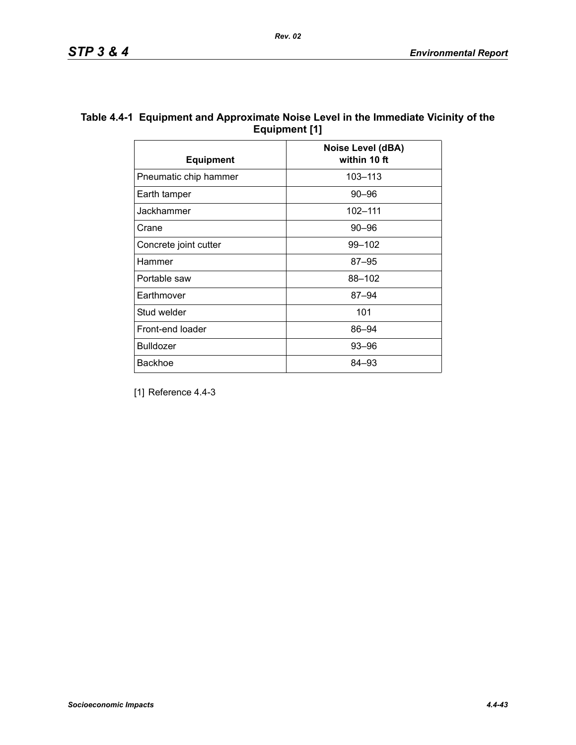**Table 4.4-1 Equipment and Approximate Noise Level in the Immediate Vicinity of the Equipment [1]**

| Equipment | Noise Level (dBA) within 10 ft |
|---|---|
| Pneumatic chip hammer | 103–113 |
| Earth tamper | 90–96 |
| Jackhammer | 102–111 |
| Crane | 90–96 |
| Concrete joint cutter | 99–102 |
| Hammer | 87–95 |
| Portable saw | 88–102 |
| Earthmover | 87–94 |
| Stud welder | 101 |
| Front-end loader | 86–94 |
| Bulldozer | 93–96 |
| Backhoe | 84–93 |

[1] Reference 4.4-3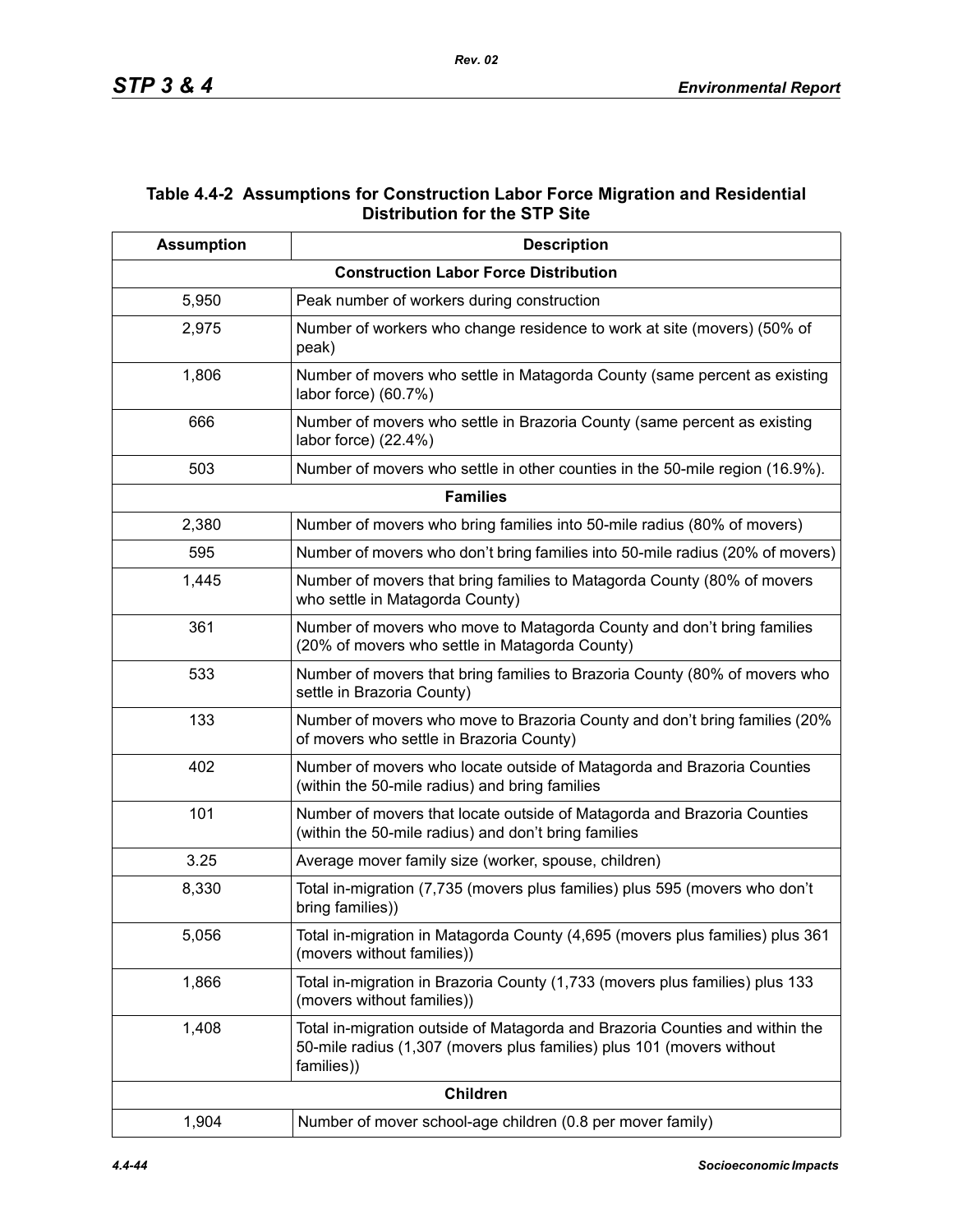## Table 4.4-2 Assumptions for Construction Labor Force Migration and Residential Distribution for the STP Site

| Assumption | Description |
|---|---|
| **Construction Labor Force Distribution** | |
| 5,950 | Peak number of workers during construction |
| 2,975 | Number of workers who change residence to work at site (movers) (50% of peak) |
| 1,806 | Number of movers who settle in Matagorda County (same percent as existing labor force) (60.7%) |
| 666 | Number of movers who settle in Brazoria County (same percent as existing labor force) (22.4%) |
| 503 | Number of movers who settle in other counties in the 50-mile region (16.9%). |
| **Families** | |
| 2,380 | Number of movers who bring families into 50-mile radius (80% of movers) |
| 595 | Number of movers who don't bring families into 50-mile radius (20% of movers) |
| 1,445 | Number of movers that bring families to Matagorda County (80% of movers who settle in Matagorda County) |
| 361 | Number of movers who move to Matagorda County and don't bring families (20% of movers who settle in Matagorda County) |
| 533 | Number of movers that bring families to Brazoria County (80% of movers who settle in Brazoria County) |
| 133 | Number of movers who move to Brazoria County and don't bring families (20% of movers who settle in Brazoria County) |
| 402 | Number of movers who locate outside of Matagorda and Brazoria Counties (within the 50-mile radius) and bring families |
| 101 | Number of movers that locate outside of Matagorda and Brazoria Counties (within the 50-mile radius) and don't bring families |
| 3.25 | Average mover family size (worker, spouse, children) |
| 8,330 | Total in-migration (7,735 (movers plus families) plus 595 (movers who don't bring families)) |
| 5,056 | Total in-migration in Matagorda County (4,695 (movers plus families) plus 361 (movers without families)) |
| 1,866 | Total in-migration in Brazoria County (1,733 (movers plus families) plus 133 (movers without families)) |
| 1,408 | Total in-migration outside of Matagorda and Brazoria Counties and within the 50-mile radius (1,307 (movers plus families) plus 101 (movers without families)) |
| **Children** | |
| 1,904 | Number of mover school-age children (0.8 per mover family) |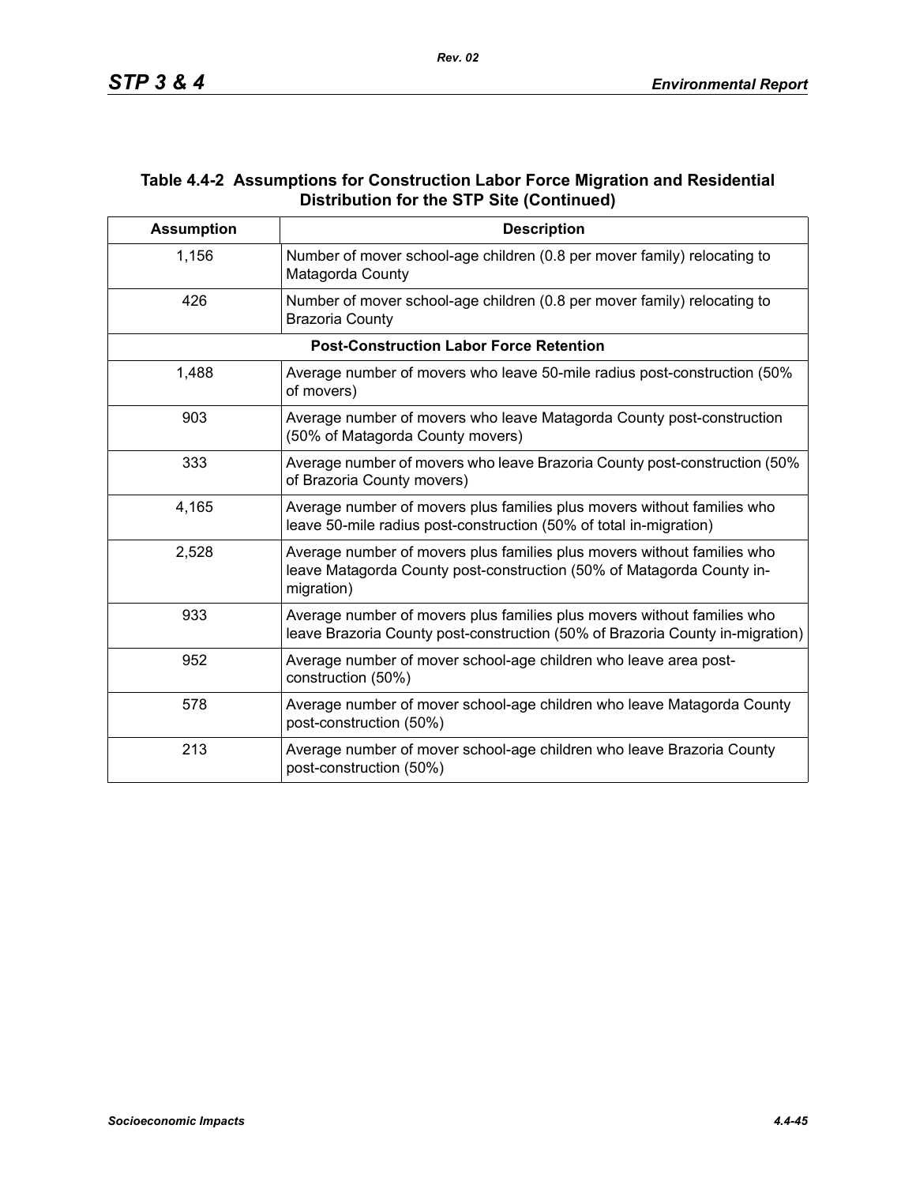## Table 4.4-2 Assumptions for Construction Labor Force Migration and Residential Distribution for the STP Site (Continued)

| Assumption | Description |
|---|---|
| 1,156 | Number of mover school-age children (0.8 per mover family) relocating to Matagorda County |
| 426 | Number of mover school-age children (0.8 per mover family) relocating to Brazoria County |
| **Post-Construction Labor Force Retention** | |
| 1,488 | Average number of movers who leave 50-mile radius post-construction (50% of movers) |
| 903 | Average number of movers who leave Matagorda County post-construction (50% of Matagorda County movers) |
| 333 | Average number of movers who leave Brazoria County post-construction (50% of Brazoria County movers) |
| 4,165 | Average number of movers plus families plus movers without families who leave 50-mile radius post-construction (50% of total in-migration) |
| 2,528 | Average number of movers plus families plus movers without families who leave Matagorda County post-construction (50% of Matagorda County in-migration) |
| 933 | Average number of movers plus families plus movers without families who leave Brazoria County post-construction (50% of Brazoria County in-migration) |
| 952 | Average number of mover school-age children who leave area post-construction (50%) |
| 578 | Average number of mover school-age children who leave Matagorda County post-construction (50%) |
| 213 | Average number of mover school-age children who leave Brazoria County post-construction (50%) |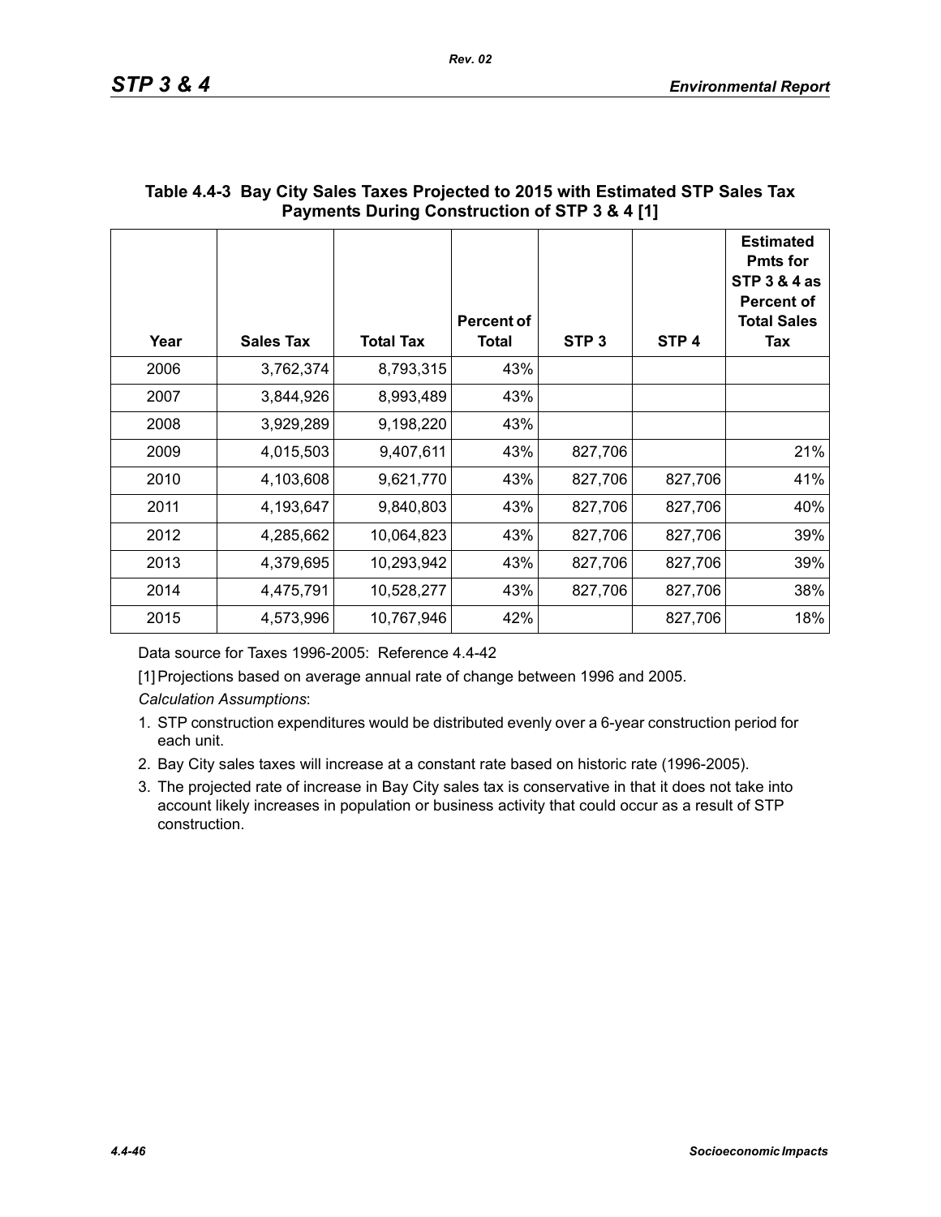**Table 4.4-3 Bay City Sales Taxes Projected to 2015 with Estimated STP Sales Tax Payments During Construction of STP 3 & 4 [1]**

| Year | Sales Tax | Total Tax | Percent of Total | STP 3 | STP 4 | Estimated Pmts for STP 3 & 4 as Percent of Total Sales Tax |
|---|---|---|---|---|---|---|
| 2006 | 3,762,374 | 8,793,315 | 43% | | | |
| 2007 | 3,844,926 | 8,993,489 | 43% | | | |
| 2008 | 3,929,289 | 9,198,220 | 43% | | | |
| 2009 | 4,015,503 | 9,407,611 | 43% | 827,706 | | 21% |
| 2010 | 4,103,608 | 9,621,770 | 43% | 827,706 | 827,706 | 41% |
| 2011 | 4,193,647 | 9,840,803 | 43% | 827,706 | 827,706 | 40% |
| 2012 | 4,285,662 | 10,064,823 | 43% | 827,706 | 827,706 | 39% |
| 2013 | 4,379,695 | 10,293,942 | 43% | 827,706 | 827,706 | 39% |
| 2014 | 4,475,791 | 10,528,277 | 43% | 827,706 | 827,706 | 38% |
| 2015 | 4,573,996 | 10,767,946 | 42% | | 827,706 | 18% |

Data source for Taxes 1996-2005: Reference 4.4-42

[1] Projections based on average annual rate of change between 1996 and 2005.

*Calculation Assumptions*:

1. STP construction expenditures would be distributed evenly over a 6-year construction period for each unit.
2. Bay City sales taxes will increase at a constant rate based on historic rate (1996-2005).
3. The projected rate of increase in Bay City sales tax is conservative in that it does not take into account likely increases in population or business activity that could occur as a result of STP construction.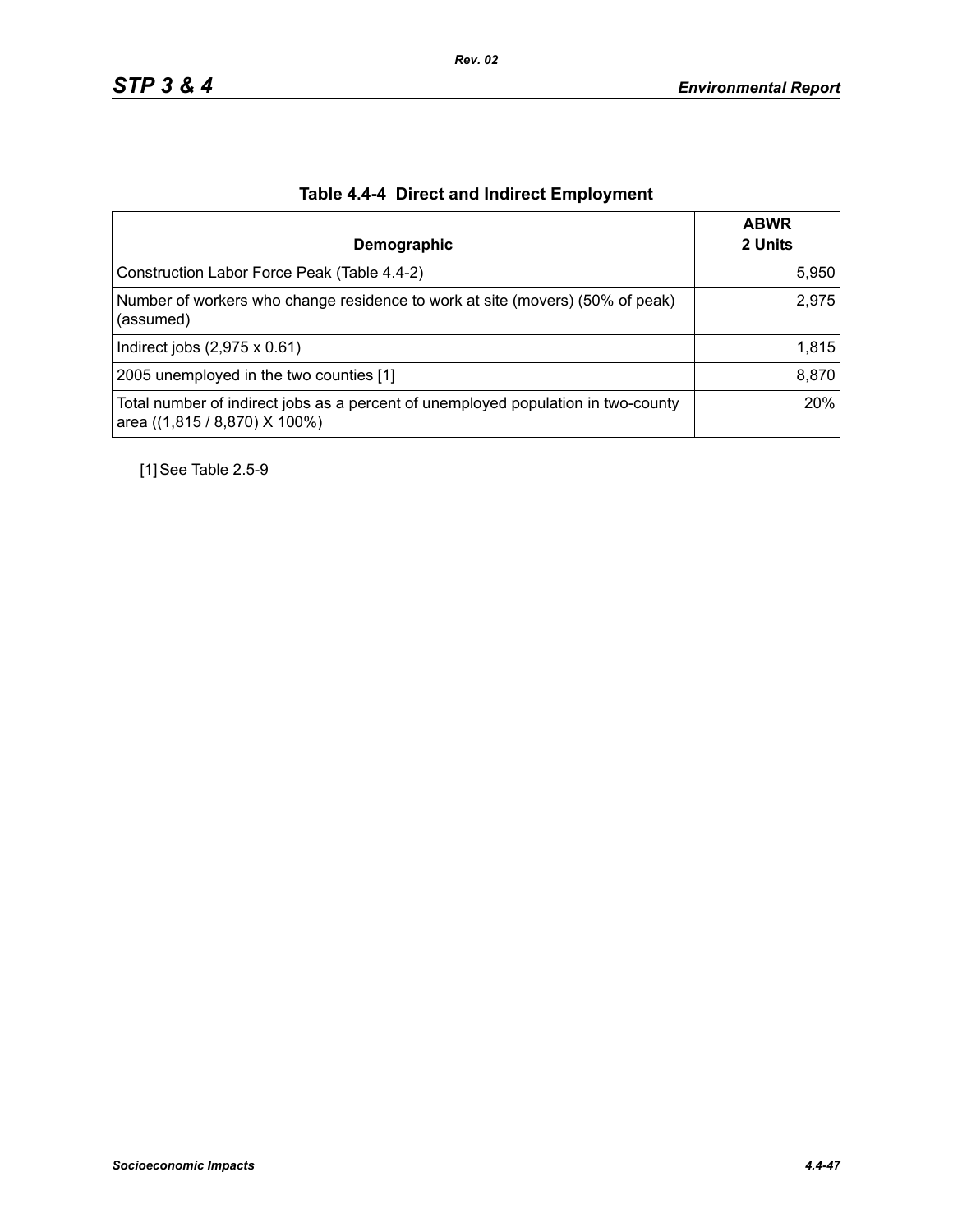## Table 4.4-4 Direct and Indirect Employment

| Demographic | ABWR 2 Units |
|---|---|
| Construction Labor Force Peak (Table 4.4-2) | 5,950 |
| Number of workers who change residence to work at site (movers) (50% of peak) (assumed) | 2,975 |
| Indirect jobs (2,975 x 0.61) | 1,815 |
| 2005 unemployed in the two counties [1] | 8,870 |
| Total number of indirect jobs as a percent of unemployed population in two-county area ((1,815 / 8,870) X 100%) | 20% |

[1] See Table 2.5-9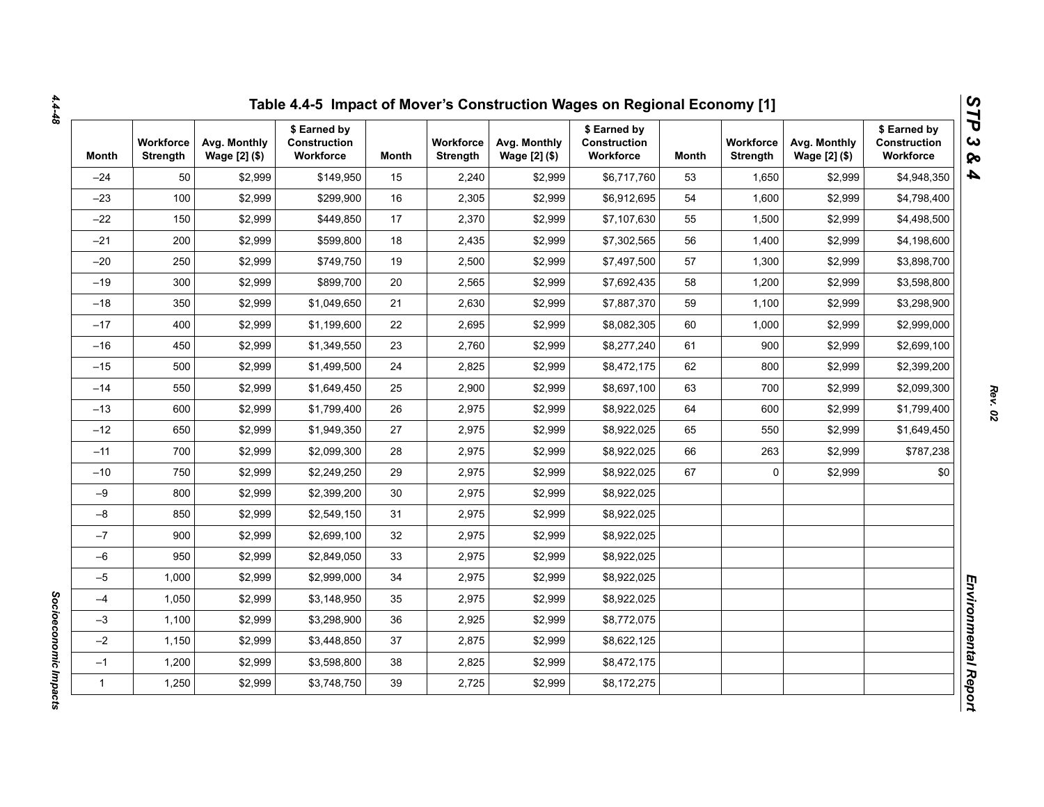# Table 4.4-5 Impact of Mover's Construction Wages on Regional Economy [1]

| Month | Workforce Strength | Avg. Monthly Wage [2] ($) | $ Earned by Construction Workforce | Month | Workforce Strength | Avg. Monthly Wage [2] ($) | $ Earned by Construction Workforce | Month | Workforce Strength | Avg. Monthly Wage [2] ($) | $ Earned by Construction Workforce |
|---|---|---|---|---|---|---|---|---|---|---|---|
| –24 | 50 | $2,999 | $149,950 | 15 | 2,240 | $2,999 | $6,717,760 | 53 | 1,650 | $2,999 | $4,948,350 |
| –23 | 100 | $2,999 | $299,900 | 16 | 2,305 | $2,999 | $6,912,695 | 54 | 1,600 | $2,999 | $4,798,400 |
| –22 | 150 | $2,999 | $449,850 | 17 | 2,370 | $2,999 | $7,107,630 | 55 | 1,500 | $2,999 | $4,498,500 |
| –21 | 200 | $2,999 | $599,800 | 18 | 2,435 | $2,999 | $7,302,565 | 56 | 1,400 | $2,999 | $4,198,600 |
| –20 | 250 | $2,999 | $749,750 | 19 | 2,500 | $2,999 | $7,497,500 | 57 | 1,300 | $2,999 | $3,898,700 |
| –19 | 300 | $2,999 | $899,700 | 20 | 2,565 | $2,999 | $7,692,435 | 58 | 1,200 | $2,999 | $3,598,800 |
| –18 | 350 | $2,999 | $1,049,650 | 21 | 2,630 | $2,999 | $7,887,370 | 59 | 1,100 | $2,999 | $3,298,900 |
| –17 | 400 | $2,999 | $1,199,600 | 22 | 2,695 | $2,999 | $8,082,305 | 60 | 1,000 | $2,999 | $2,999,000 |
| –16 | 450 | $2,999 | $1,349,550 | 23 | 2,760 | $2,999 | $8,277,240 | 61 | 900 | $2,999 | $2,699,100 |
| –15 | 500 | $2,999 | $1,499,500 | 24 | 2,825 | $2,999 | $8,472,175 | 62 | 800 | $2,999 | $2,399,200 |
| –14 | 550 | $2,999 | $1,649,450 | 25 | 2,900 | $2,999 | $8,697,100 | 63 | 700 | $2,999 | $2,099,300 |
| –13 | 600 | $2,999 | $1,799,400 | 26 | 2,975 | $2,999 | $8,922,025 | 64 | 600 | $2,999 | $1,799,400 |
| –12 | 650 | $2,999 | $1,949,350 | 27 | 2,975 | $2,999 | $8,922,025 | 65 | 550 | $2,999 | $1,649,450 |
| –11 | 700 | $2,999 | $2,099,300 | 28 | 2,975 | $2,999 | $8,922,025 | 66 | 263 | $2,999 | $787,238 |
| –10 | 750 | $2,999 | $2,249,250 | 29 | 2,975 | $2,999 | $8,922,025 | 67 | 0 | $2,999 | $0 |
| –9 | 800 | $2,999 | $2,399,200 | 30 | 2,975 | $2,999 | $8,922,025 | | | | |
| –8 | 850 | $2,999 | $2,549,150 | 31 | 2,975 | $2,999 | $8,922,025 | | | | |
| –7 | 900 | $2,999 | $2,699,100 | 32 | 2,975 | $2,999 | $8,922,025 | | | | |
| –6 | 950 | $2,999 | $2,849,050 | 33 | 2,975 | $2,999 | $8,922,025 | | | | |
| –5 | 1,000 | $2,999 | $2,999,000 | 34 | 2,975 | $2,999 | $8,922,025 | | | | |
| –4 | 1,050 | $2,999 | $3,148,950 | 35 | 2,975 | $2,999 | $8,922,025 | | | | |
| –3 | 1,100 | $2,999 | $3,298,900 | 36 | 2,925 | $2,999 | $8,772,075 | | | | |
| –2 | 1,150 | $2,999 | $3,448,850 | 37 | 2,875 | $2,999 | $8,622,125 | | | | |
| –1 | 1,200 | $2,999 | $3,598,800 | 38 | 2,825 | $2,999 | $8,472,175 | | | | |
| 1 | 1,250 | $2,999 | $3,748,750 | 39 | 2,725 | $2,999 | $8,172,275 | | | | |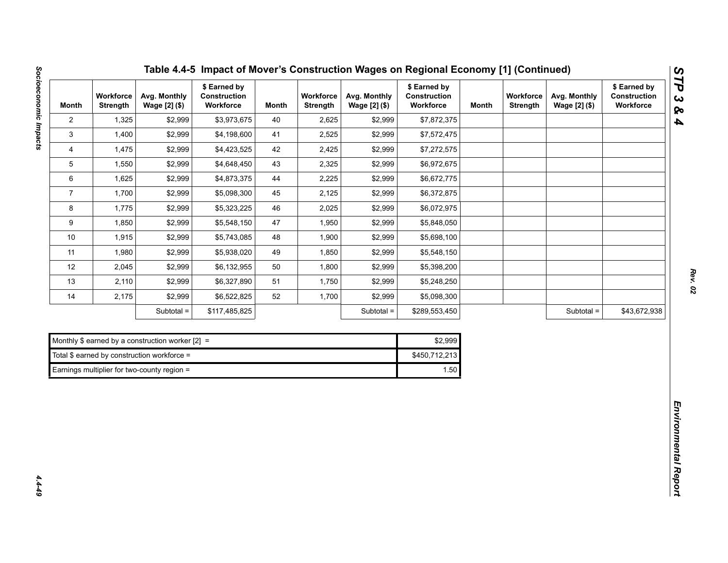## Table 4.4-5 Impact of Mover's Construction Wages on Regional Economy [1] (Continued)

| Month | Workforce Strength | Avg. Monthly Wage [2] ($) | $ Earned by Construction Workforce | Month | Workforce Strength | Avg. Monthly Wage [2] ($) | $ Earned by Construction Workforce | Month | Workforce Strength | Avg. Monthly Wage [2] ($) | $ Earned by Construction Workforce |
|---|---|---|---|---|---|---|---|---|---|---|---|
| 2 | 1,325 | $2,999 | $3,973,675 | 40 | 2,625 | $2,999 | $7,872,375 | | | | |
| 3 | 1,400 | $2,999 | $4,198,600 | 41 | 2,525 | $2,999 | $7,572,475 | | | | |
| 4 | 1,475 | $2,999 | $4,423,525 | 42 | 2,425 | $2,999 | $7,272,575 | | | | |
| 5 | 1,550 | $2,999 | $4,648,450 | 43 | 2,325 | $2,999 | $6,972,675 | | | | |
| 6 | 1,625 | $2,999 | $4,873,375 | 44 | 2,225 | $2,999 | $6,672,775 | | | | |
| 7 | 1,700 | $2,999 | $5,098,300 | 45 | 2,125 | $2,999 | $6,372,875 | | | | |
| 8 | 1,775 | $2,999 | $5,323,225 | 46 | 2,025 | $2,999 | $6,072,975 | | | | |
| 9 | 1,850 | $2,999 | $5,548,150 | 47 | 1,950 | $2,999 | $5,848,050 | | | | |
| 10 | 1,915 | $2,999 | $5,743,085 | 48 | 1,900 | $2,999 | $5,698,100 | | | | |
| 11 | 1,980 | $2,999 | $5,938,020 | 49 | 1,850 | $2,999 | $5,548,150 | | | | |
| 12 | 2,045 | $2,999 | $6,132,955 | 50 | 1,800 | $2,999 | $5,398,200 | | | | |
| 13 | 2,110 | $2,999 | $6,327,890 | 51 | 1,750 | $2,999 | $5,248,250 | | | | |
| 14 | 2,175 | $2,999 | $6,522,825 | 52 | 1,700 | $2,999 | $5,098,300 | | | | |
| | | Subtotal = | $117,485,825 | | | Subtotal = | $289,553,450 | | | Subtotal = | $43,672,938 |

| | |
|---|---|
| Monthly $ earned by a construction worker [2] = | $2,999 |
| Total $ earned by construction workforce = | $450,712,213 |
| Earnings multiplier for two-county region = | 1.50 |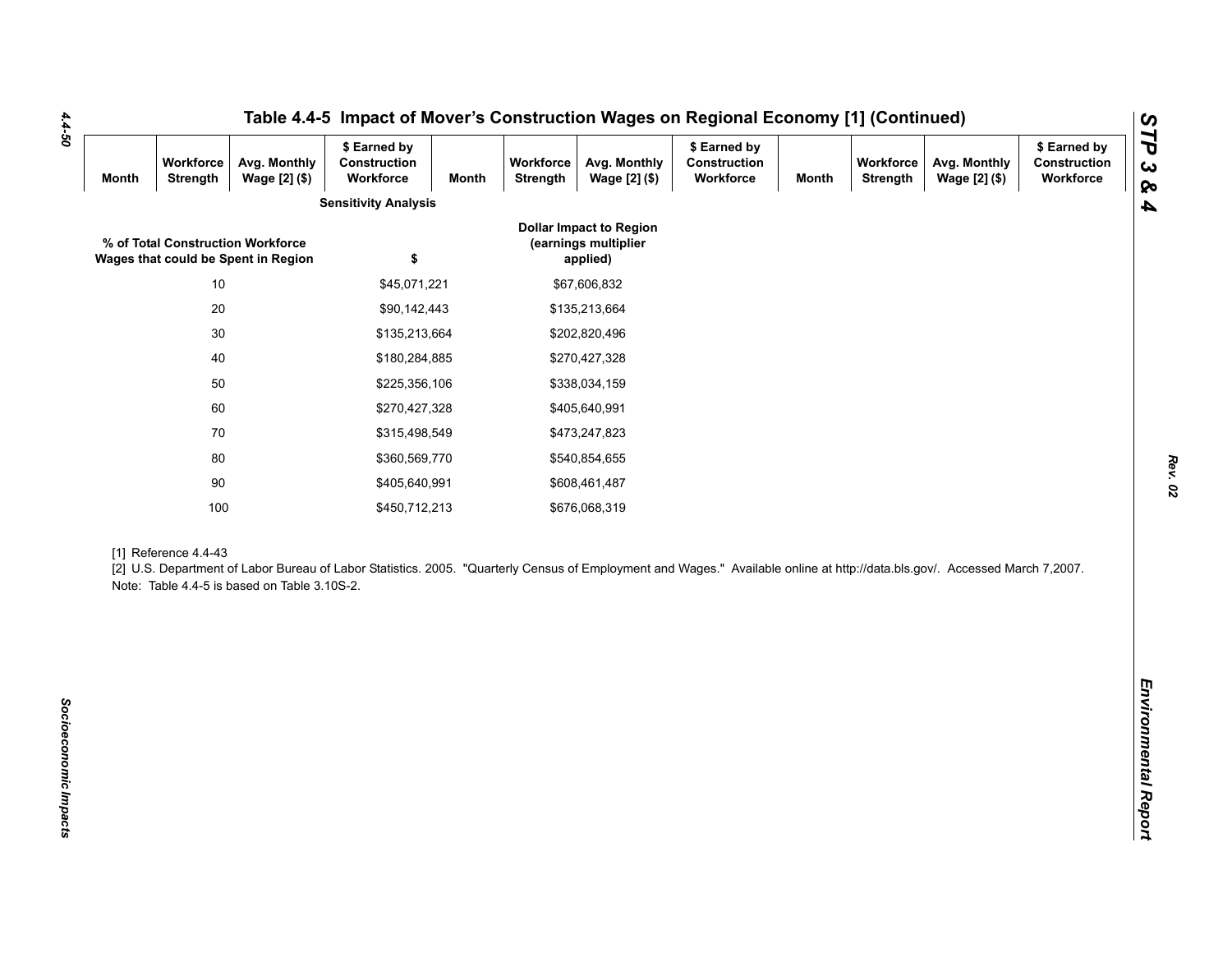# Table 4.4-5 Impact of Mover's Construction Wages on Regional Economy [1] (Continued)

| Month | Workforce Strength | Avg. Monthly Wage [2] ($) | $ Earned by Construction Workforce | Month | Workforce Strength | Avg. Monthly Wage [2] ($) | $ Earned by Construction Workforce | Month | Workforce Strength | Avg. Monthly Wage [2] ($) | $ Earned by Construction Workforce |
|---|---|---|---|---|---|---|---|---|---|---|---|

**Sensitivity Analysis**

| % of Total Construction Workforce Wages that could be Spent in Region | $ | Dollar Impact to Region (earnings multiplier applied) |
|---|---|---|
| 10 | $45,071,221 | $67,606,832 |
| 20 | $90,142,443 | $135,213,664 |
| 30 | $135,213,664 | $202,820,496 |
| 40 | $180,284,885 | $270,427,328 |
| 50 | $225,356,106 | $338,034,159 |
| 60 | $270,427,328 | $405,640,991 |
| 70 | $315,498,549 | $473,247,823 |
| 80 | $360,569,770 | $540,854,655 |
| 90 | $405,640,991 | $608,461,487 |
| 100 | $450,712,213 | $676,068,319 |

[1] Reference 4.4-43

[2] U.S. Department of Labor Bureau of Labor Statistics. 2005. "Quarterly Census of Employment and Wages." Available online at http://data.bls.gov/. Accessed March 7,2007.

Note: Table 4.4-5 is based on Table 3.10S-2.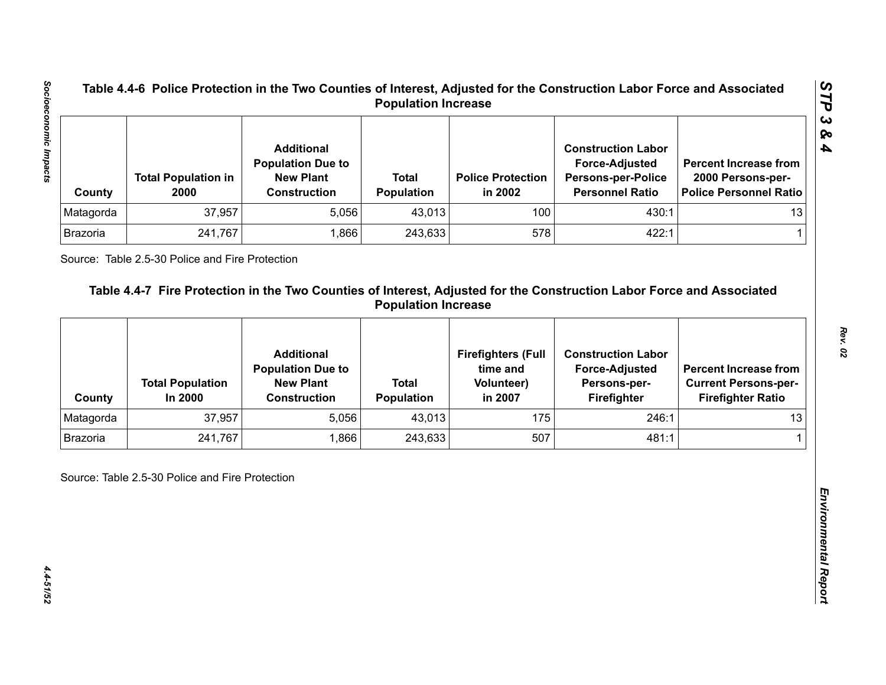### Table 4.4-6 Police Protection in the Two Counties of Interest, Adjusted for the Construction Labor Force and Associated Population Increase

| County | Total Population in 2000 | Additional Population Due to New Plant Construction | Total Population | Police Protection in 2002 | Construction Labor Force-Adjusted Persons-per-Police Personnel Ratio | Percent Increase from 2000 Persons-per-Police Personnel Ratio |
|---|---|---|---|---|---|---|
| Matagorda | 37,957 | 5,056 | 43,013 | 100 | 430:1 | 13 |
| Brazoria | 241,767 | 1,866 | 243,633 | 578 | 422:1 | 1 |

Source: Table 2.5-30 Police and Fire Protection

### Table 4.4-7 Fire Protection in the Two Counties of Interest, Adjusted for the Construction Labor Force and Associated Population Increase

| County | Total Population In 2000 | Additional Population Due to New Plant Construction | Total Population | Firefighters (Full time and Volunteer) in 2007 | Construction Labor Force-Adjusted Persons-per-Firefighter | Percent Increase from Current Persons-per-Firefighter Ratio |
|---|---|---|---|---|---|---|
| Matagorda | 37,957 | 5,056 | 43,013 | 175 | 246:1 | 13 |
| Brazoria | 241,767 | 1,866 | 243,633 | 507 | 481:1 | 1 |

Source: Table 2.5-30 Police and Fire Protection